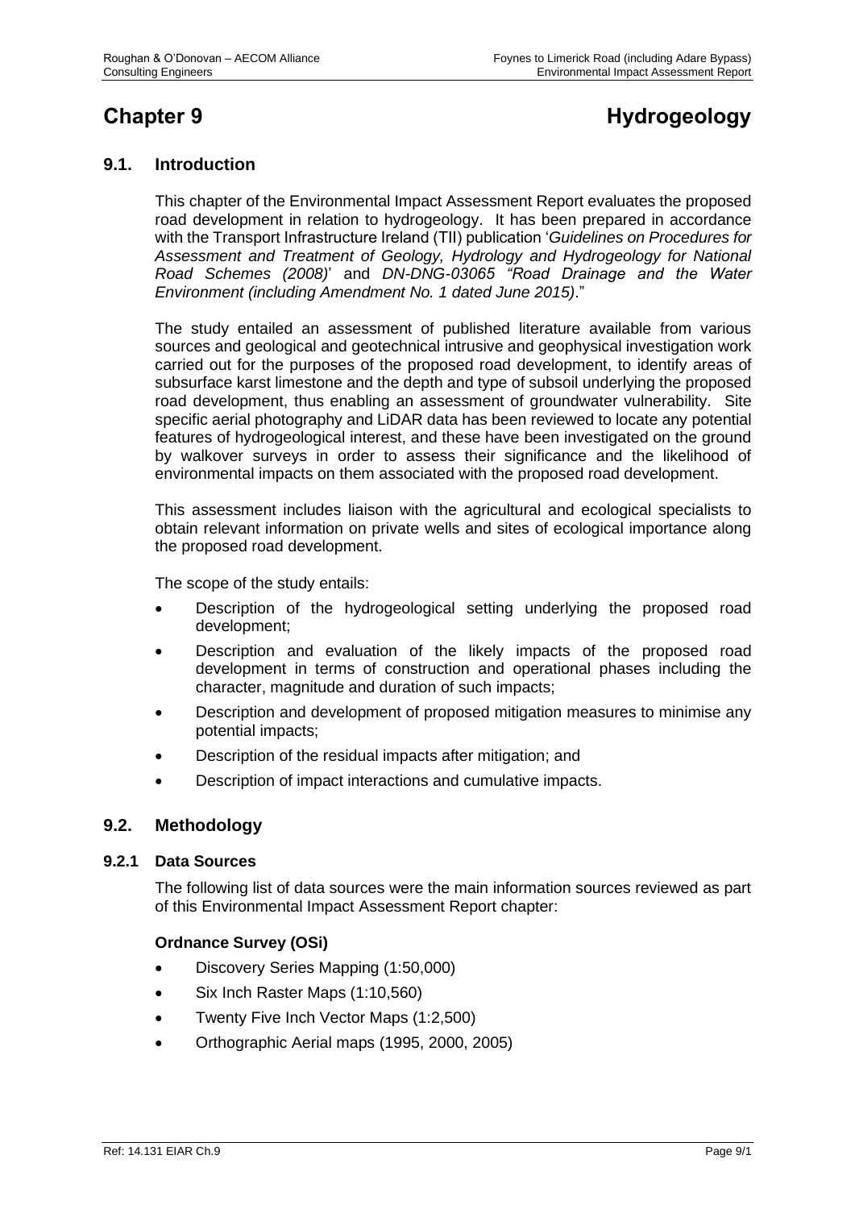# Chapter 9 Hydrogeology

## 9.1. Introduction

This chapter of the Environmental Impact Assessment Report evaluates the proposed road development in relation to hydrogeology. It has been prepared in accordance with the Transport Infrastructure Ireland (TII) publication '*Guidelines on Procedures for Assessment and Treatment of Geology, Hydrology and Hydrogeology for National Road Schemes (2008)*' and *DN-DNG-03065 "Road Drainage and the Water Environment (including Amendment No. 1 dated June 2015)*."

The study entailed an assessment of published literature available from various sources and geological and geotechnical intrusive and geophysical investigation work carried out for the purposes of the proposed road development, to identify areas of subsurface karst limestone and the depth and type of subsoil underlying the proposed road development, thus enabling an assessment of groundwater vulnerability. Site specific aerial photography and LiDAR data has been reviewed to locate any potential features of hydrogeological interest, and these have been investigated on the ground by walkover surveys in order to assess their significance and the likelihood of environmental impacts on them associated with the proposed road development.

This assessment includes liaison with the agricultural and ecological specialists to obtain relevant information on private wells and sites of ecological importance along the proposed road development.

The scope of the study entails:

- Description of the hydrogeological setting underlying the proposed road development;
- Description and evaluation of the likely impacts of the proposed road development in terms of construction and operational phases including the character, magnitude and duration of such impacts;
- Description and development of proposed mitigation measures to minimise any potential impacts;
- Description of the residual impacts after mitigation; and
- Description of impact interactions and cumulative impacts.

## 9.2. Methodology

### 9.2.1 Data Sources

The following list of data sources were the main information sources reviewed as part of this Environmental Impact Assessment Report chapter:

**Ordnance Survey (OSi)**

- Discovery Series Mapping (1:50,000)
- Six Inch Raster Maps (1:10,560)
- Twenty Five Inch Vector Maps (1:2,500)
- Orthographic Aerial maps (1995, 2000, 2005)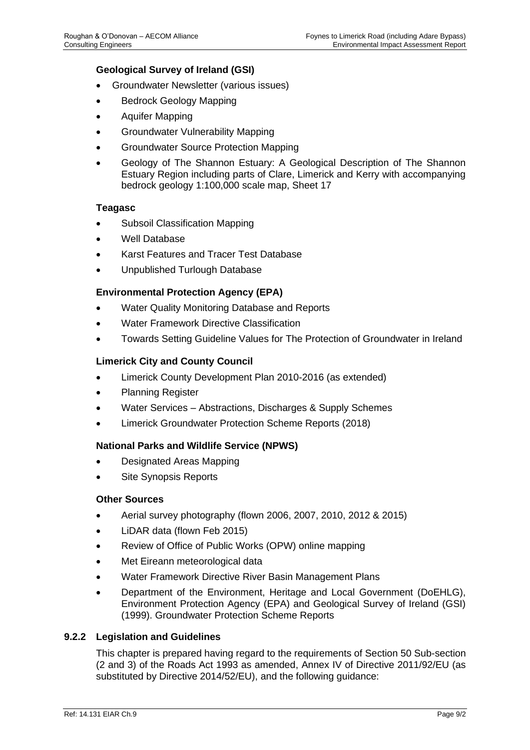**Geological Survey of Ireland (GSI)**

- Groundwater Newsletter (various issues)
- Bedrock Geology Mapping
- Aquifer Mapping
- Groundwater Vulnerability Mapping
- Groundwater Source Protection Mapping
- Geology of The Shannon Estuary: A Geological Description of The Shannon Estuary Region including parts of Clare, Limerick and Kerry with accompanying bedrock geology 1:100,000 scale map, Sheet 17

**Teagasc**

- Subsoil Classification Mapping
- Well Database
- Karst Features and Tracer Test Database
- Unpublished Turlough Database

**Environmental Protection Agency (EPA)**

- Water Quality Monitoring Database and Reports
- Water Framework Directive Classification
- Towards Setting Guideline Values for The Protection of Groundwater in Ireland

**Limerick City and County Council**

- Limerick County Development Plan 2010-2016 (as extended)
- Planning Register
- Water Services – Abstractions, Discharges & Supply Schemes
- Limerick Groundwater Protection Scheme Reports (2018)

**National Parks and Wildlife Service (NPWS)**

- Designated Areas Mapping
- Site Synopsis Reports

**Other Sources**

- Aerial survey photography (flown 2006, 2007, 2010, 2012 & 2015)
- LiDAR data (flown Feb 2015)
- Review of Office of Public Works (OPW) online mapping
- Met Eireann meteorological data
- Water Framework Directive River Basin Management Plans
- Department of the Environment, Heritage and Local Government (DoEHLG), Environment Protection Agency (EPA) and Geological Survey of Ireland (GSI) (1999). Groundwater Protection Scheme Reports

### 9.2.2 Legislation and Guidelines

This chapter is prepared having regard to the requirements of Section 50 Sub-section (2 and 3) of the Roads Act 1993 as amended, Annex IV of Directive 2011/92/EU (as substituted by Directive 2014/52/EU), and the following guidance: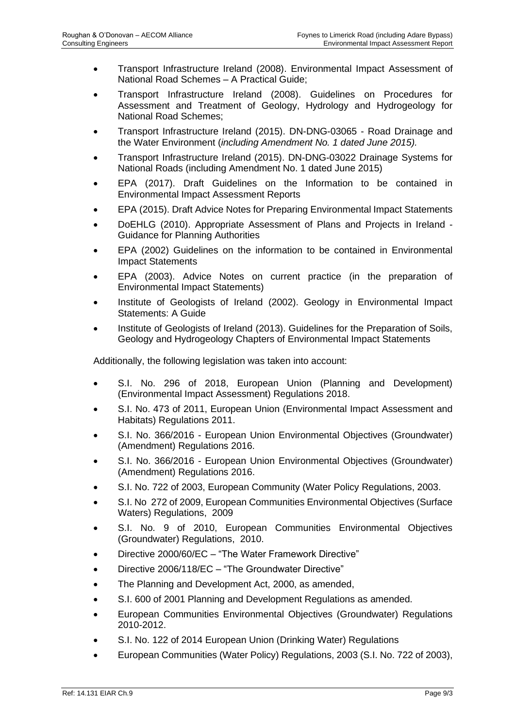- Transport Infrastructure Ireland (2008). Environmental Impact Assessment of National Road Schemes – A Practical Guide;
- Transport Infrastructure Ireland (2008). Guidelines on Procedures for Assessment and Treatment of Geology, Hydrology and Hydrogeology for National Road Schemes;
- Transport Infrastructure Ireland (2015). DN-DNG-03065 - Road Drainage and the Water Environment (*including Amendment No. 1 dated June 2015).*
- Transport Infrastructure Ireland (2015). DN-DNG-03022 Drainage Systems for National Roads (including Amendment No. 1 dated June 2015)
- EPA (2017). Draft Guidelines on the Information to be contained in Environmental Impact Assessment Reports
- EPA (2015). Draft Advice Notes for Preparing Environmental Impact Statements
- DoEHLG (2010). Appropriate Assessment of Plans and Projects in Ireland - Guidance for Planning Authorities
- EPA (2002) Guidelines on the information to be contained in Environmental Impact Statements
- EPA (2003). Advice Notes on current practice (in the preparation of Environmental Impact Statements)
- Institute of Geologists of Ireland (2002). Geology in Environmental Impact Statements: A Guide
- Institute of Geologists of Ireland (2013). Guidelines for the Preparation of Soils, Geology and Hydrogeology Chapters of Environmental Impact Statements

Additionally, the following legislation was taken into account:

- S.I. No. 296 of 2018, European Union (Planning and Development) (Environmental Impact Assessment) Regulations 2018.
- S.I. No. 473 of 2011, European Union (Environmental Impact Assessment and Habitats) Regulations 2011.
- S.I. No. 366/2016 - European Union Environmental Objectives (Groundwater) (Amendment) Regulations 2016.
- S.I. No. 366/2016 - European Union Environmental Objectives (Groundwater) (Amendment) Regulations 2016.
- S.I. No. 722 of 2003, European Community (Water Policy Regulations, 2003.
- S.I. No 272 of 2009, European Communities Environmental Objectives (Surface Waters) Regulations, 2009
- S.I. No. 9 of 2010, European Communities Environmental Objectives (Groundwater) Regulations, 2010.
- Directive 2000/60/EC – "The Water Framework Directive"
- Directive 2006/118/EC – "The Groundwater Directive"
- The Planning and Development Act, 2000, as amended,
- S.I. 600 of 2001 Planning and Development Regulations as amended.
- European Communities Environmental Objectives (Groundwater) Regulations 2010-2012.
- S.I. No. 122 of 2014 European Union (Drinking Water) Regulations
- European Communities (Water Policy) Regulations, 2003 (S.I. No. 722 of 2003),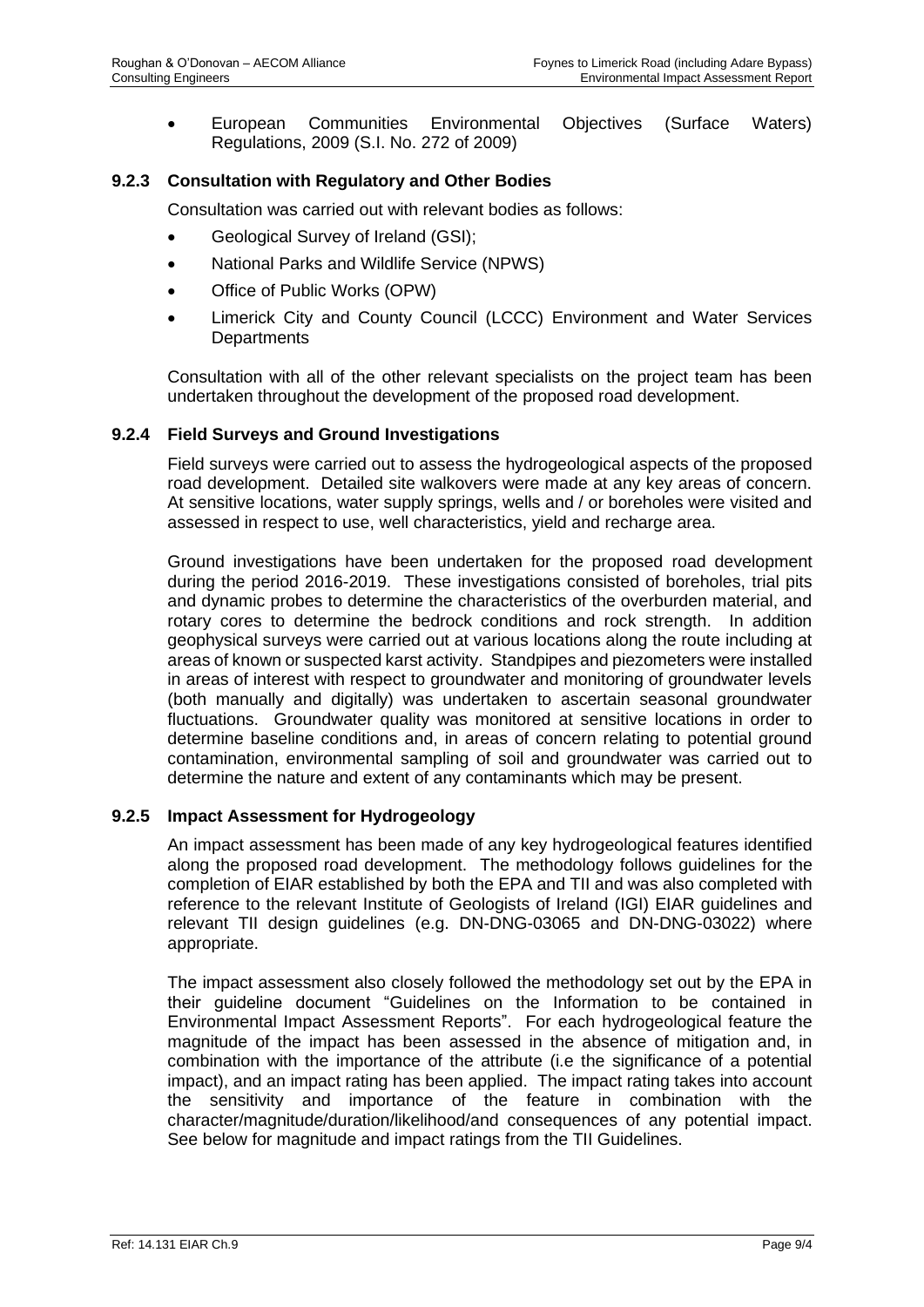- European Communities Environmental Objectives (Surface Waters) Regulations, 2009 (S.I. No. 272 of 2009)

### 9.2.3 Consultation with Regulatory and Other Bodies

Consultation was carried out with relevant bodies as follows:

- Geological Survey of Ireland (GSI);
- National Parks and Wildlife Service (NPWS)
- Office of Public Works (OPW)
- Limerick City and County Council (LCCC) Environment and Water Services Departments

Consultation with all of the other relevant specialists on the project team has been undertaken throughout the development of the proposed road development.

### 9.2.4 Field Surveys and Ground Investigations

Field surveys were carried out to assess the hydrogeological aspects of the proposed road development. Detailed site walkovers were made at any key areas of concern. At sensitive locations, water supply springs, wells and / or boreholes were visited and assessed in respect to use, well characteristics, yield and recharge area.

Ground investigations have been undertaken for the proposed road development during the period 2016-2019. These investigations consisted of boreholes, trial pits and dynamic probes to determine the characteristics of the overburden material, and rotary cores to determine the bedrock conditions and rock strength. In addition geophysical surveys were carried out at various locations along the route including at areas of known or suspected karst activity. Standpipes and piezometers were installed in areas of interest with respect to groundwater and monitoring of groundwater levels (both manually and digitally) was undertaken to ascertain seasonal groundwater fluctuations. Groundwater quality was monitored at sensitive locations in order to determine baseline conditions and, in areas of concern relating to potential ground contamination, environmental sampling of soil and groundwater was carried out to determine the nature and extent of any contaminants which may be present.

### 9.2.5 Impact Assessment for Hydrogeology

An impact assessment has been made of any key hydrogeological features identified along the proposed road development. The methodology follows guidelines for the completion of EIAR established by both the EPA and TII and was also completed with reference to the relevant Institute of Geologists of Ireland (IGI) EIAR guidelines and relevant TII design guidelines (e.g. DN-DNG-03065 and DN-DNG-03022) where appropriate.

The impact assessment also closely followed the methodology set out by the EPA in their guideline document "Guidelines on the Information to be contained in Environmental Impact Assessment Reports". For each hydrogeological feature the magnitude of the impact has been assessed in the absence of mitigation and, in combination with the importance of the attribute (i.e the significance of a potential impact), and an impact rating has been applied. The impact rating takes into account the sensitivity and importance of the feature in combination with the character/magnitude/duration/likelihood/and consequences of any potential impact. See below for magnitude and impact ratings from the TII Guidelines.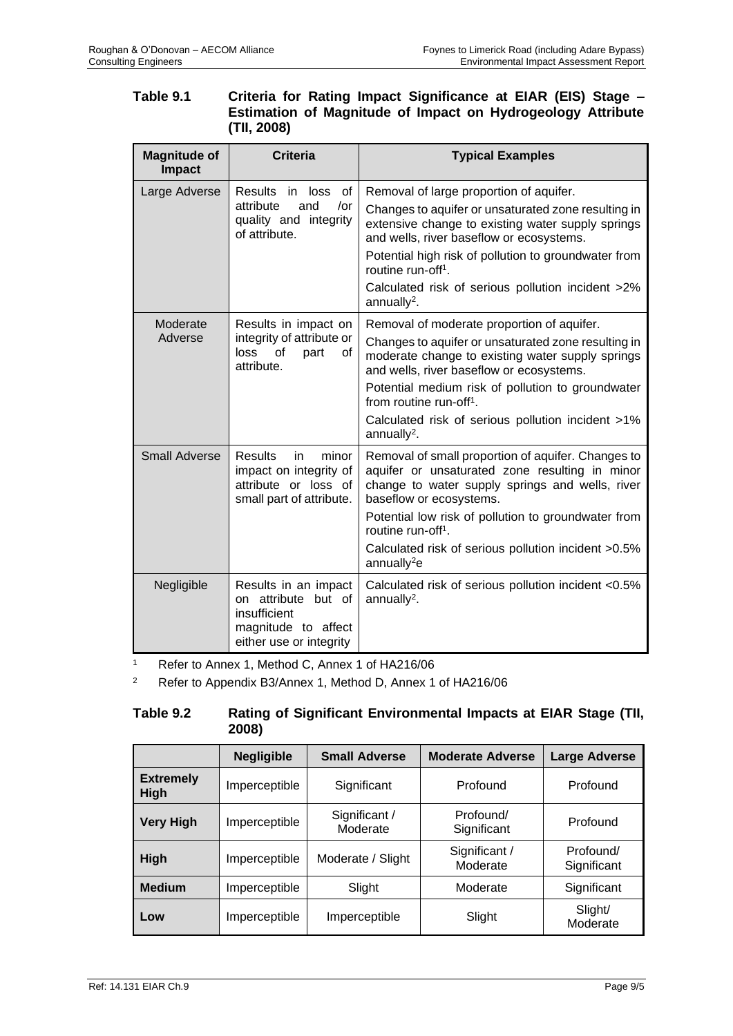**Table 9.1 Criteria for Rating Impact Significance at EIAR (EIS) Stage – Estimation of Magnitude of Impact on Hydrogeology Attribute (TII, 2008)**

| Magnitude of Impact | Criteria | Typical Examples |
|---|---|---|
| Large Adverse | Results in loss of attribute and /or quality and integrity of attribute. | Removal of large proportion of aquifer.<br>Changes to aquifer or unsaturated zone resulting in extensive change to existing water supply springs and wells, river baseflow or ecosystems.<br>Potential high risk of pollution to groundwater from routine run-off[1].<br>Calculated risk of serious pollution incident >2% annually[2]. |
| Moderate Adverse | Results in impact on integrity of attribute or loss of part of attribute. | Removal of moderate proportion of aquifer.<br>Changes to aquifer or unsaturated zone resulting in moderate change to existing water supply springs and wells, river baseflow or ecosystems.<br>Potential medium risk of pollution to groundwater from routine run-off[1].<br>Calculated risk of serious pollution incident >1% annually[2]. |
| Small Adverse | Results in minor impact on integrity of attribute or loss of small part of attribute. | Removal of small proportion of aquifer. Changes to aquifer or unsaturated zone resulting in minor change to water supply springs and wells, river baseflow or ecosystems.<br>Potential low risk of pollution to groundwater from routine run-off[1].<br>Calculated risk of serious pollution incident >0.5% annually[2]e |
| Negligible | Results in an impact on attribute but of insufficient magnitude to affect either use or integrity | Calculated risk of serious pollution incident <0.5% annually[2]. |

[1] Refer to Annex 1, Method C, Annex 1 of HA216/06

[2] Refer to Appendix B3/Annex 1, Method D, Annex 1 of HA216/06

**Table 9.2 Rating of Significant Environmental Impacts at EIAR Stage (TII, 2008)**

| | Negligible | Small Adverse | Moderate Adverse | Large Adverse |
|---|---|---|---|---|
| **Extremely High** | Imperceptible | Significant | Profound | Profound |
| **Very High** | Imperceptible | Significant / Moderate | Profound/ Significant | Profound |
| **High** | Imperceptible | Moderate / Slight | Significant / Moderate | Profound/ Significant |
| **Medium** | Imperceptible | Slight | Moderate | Significant |
| **Low** | Imperceptible | Imperceptible | Slight | Slight/ Moderate |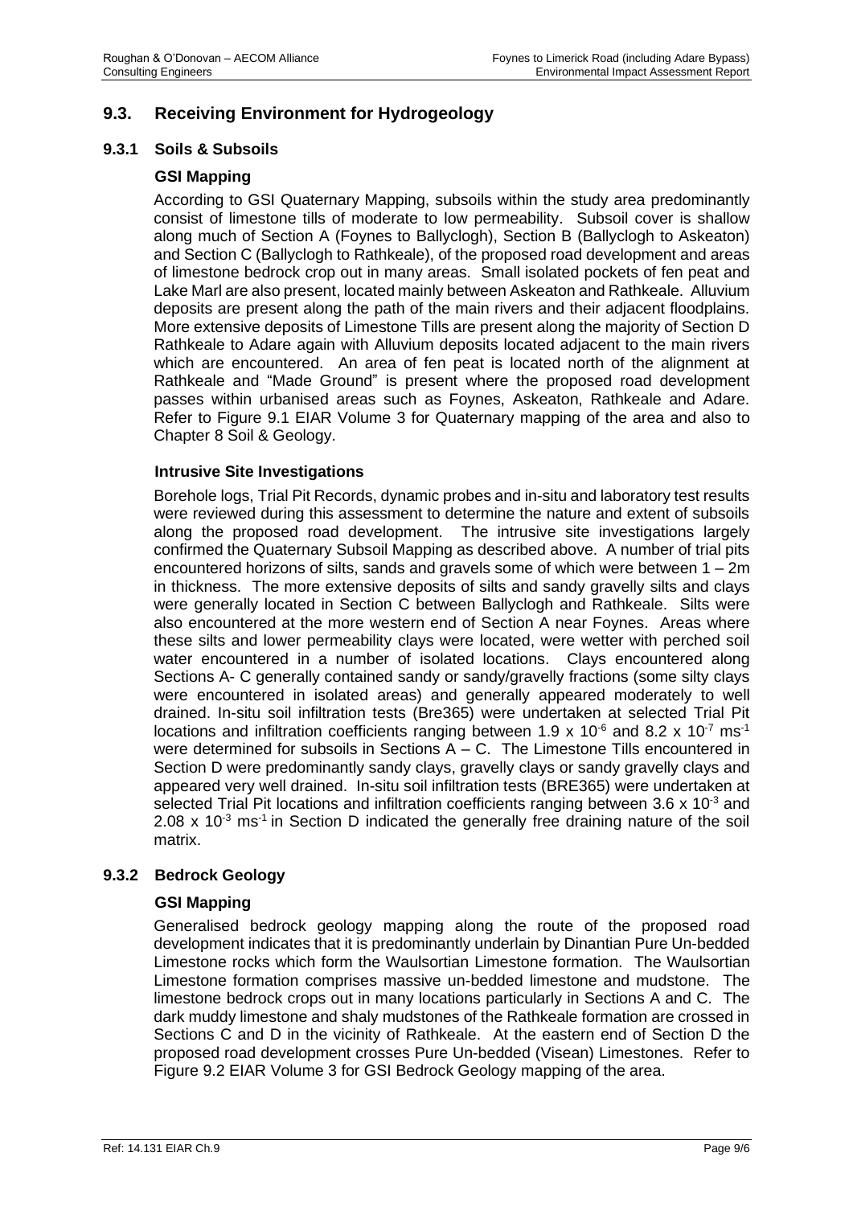## 9.3. Receiving Environment for Hydrogeology

### 9.3.1 Soils & Subsoils

#### GSI Mapping

According to GSI Quaternary Mapping, subsoils within the study area predominantly consist of limestone tills of moderate to low permeability. Subsoil cover is shallow along much of Section A (Foynes to Ballyclogh), Section B (Ballyclogh to Askeaton) and Section C (Ballyclogh to Rathkeale), of the proposed road development and areas of limestone bedrock crop out in many areas. Small isolated pockets of fen peat and Lake Marl are also present, located mainly between Askeaton and Rathkeale. Alluvium deposits are present along the path of the main rivers and their adjacent floodplains. More extensive deposits of Limestone Tills are present along the majority of Section D Rathkeale to Adare again with Alluvium deposits located adjacent to the main rivers which are encountered. An area of fen peat is located north of the alignment at Rathkeale and "Made Ground" is present where the proposed road development passes within urbanised areas such as Foynes, Askeaton, Rathkeale and Adare. Refer to Figure 9.1 EIAR Volume 3 for Quaternary mapping of the area and also to Chapter 8 Soil & Geology.

#### Intrusive Site Investigations

Borehole logs, Trial Pit Records, dynamic probes and in-situ and laboratory test results were reviewed during this assessment to determine the nature and extent of subsoils along the proposed road development. The intrusive site investigations largely confirmed the Quaternary Subsoil Mapping as described above. A number of trial pits encountered horizons of silts, sands and gravels some of which were between 1 – 2m in thickness. The more extensive deposits of silts and sandy gravelly silts and clays were generally located in Section C between Ballyclogh and Rathkeale. Silts were also encountered at the more western end of Section A near Foynes. Areas where these silts and lower permeability clays were located, were wetter with perched soil water encountered in a number of isolated locations. Clays encountered along Sections A- C generally contained sandy or sandy/gravelly fractions (some silty clays were encountered in isolated areas) and generally appeared moderately to well drained. In-situ soil infiltration tests (Bre365) were undertaken at selected Trial Pit locations and infiltration coefficients ranging between $1.9 \times 10^{-6}$ and $8.2 \times 10^{-7}$ $ms^{-1}$ were determined for subsoils in Sections A – C. The Limestone Tills encountered in Section D were predominantly sandy clays, gravelly clays or sandy gravelly clays and appeared very well drained. In-situ soil infiltration tests (BRE365) were undertaken at selected Trial Pit locations and infiltration coefficients ranging between $3.6 \times 10^{-3}$ and $2.08 \times 10^{-3}$ $ms^{-1}$ in Section D indicated the generally free draining nature of the soil matrix.

### 9.3.2 Bedrock Geology

#### GSI Mapping

Generalised bedrock geology mapping along the route of the proposed road development indicates that it is predominantly underlain by Dinantian Pure Un-bedded Limestone rocks which form the Waulsortian Limestone formation. The Waulsortian Limestone formation comprises massive un-bedded limestone and mudstone. The limestone bedrock crops out in many locations particularly in Sections A and C. The dark muddy limestone and shaly mudstones of the Rathkeale formation are crossed in Sections C and D in the vicinity of Rathkeale. At the eastern end of Section D the proposed road development crosses Pure Un-bedded (Visean) Limestones. Refer to Figure 9.2 EIAR Volume 3 for GSI Bedrock Geology mapping of the area.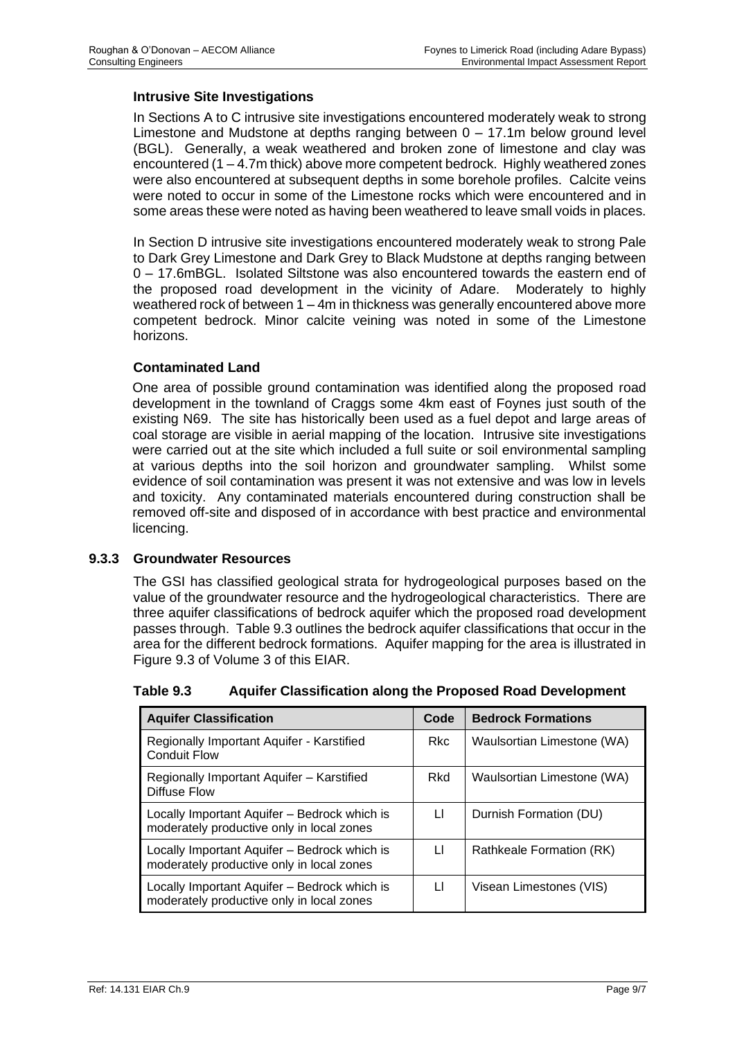### Intrusive Site Investigations

In Sections A to C intrusive site investigations encountered moderately weak to strong Limestone and Mudstone at depths ranging between 0 – 17.1m below ground level (BGL). Generally, a weak weathered and broken zone of limestone and clay was encountered (1 – 4.7m thick) above more competent bedrock. Highly weathered zones were also encountered at subsequent depths in some borehole profiles. Calcite veins were noted to occur in some of the Limestone rocks which were encountered and in some areas these were noted as having been weathered to leave small voids in places.

In Section D intrusive site investigations encountered moderately weak to strong Pale to Dark Grey Limestone and Dark Grey to Black Mudstone at depths ranging between 0 – 17.6mBGL. Isolated Siltstone was also encountered towards the eastern end of the proposed road development in the vicinity of Adare. Moderately to highly weathered rock of between 1 – 4m in thickness was generally encountered above more competent bedrock. Minor calcite veining was noted in some of the Limestone horizons.

### Contaminated Land

One area of possible ground contamination was identified along the proposed road development in the townland of Craggs some 4km east of Foynes just south of the existing N69. The site has historically been used as a fuel depot and large areas of coal storage are visible in aerial mapping of the location. Intrusive site investigations were carried out at the site which included a full suite or soil environmental sampling at various depths into the soil horizon and groundwater sampling. Whilst some evidence of soil contamination was present it was not extensive and was low in levels and toxicity. Any contaminated materials encountered during construction shall be removed off-site and disposed of in accordance with best practice and environmental licencing.

## 9.3.3 Groundwater Resources

The GSI has classified geological strata for hydrogeological purposes based on the value of the groundwater resource and the hydrogeological characteristics. There are three aquifer classifications of bedrock aquifer which the proposed road development passes through. Table 9.3 outlines the bedrock aquifer classifications that occur in the area for the different bedrock formations. Aquifer mapping for the area is illustrated in Figure 9.3 of Volume 3 of this EIAR.

**Table 9.3 Aquifer Classification along the Proposed Road Development**

| Aquifer Classification | Code | Bedrock Formations |
|---|---|---|
| Regionally Important Aquifer - Karstified Conduit Flow | Rkc | Waulsortian Limestone (WA) |
| Regionally Important Aquifer – Karstified Diffuse Flow | Rkd | Waulsortian Limestone (WA) |
| Locally Important Aquifer – Bedrock which is moderately productive only in local zones | Ll | Durnish Formation (DU) |
| Locally Important Aquifer – Bedrock which is moderately productive only in local zones | Ll | Rathkeale Formation (RK) |
| Locally Important Aquifer – Bedrock which is moderately productive only in local zones | Ll | Visean Limestones (VIS) |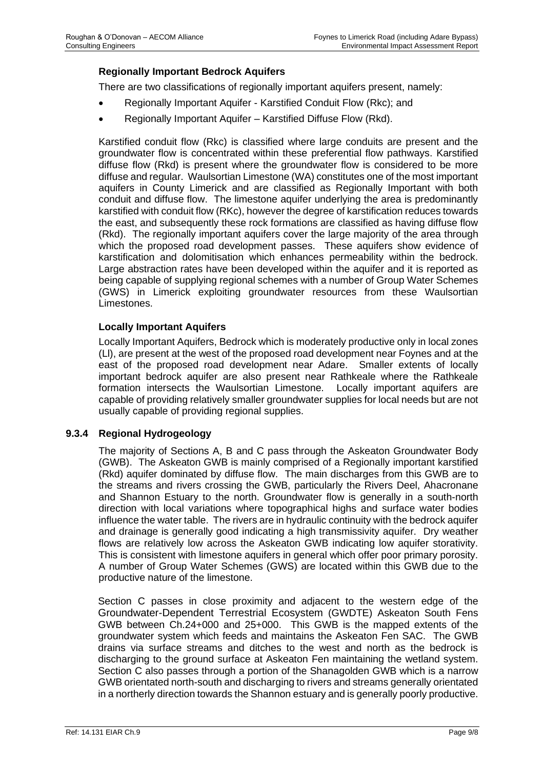**Regionally Important Bedrock Aquifers**

There are two classifications of regionally important aquifers present, namely:

- Regionally Important Aquifer - Karstified Conduit Flow (Rkc); and
- Regionally Important Aquifer – Karstified Diffuse Flow (Rkd).

Karstified conduit flow (Rkc) is classified where large conduits are present and the groundwater flow is concentrated within these preferential flow pathways. Karstified diffuse flow (Rkd) is present where the groundwater flow is considered to be more diffuse and regular. Waulsortian Limestone (WA) constitutes one of the most important aquifers in County Limerick and are classified as Regionally Important with both conduit and diffuse flow. The limestone aquifer underlying the area is predominantly karstified with conduit flow (RKc), however the degree of karstification reduces towards the east, and subsequently these rock formations are classified as having diffuse flow (Rkd). The regionally important aquifers cover the large majority of the area through which the proposed road development passes. These aquifers show evidence of karstification and dolomitisation which enhances permeability within the bedrock. Large abstraction rates have been developed within the aquifer and it is reported as being capable of supplying regional schemes with a number of Group Water Schemes (GWS) in Limerick exploiting groundwater resources from these Waulsortian Limestones.

**Locally Important Aquifers**

Locally Important Aquifers, Bedrock which is moderately productive only in local zones (Ll), are present at the west of the proposed road development near Foynes and at the east of the proposed road development near Adare. Smaller extents of locally important bedrock aquifer are also present near Rathkeale where the Rathkeale formation intersects the Waulsortian Limestone. Locally important aquifers are capable of providing relatively smaller groundwater supplies for local needs but are not usually capable of providing regional supplies.

### 9.3.4 Regional Hydrogeology

The majority of Sections A, B and C pass through the Askeaton Groundwater Body (GWB). The Askeaton GWB is mainly comprised of a Regionally important karstified (Rkd) aquifer dominated by diffuse flow. The main discharges from this GWB are to the streams and rivers crossing the GWB, particularly the Rivers Deel, Ahacronane and Shannon Estuary to the north. Groundwater flow is generally in a south-north direction with local variations where topographical highs and surface water bodies influence the water table. The rivers are in hydraulic continuity with the bedrock aquifer and drainage is generally good indicating a high transmissivity aquifer. Dry weather flows are relatively low across the Askeaton GWB indicating low aquifer storativity. This is consistent with limestone aquifers in general which offer poor primary porosity. A number of Group Water Schemes (GWS) are located within this GWB due to the productive nature of the limestone.

Section C passes in close proximity and adjacent to the western edge of the Groundwater-Dependent Terrestrial Ecosystem (GWDTE) Askeaton South Fens GWB between Ch.24+000 and 25+000. This GWB is the mapped extents of the groundwater system which feeds and maintains the Askeaton Fen SAC. The GWB drains via surface streams and ditches to the west and north as the bedrock is discharging to the ground surface at Askeaton Fen maintaining the wetland system. Section C also passes through a portion of the Shanagolden GWB which is a narrow GWB orientated north-south and discharging to rivers and streams generally orientated in a northerly direction towards the Shannon estuary and is generally poorly productive.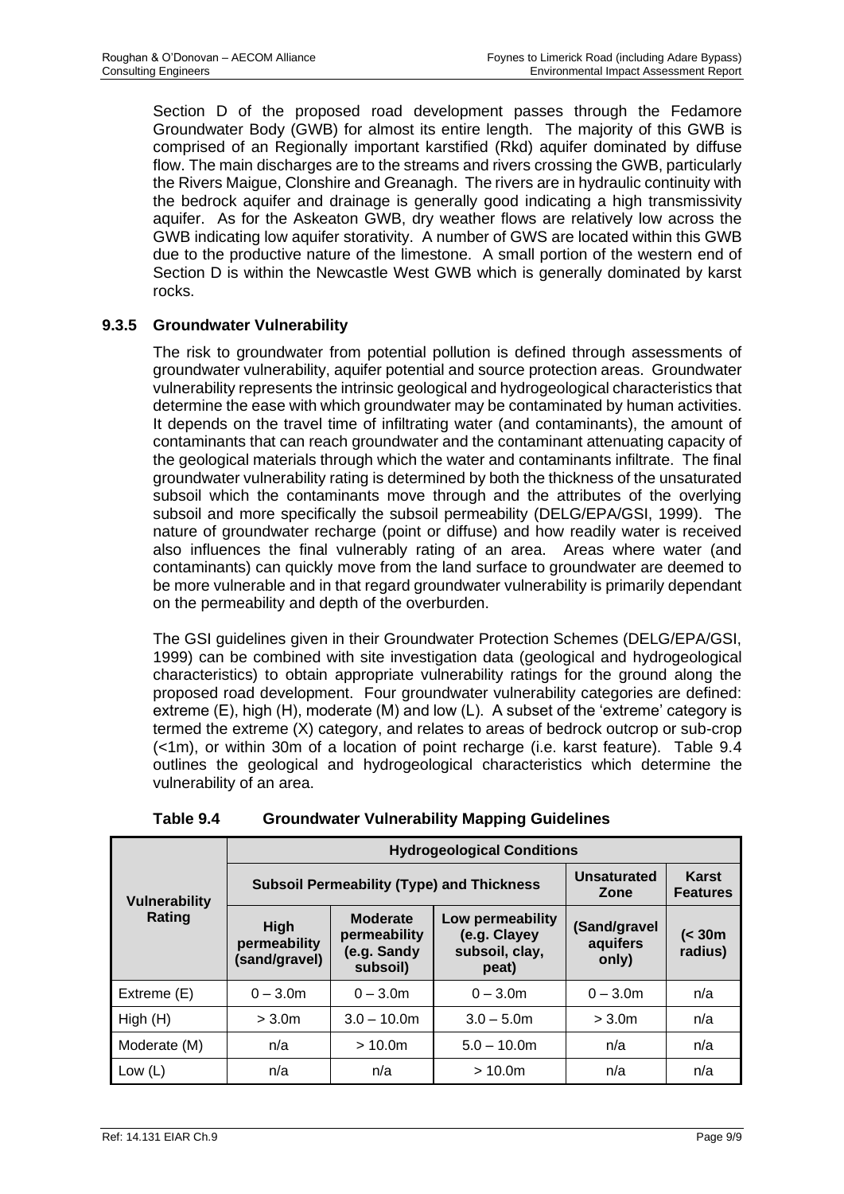Section D of the proposed road development passes through the Fedamore Groundwater Body (GWB) for almost its entire length. The majority of this GWB is comprised of an Regionally important karstified (Rkd) aquifer dominated by diffuse flow. The main discharges are to the streams and rivers crossing the GWB, particularly the Rivers Maigue, Clonshire and Greanagh. The rivers are in hydraulic continuity with the bedrock aquifer and drainage is generally good indicating a high transmissivity aquifer. As for the Askeaton GWB, dry weather flows are relatively low across the GWB indicating low aquifer storativity. A number of GWS are located within this GWB due to the productive nature of the limestone. A small portion of the western end of Section D is within the Newcastle West GWB which is generally dominated by karst rocks.

### 9.3.5 Groundwater Vulnerability

The risk to groundwater from potential pollution is defined through assessments of groundwater vulnerability, aquifer potential and source protection areas. Groundwater vulnerability represents the intrinsic geological and hydrogeological characteristics that determine the ease with which groundwater may be contaminated by human activities. It depends on the travel time of infiltrating water (and contaminants), the amount of contaminants that can reach groundwater and the contaminant attenuating capacity of the geological materials through which the water and contaminants infiltrate. The final groundwater vulnerability rating is determined by both the thickness of the unsaturated subsoil which the contaminants move through and the attributes of the overlying subsoil and more specifically the subsoil permeability (DELG/EPA/GSI, 1999). The nature of groundwater recharge (point or diffuse) and how readily water is received also influences the final vulnerably rating of an area. Areas where water (and contaminants) can quickly move from the land surface to groundwater are deemed to be more vulnerable and in that regard groundwater vulnerability is primarily dependant on the permeability and depth of the overburden.

The GSI guidelines given in their Groundwater Protection Schemes (DELG/EPA/GSI, 1999) can be combined with site investigation data (geological and hydrogeological characteristics) to obtain appropriate vulnerability ratings for the ground along the proposed road development. Four groundwater vulnerability categories are defined: extreme (E), high (H), moderate (M) and low (L). A subset of the 'extreme' category is termed the extreme (X) category, and relates to areas of bedrock outcrop or sub-crop (<1m), or within 30m of a location of point recharge (i.e. karst feature). Table 9.4 outlines the geological and hydrogeological characteristics which determine the vulnerability of an area.

**Table 9.4 Groundwater Vulnerability Mapping Guidelines**

| Vulnerability Rating | Hydrogeological Conditions | | | | |
|---|---|---|---|---|---|
| | Subsoil Permeability (Type) and Thickness | | | Unsaturated Zone | Karst Features |
| | High permeability (sand/gravel) | Moderate permeability (e.g. Sandy subsoil) | Low permeability (e.g. Clayey subsoil, clay, peat) | (Sand/gravel aquifers only) | (< 30m radius) |
| Extreme (E) | 0 – 3.0m | 0 – 3.0m | 0 – 3.0m | 0 – 3.0m | n/a |
| High (H) | > 3.0m | 3.0 – 10.0m | 3.0 – 5.0m | > 3.0m | n/a |
| Moderate (M) | n/a | > 10.0m | 5.0 – 10.0m | n/a | n/a |
| Low (L) | n/a | n/a | > 10.0m | n/a | n/a |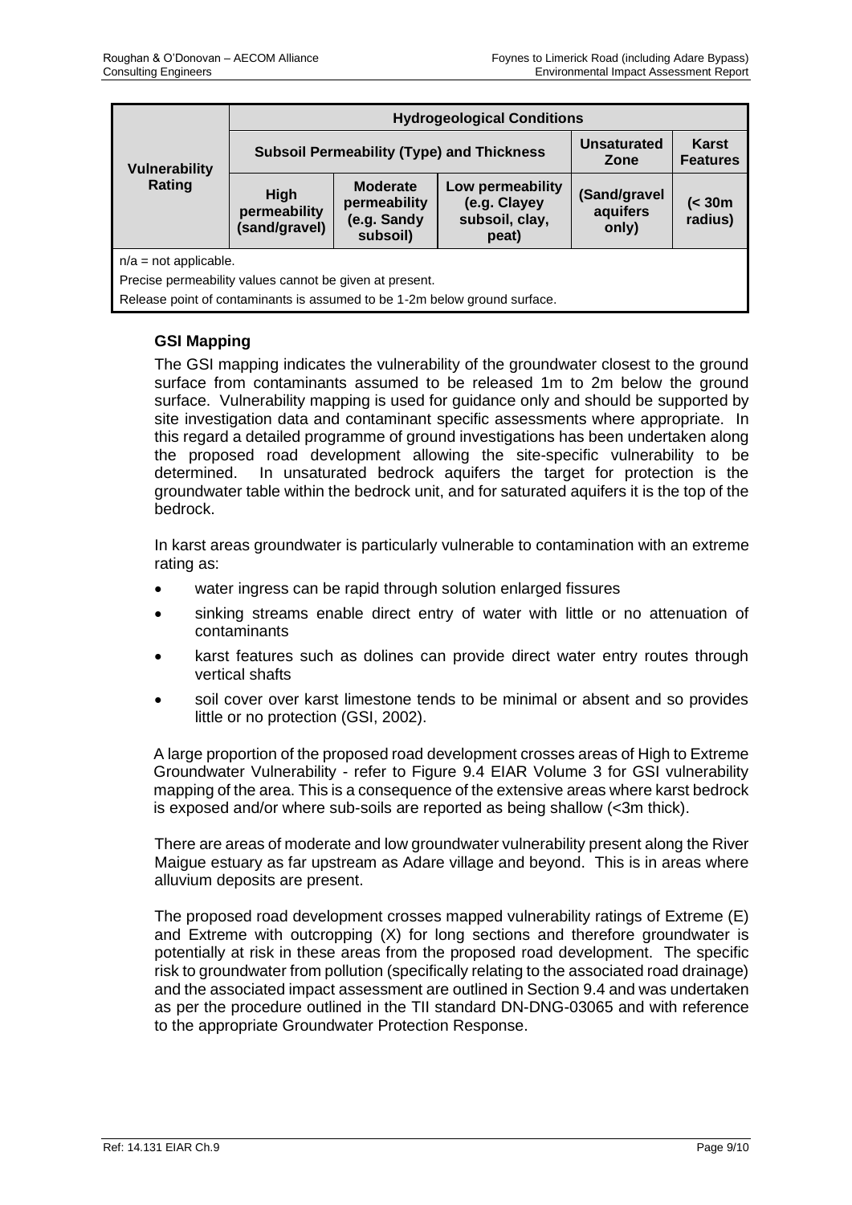| Vulnerability Rating | Hydrogeological Conditions | | | | |
|---|---|---|---|---|---|
| | Subsoil Permeability (Type) and Thickness | | | Unsaturated Zone | Karst Features |
| | High permeability (sand/gravel) | Moderate permeability (e.g. Sandy subsoil) | Low permeability (e.g. Clayey subsoil, clay, peat) | (Sand/gravel aquifers only) | (< 30m radius) |

n/a = not applicable.

Precise permeability values cannot be given at present.

Release point of contaminants is assumed to be 1-2m below ground surface.

### GSI Mapping

The GSI mapping indicates the vulnerability of the groundwater closest to the ground surface from contaminants assumed to be released 1m to 2m below the ground surface. Vulnerability mapping is used for guidance only and should be supported by site investigation data and contaminant specific assessments where appropriate. In this regard a detailed programme of ground investigations has been undertaken along the proposed road development allowing the site-specific vulnerability to be determined. In unsaturated bedrock aquifers the target for protection is the groundwater table within the bedrock unit, and for saturated aquifers it is the top of the bedrock.

In karst areas groundwater is particularly vulnerable to contamination with an extreme rating as:

- water ingress can be rapid through solution enlarged fissures
- sinking streams enable direct entry of water with little or no attenuation of contaminants
- karst features such as dolines can provide direct water entry routes through vertical shafts
- soil cover over karst limestone tends to be minimal or absent and so provides little or no protection (GSI, 2002).

A large proportion of the proposed road development crosses areas of High to Extreme Groundwater Vulnerability - refer to Figure 9.4 EIAR Volume 3 for GSI vulnerability mapping of the area. This is a consequence of the extensive areas where karst bedrock is exposed and/or where sub-soils are reported as being shallow (<3m thick).

There are areas of moderate and low groundwater vulnerability present along the River Maigue estuary as far upstream as Adare village and beyond. This is in areas where alluvium deposits are present.

The proposed road development crosses mapped vulnerability ratings of Extreme (E) and Extreme with outcropping (X) for long sections and therefore groundwater is potentially at risk in these areas from the proposed road development. The specific risk to groundwater from pollution (specifically relating to the associated road drainage) and the associated impact assessment are outlined in Section 9.4 and was undertaken as per the procedure outlined in the TII standard DN-DNG-03065 and with reference to the appropriate Groundwater Protection Response.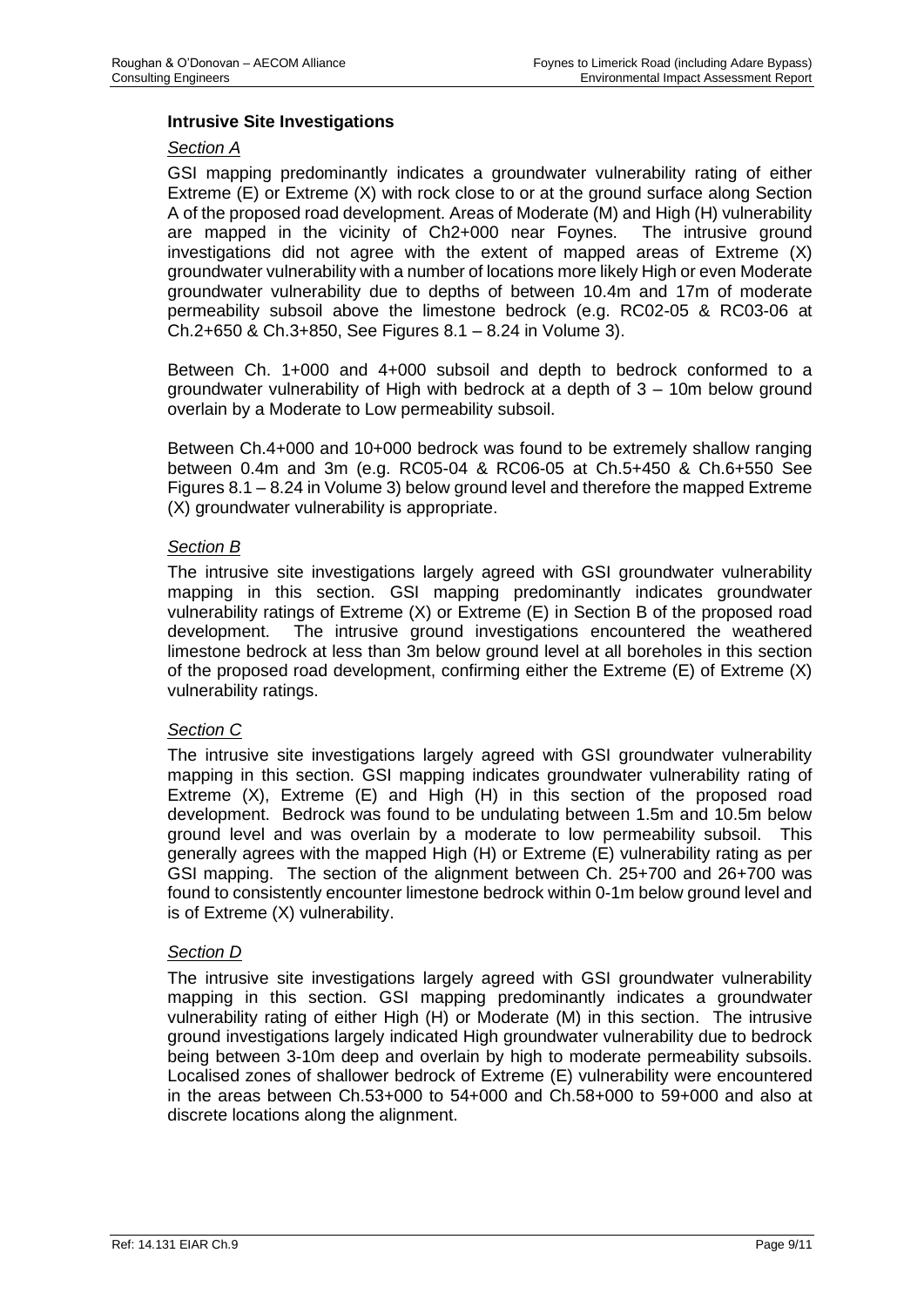### Intrusive Site Investigations

*Section A*

GSI mapping predominantly indicates a groundwater vulnerability rating of either Extreme (E) or Extreme (X) with rock close to or at the ground surface along Section A of the proposed road development. Areas of Moderate (M) and High (H) vulnerability are mapped in the vicinity of Ch2+000 near Foynes. The intrusive ground investigations did not agree with the extent of mapped areas of Extreme (X) groundwater vulnerability with a number of locations more likely High or even Moderate groundwater vulnerability due to depths of between 10.4m and 17m of moderate permeability subsoil above the limestone bedrock (e.g. RC02-05 & RC03-06 at Ch.2+650 & Ch.3+850, See Figures 8.1 – 8.24 in Volume 3).

Between Ch. 1+000 and 4+000 subsoil and depth to bedrock conformed to a groundwater vulnerability of High with bedrock at a depth of 3 – 10m below ground overlain by a Moderate to Low permeability subsoil.

Between Ch.4+000 and 10+000 bedrock was found to be extremely shallow ranging between 0.4m and 3m (e.g. RC05-04 & RC06-05 at Ch.5+450 & Ch.6+550 See Figures 8.1 – 8.24 in Volume 3) below ground level and therefore the mapped Extreme (X) groundwater vulnerability is appropriate.

*Section B*

The intrusive site investigations largely agreed with GSI groundwater vulnerability mapping in this section. GSI mapping predominantly indicates groundwater vulnerability ratings of Extreme (X) or Extreme (E) in Section B of the proposed road development. The intrusive ground investigations encountered the weathered limestone bedrock at less than 3m below ground level at all boreholes in this section of the proposed road development, confirming either the Extreme (E) of Extreme (X) vulnerability ratings.

*Section C*

The intrusive site investigations largely agreed with GSI groundwater vulnerability mapping in this section. GSI mapping indicates groundwater vulnerability rating of Extreme (X), Extreme (E) and High (H) in this section of the proposed road development. Bedrock was found to be undulating between 1.5m and 10.5m below ground level and was overlain by a moderate to low permeability subsoil. This generally agrees with the mapped High (H) or Extreme (E) vulnerability rating as per GSI mapping. The section of the alignment between Ch. 25+700 and 26+700 was found to consistently encounter limestone bedrock within 0-1m below ground level and is of Extreme (X) vulnerability.

*Section D*

The intrusive site investigations largely agreed with GSI groundwater vulnerability mapping in this section. GSI mapping predominantly indicates a groundwater vulnerability rating of either High (H) or Moderate (M) in this section. The intrusive ground investigations largely indicated High groundwater vulnerability due to bedrock being between 3-10m deep and overlain by high to moderate permeability subsoils. Localised zones of shallower bedrock of Extreme (E) vulnerability were encountered in the areas between Ch.53+000 to 54+000 and Ch.58+000 to 59+000 and also at discrete locations along the alignment.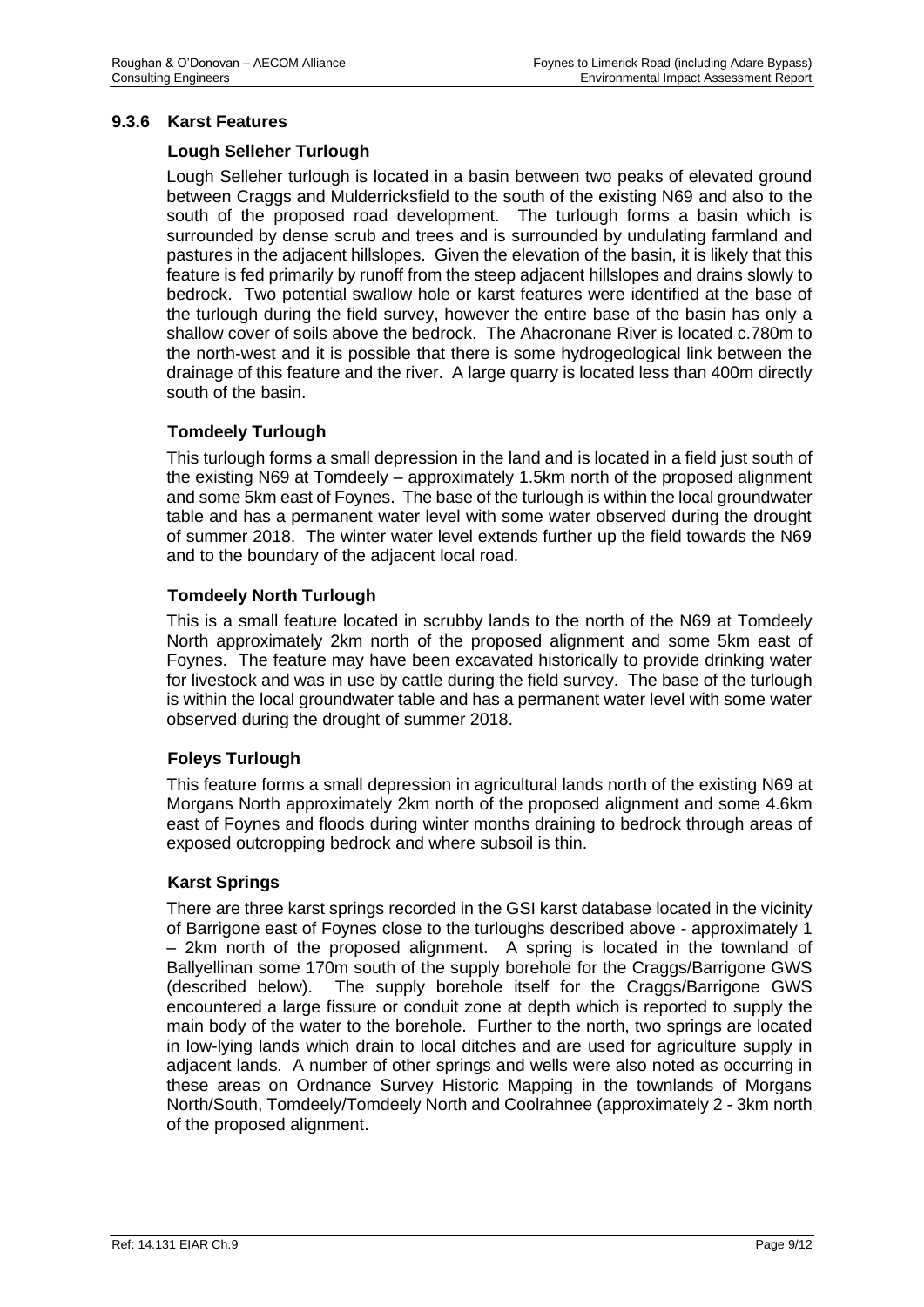### 9.3.6 Karst Features

#### Lough Selleher Turlough

Lough Selleher turlough is located in a basin between two peaks of elevated ground between Craggs and Mulderricksfield to the south of the existing N69 and also to the south of the proposed road development. The turlough forms a basin which is surrounded by dense scrub and trees and is surrounded by undulating farmland and pastures in the adjacent hillslopes. Given the elevation of the basin, it is likely that this feature is fed primarily by runoff from the steep adjacent hillslopes and drains slowly to bedrock. Two potential swallow hole or karst features were identified at the base of the turlough during the field survey, however the entire base of the basin has only a shallow cover of soils above the bedrock. The Ahacronane River is located c.780m to the north-west and it is possible that there is some hydrogeological link between the drainage of this feature and the river. A large quarry is located less than 400m directly south of the basin.

#### Tomdeely Turlough

This turlough forms a small depression in the land and is located in a field just south of the existing N69 at Tomdeely – approximately 1.5km north of the proposed alignment and some 5km east of Foynes. The base of the turlough is within the local groundwater table and has a permanent water level with some water observed during the drought of summer 2018. The winter water level extends further up the field towards the N69 and to the boundary of the adjacent local road.

#### Tomdeely North Turlough

This is a small feature located in scrubby lands to the north of the N69 at Tomdeely North approximately 2km north of the proposed alignment and some 5km east of Foynes. The feature may have been excavated historically to provide drinking water for livestock and was in use by cattle during the field survey. The base of the turlough is within the local groundwater table and has a permanent water level with some water observed during the drought of summer 2018.

#### Foleys Turlough

This feature forms a small depression in agricultural lands north of the existing N69 at Morgans North approximately 2km north of the proposed alignment and some 4.6km east of Foynes and floods during winter months draining to bedrock through areas of exposed outcropping bedrock and where subsoil is thin.

#### Karst Springs

There are three karst springs recorded in the GSI karst database located in the vicinity of Barrigone east of Foynes close to the turloughs described above - approximately 1 – 2km north of the proposed alignment. A spring is located in the townland of Ballyellinan some 170m south of the supply borehole for the Craggs/Barrigone GWS (described below). The supply borehole itself for the Craggs/Barrigone GWS encountered a large fissure or conduit zone at depth which is reported to supply the main body of the water to the borehole. Further to the north, two springs are located in low-lying lands which drain to local ditches and are used for agriculture supply in adjacent lands. A number of other springs and wells were also noted as occurring in these areas on Ordnance Survey Historic Mapping in the townlands of Morgans North/South, Tomdeely/Tomdeely North and Coolrahnee (approximately 2 - 3km north of the proposed alignment.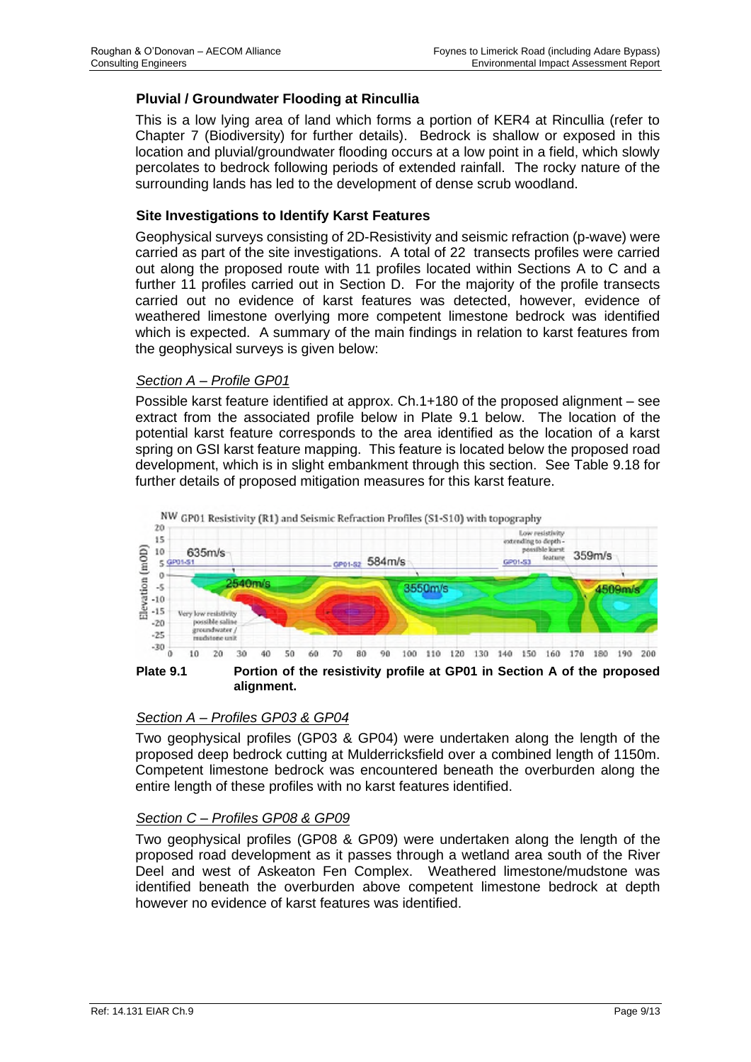### Pluvial / Groundwater Flooding at Rincullia

This is a low lying area of land which forms a portion of KER4 at Rincullia (refer to Chapter 7 (Biodiversity) for further details). Bedrock is shallow or exposed in this location and pluvial/groundwater flooding occurs at a low point in a field, which slowly percolates to bedrock following periods of extended rainfall. The rocky nature of the surrounding lands has led to the development of dense scrub woodland.

### Site Investigations to Identify Karst Features

Geophysical surveys consisting of 2D-Resistivity and seismic refraction (p-wave) were carried as part of the site investigations. A total of 22 transects profiles were carried out along the proposed route with 11 profiles located within Sections A to C and a further 11 profiles carried out in Section D. For the majority of the profile transects carried out no evidence of karst features was detected, however, evidence of weathered limestone overlying more competent limestone bedrock was identified which is expected. A summary of the main findings in relation to karst features from the geophysical surveys is given below:

*Section A – Profile GP01*

Possible karst feature identified at approx. Ch.1+180 of the proposed alignment – see extract from the associated profile below in Plate 9.1 below. The location of the potential karst feature corresponds to the area identified as the location of a karst spring on GSI karst feature mapping. This feature is located below the proposed road development, which is in slight embankment through this section. See Table 9.18 for further details of proposed mitigation measures for this karst feature.

**Plate 9.1** **Portion of the resistivity profile at GP01 in Section A of the proposed alignment.**

*Section A – Profiles GP03 & GP04*

Two geophysical profiles (GP03 & GP04) were undertaken along the length of the proposed deep bedrock cutting at Mulderricksfield over a combined length of 1150m. Competent limestone bedrock was encountered beneath the overburden along the entire length of these profiles with no karst features identified.

*Section C – Profiles GP08 & GP09*

Two geophysical profiles (GP08 & GP09) were undertaken along the length of the proposed road development as it passes through a wetland area south of the River Deel and west of Askeaton Fen Complex. Weathered limestone/mudstone was identified beneath the overburden above competent limestone bedrock at depth however no evidence of karst features was identified.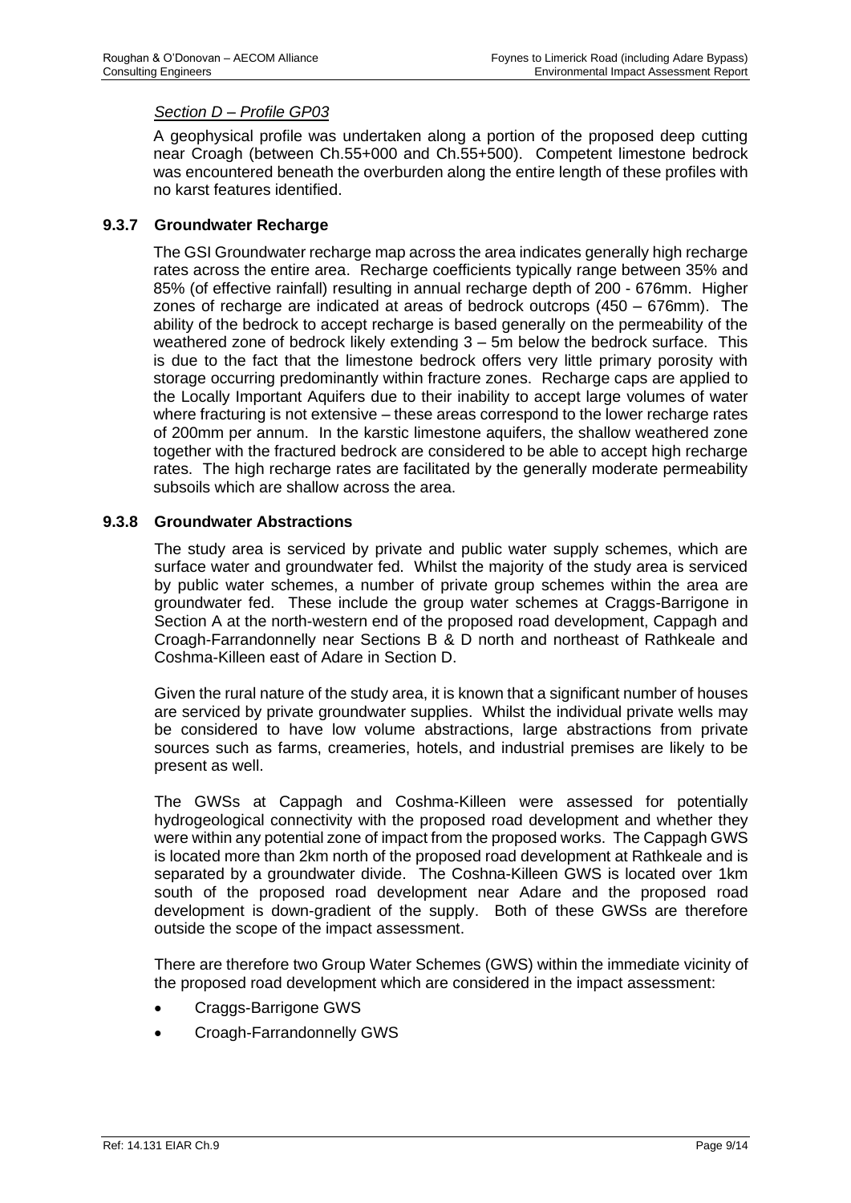*Section D – Profile GP03*

A geophysical profile was undertaken along a portion of the proposed deep cutting near Croagh (between Ch.55+000 and Ch.55+500). Competent limestone bedrock was encountered beneath the overburden along the entire length of these profiles with no karst features identified.

### 9.3.7 Groundwater Recharge

The GSI Groundwater recharge map across the area indicates generally high recharge rates across the entire area. Recharge coefficients typically range between 35% and 85% (of effective rainfall) resulting in annual recharge depth of 200 - 676mm. Higher zones of recharge are indicated at areas of bedrock outcrops (450 – 676mm). The ability of the bedrock to accept recharge is based generally on the permeability of the weathered zone of bedrock likely extending 3 – 5m below the bedrock surface. This is due to the fact that the limestone bedrock offers very little primary porosity with storage occurring predominantly within fracture zones. Recharge caps are applied to the Locally Important Aquifers due to their inability to accept large volumes of water where fracturing is not extensive – these areas correspond to the lower recharge rates of 200mm per annum. In the karstic limestone aquifers, the shallow weathered zone together with the fractured bedrock are considered to be able to accept high recharge rates. The high recharge rates are facilitated by the generally moderate permeability subsoils which are shallow across the area.

### 9.3.8 Groundwater Abstractions

The study area is serviced by private and public water supply schemes, which are surface water and groundwater fed. Whilst the majority of the study area is serviced by public water schemes, a number of private group schemes within the area are groundwater fed. These include the group water schemes at Craggs-Barrigone in Section A at the north-western end of the proposed road development, Cappagh and Croagh-Farrandonnelly near Sections B & D north and northeast of Rathkeale and Coshma-Killeen east of Adare in Section D.

Given the rural nature of the study area, it is known that a significant number of houses are serviced by private groundwater supplies. Whilst the individual private wells may be considered to have low volume abstractions, large abstractions from private sources such as farms, creameries, hotels, and industrial premises are likely to be present as well.

The GWSs at Cappagh and Coshma-Killeen were assessed for potentially hydrogeological connectivity with the proposed road development and whether they were within any potential zone of impact from the proposed works. The Cappagh GWS is located more than 2km north of the proposed road development at Rathkeale and is separated by a groundwater divide. The Coshna-Killeen GWS is located over 1km south of the proposed road development near Adare and the proposed road development is down-gradient of the supply. Both of these GWSs are therefore outside the scope of the impact assessment.

There are therefore two Group Water Schemes (GWS) within the immediate vicinity of the proposed road development which are considered in the impact assessment:

- Craggs-Barrigone GWS
- Croagh-Farrandonnelly GWS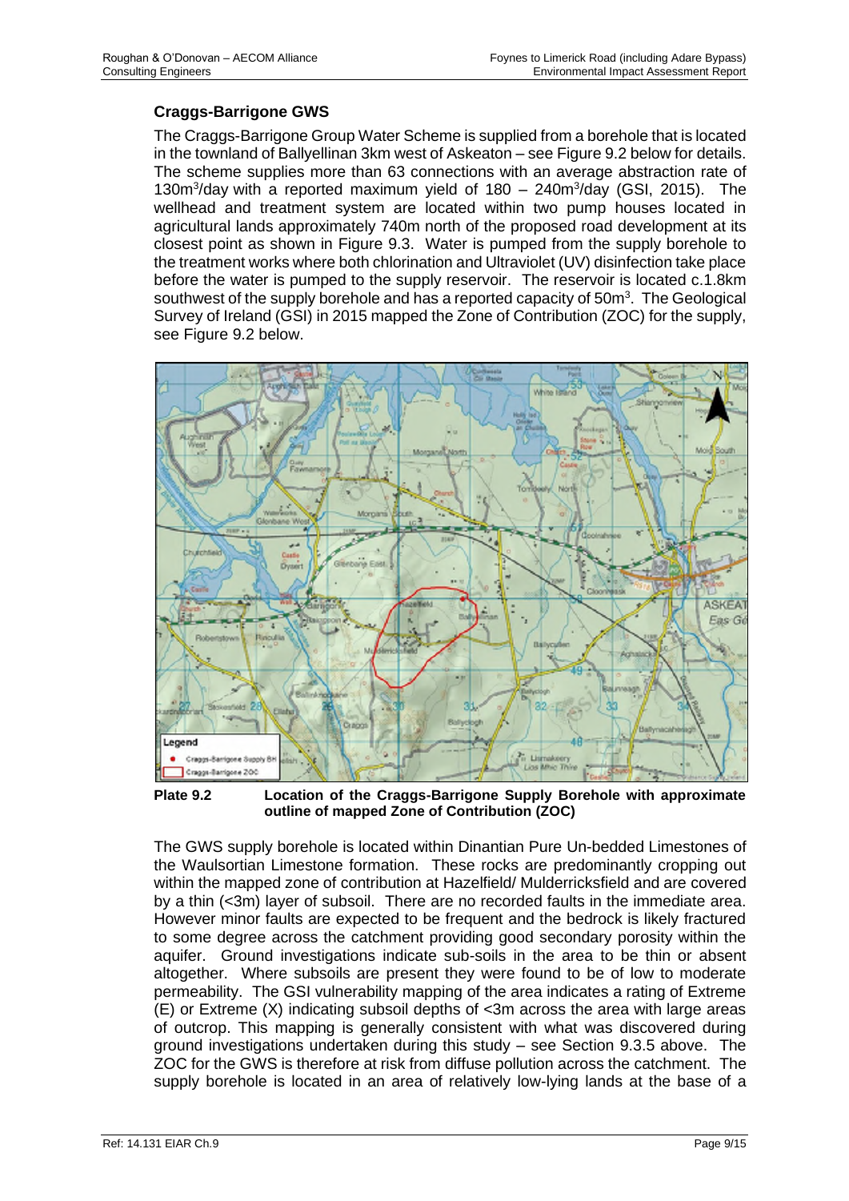### Craggs-Barrigone GWS

The Craggs-Barrigone Group Water Scheme is supplied from a borehole that is located in the townland of Ballyellinan 3km west of Askeaton – see Figure 9.2 below for details. The scheme supplies more than 63 connections with an average abstraction rate of 130m$^3$/day with a reported maximum yield of 180 – 240m$^3$/day (GSI, 2015). The wellhead and treatment system are located within two pump houses located in agricultural lands approximately 740m north of the proposed road development at its closest point as shown in Figure 9.3. Water is pumped from the supply borehole to the treatment works where both chlorination and Ultraviolet (UV) disinfection take place before the water is pumped to the supply reservoir. The reservoir is located c.1.8km southwest of the supply borehole and has a reported capacity of 50m$^3$. The Geological Survey of Ireland (GSI) in 2015 mapped the Zone of Contribution (ZOC) for the supply, see Figure 9.2 below.

**Plate 9.2** **Location of the Craggs-Barrigone Supply Borehole with approximate outline of mapped Zone of Contribution (ZOC)**

The GWS supply borehole is located within Dinantian Pure Un-bedded Limestones of the Waulsortian Limestone formation. These rocks are predominantly cropping out within the mapped zone of contribution at Hazelfield/ Mulderricksfield and are covered by a thin (<3m) layer of subsoil. There are no recorded faults in the immediate area. However minor faults are expected to be frequent and the bedrock is likely fractured to some degree across the catchment providing good secondary porosity within the aquifer. Ground investigations indicate sub-soils in the area to be thin or absent altogether. Where subsoils are present they were found to be of low to moderate permeability. The GSI vulnerability mapping of the area indicates a rating of Extreme (E) or Extreme (X) indicating subsoil depths of <3m across the area with large areas of outcrop. This mapping is generally consistent with what was discovered during ground investigations undertaken during this study – see Section 9.3.5 above. The ZOC for the GWS is therefore at risk from diffuse pollution across the catchment. The supply borehole is located in an area of relatively low-lying lands at the base of a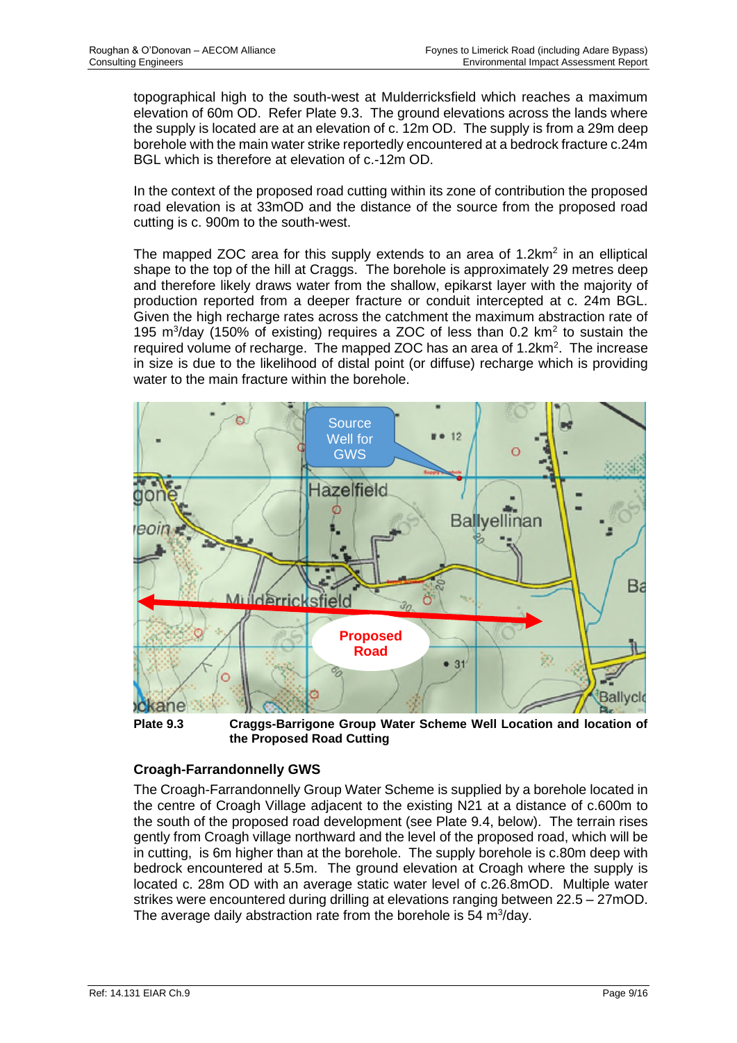topographical high to the south-west at Mulderricksfield which reaches a maximum elevation of 60m OD. Refer Plate 9.3. The ground elevations across the lands where the supply is located are at an elevation of c. 12m OD. The supply is from a 29m deep borehole with the main water strike reportedly encountered at a bedrock fracture c.24m BGL which is therefore at elevation of c.-12m OD.

In the context of the proposed road cutting within its zone of contribution the proposed road elevation is at 33mOD and the distance of the source from the proposed road cutting is c. 900m to the south-west.

The mapped ZOC area for this supply extends to an area of 1.2km$^2$ in an elliptical shape to the top of the hill at Craggs. The borehole is approximately 29 metres deep and therefore likely draws water from the shallow, epikarst layer with the majority of production reported from a deeper fracture or conduit intercepted at c. 24m BGL. Given the high recharge rates across the catchment the maximum abstraction rate of 195 m$^3$/day (150% of existing) requires a ZOC of less than 0.2 km$^2$ to sustain the required volume of recharge. The mapped ZOC has an area of 1.2km$^2$. The increase in size is due to the likelihood of distal point (or diffuse) recharge which is providing water to the main fracture within the borehole.

**Plate 9.3 Craggs-Barrigone Group Water Scheme Well Location and location of the Proposed Road Cutting**

### Croagh-Farrandonnelly GWS

The Croagh-Farrandonnelly Group Water Scheme is supplied by a borehole located in the centre of Croagh Village adjacent to the existing N21 at a distance of c.600m to the south of the proposed road development (see Plate 9.4, below). The terrain rises gently from Croagh village northward and the level of the proposed road, which will be in cutting, is 6m higher than at the borehole. The supply borehole is c.80m deep with bedrock encountered at 5.5m. The ground elevation at Croagh where the supply is located c. 28m OD with an average static water level of c.26.8mOD. Multiple water strikes were encountered during drilling at elevations ranging between 22.5 – 27mOD. The average daily abstraction rate from the borehole is 54 m$^3$/day.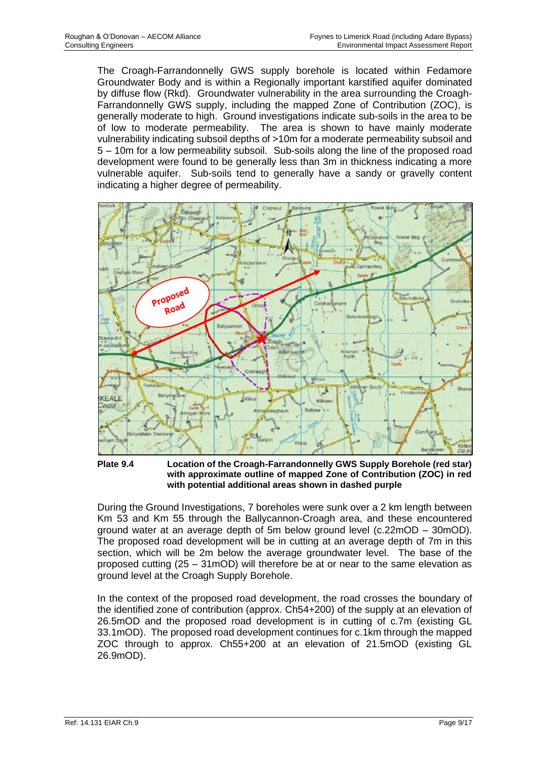The Croagh-Farrandonnelly GWS supply borehole is located within Fedamore Groundwater Body and is within a Regionally important karstified aquifer dominated by diffuse flow (Rkd). Groundwater vulnerability in the area surrounding the Croagh-Farrandonnelly GWS supply, including the mapped Zone of Contribution (ZOC), is generally moderate to high. Ground investigations indicate sub-soils in the area to be of low to moderate permeability. The area is shown to have mainly moderate vulnerability indicating subsoil depths of >10m for a moderate permeability subsoil and 5 – 10m for a low permeability subsoil. Sub-soils along the line of the proposed road development were found to be generally less than 3m in thickness indicating a more vulnerable aquifer. Sub-soils tend to generally have a sandy or gravelly content indicating a higher degree of permeability.

**Plate 9.4** **Location of the Croagh-Farrandonnelly GWS Supply Borehole (red star) with approximate outline of mapped Zone of Contribution (ZOC) in red with potential additional areas shown in dashed purple**

During the Ground Investigations, 7 boreholes were sunk over a 2 km length between Km 53 and Km 55 through the Ballycannon-Croagh area, and these encountered ground water at an average depth of 5m below ground level (c.22mOD – 30mOD). The proposed road development will be in cutting at an average depth of 7m in this section, which will be 2m below the average groundwater level. The base of the proposed cutting (25 – 31mOD) will therefore be at or near to the same elevation as ground level at the Croagh Supply Borehole.

In the context of the proposed road development, the road crosses the boundary of the identified zone of contribution (approx. Ch54+200) of the supply at an elevation of 26.5mOD and the proposed road development is in cutting of c.7m (existing GL 33.1mOD). The proposed road development continues for c.1km through the mapped ZOC through to approx. Ch55+200 at an elevation of 21.5mOD (existing GL 26.9mOD).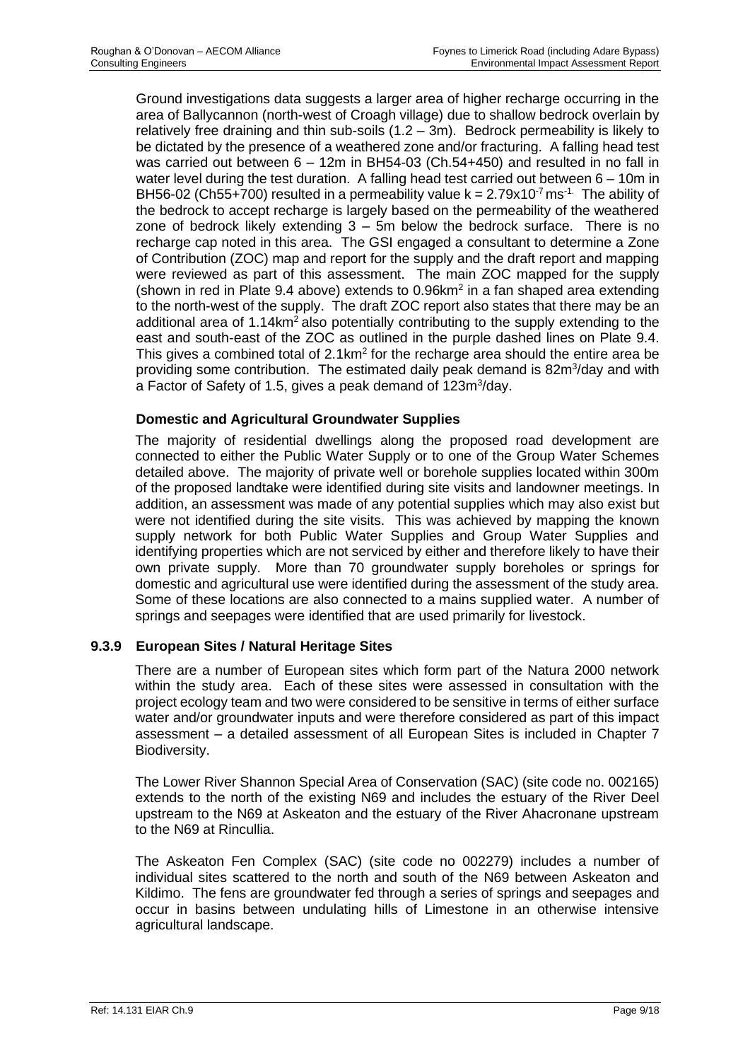Ground investigations data suggests a larger area of higher recharge occurring in the area of Ballycannon (north-west of Croagh village) due to shallow bedrock overlain by relatively free draining and thin sub-soils (1.2 – 3m). Bedrock permeability is likely to be dictated by the presence of a weathered zone and/or fracturing. A falling head test was carried out between 6 – 12m in BH54-03 (Ch.54+450) and resulted in no fall in water level during the test duration. A falling head test carried out between 6 – 10m in BH56-02 (Ch55+700) resulted in a permeability value $k = 2.79x10^{-7} ms^{-1}$. The ability of the bedrock to accept recharge is largely based on the permeability of the weathered zone of bedrock likely extending 3 – 5m below the bedrock surface. There is no recharge cap noted in this area. The GSI engaged a consultant to determine a Zone of Contribution (ZOC) map and report for the supply and the draft report and mapping were reviewed as part of this assessment. The main ZOC mapped for the supply (shown in red in Plate 9.4 above) extends to 0.96km$^2$ in a fan shaped area extending to the north-west of the supply. The draft ZOC report also states that there may be an additional area of 1.14km$^2$ also potentially contributing to the supply extending to the east and south-east of the ZOC as outlined in the purple dashed lines on Plate 9.4. This gives a combined total of 2.1km$^2$ for the recharge area should the entire area be providing some contribution. The estimated daily peak demand is 82m$^3$/day and with a Factor of Safety of 1.5, gives a peak demand of 123m$^3$/day.

**Domestic and Agricultural Groundwater Supplies**

The majority of residential dwellings along the proposed road development are connected to either the Public Water Supply or to one of the Group Water Schemes detailed above. The majority of private well or borehole supplies located within 300m of the proposed landtake were identified during site visits and landowner meetings. In addition, an assessment was made of any potential supplies which may also exist but were not identified during the site visits. This was achieved by mapping the known supply network for both Public Water Supplies and Group Water Supplies and identifying properties which are not serviced by either and therefore likely to have their own private supply. More than 70 groundwater supply boreholes or springs for domestic and agricultural use were identified during the assessment of the study area. Some of these locations are also connected to a mains supplied water. A number of springs and seepages were identified that are used primarily for livestock.

### 9.3.9 European Sites / Natural Heritage Sites

There are a number of European sites which form part of the Natura 2000 network within the study area. Each of these sites were assessed in consultation with the project ecology team and two were considered to be sensitive in terms of either surface water and/or groundwater inputs and were therefore considered as part of this impact assessment – a detailed assessment of all European Sites is included in Chapter 7 Biodiversity.

The Lower River Shannon Special Area of Conservation (SAC) (site code no. 002165) extends to the north of the existing N69 and includes the estuary of the River Deel upstream to the N69 at Askeaton and the estuary of the River Ahacronane upstream to the N69 at Rincullia.

The Askeaton Fen Complex (SAC) (site code no 002279) includes a number of individual sites scattered to the north and south of the N69 between Askeaton and Kildimo. The fens are groundwater fed through a series of springs and seepages and occur in basins between undulating hills of Limestone in an otherwise intensive agricultural landscape.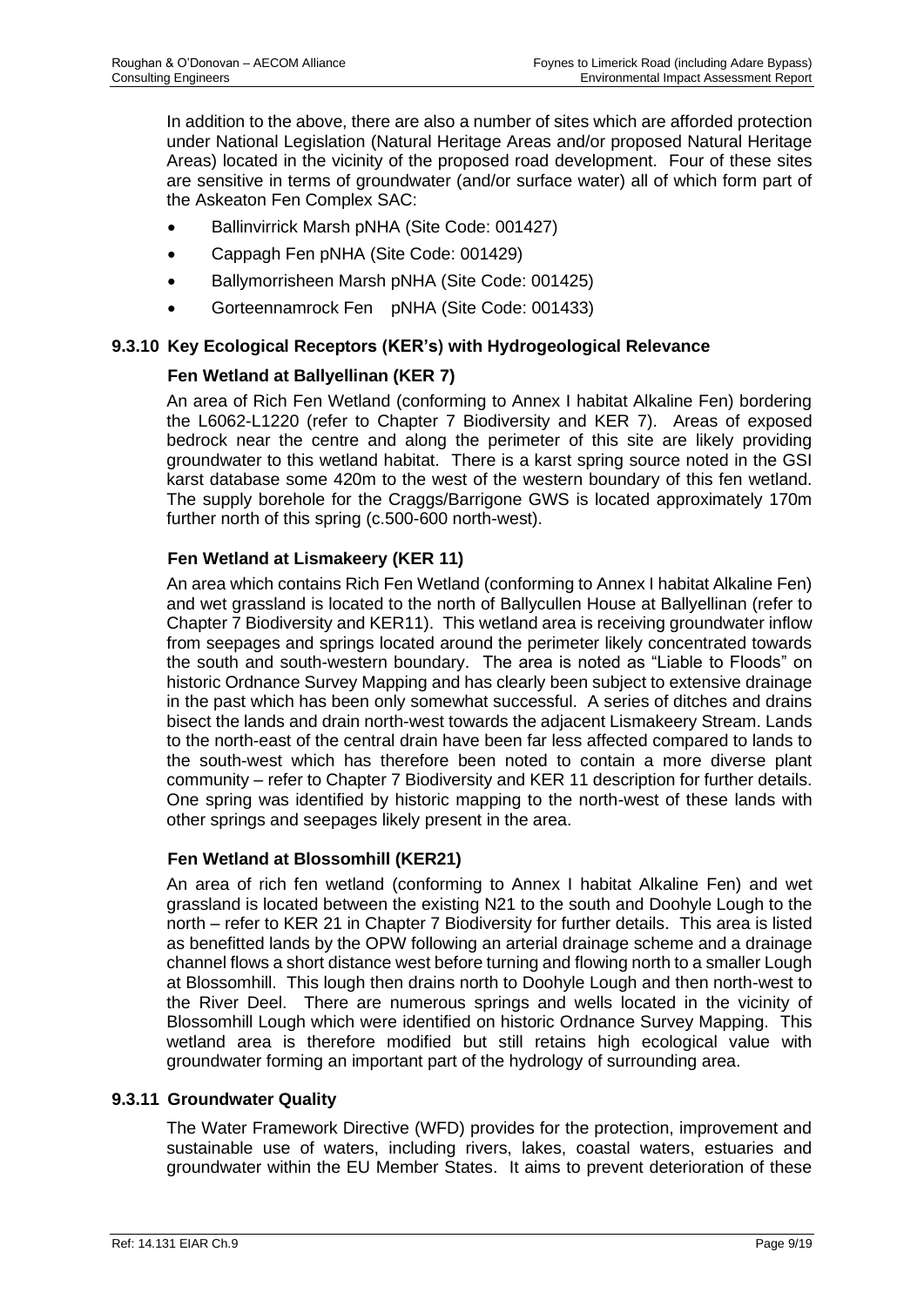In addition to the above, there are also a number of sites which are afforded protection under National Legislation (Natural Heritage Areas and/or proposed Natural Heritage Areas) located in the vicinity of the proposed road development. Four of these sites are sensitive in terms of groundwater (and/or surface water) all of which form part of the Askeaton Fen Complex SAC:

- Ballinvirrick Marsh pNHA (Site Code: 001427)
- Cappagh Fen pNHA (Site Code: 001429)
- Ballymorrisheen Marsh pNHA (Site Code: 001425)
- Gorteennamrock Fen pNHA (Site Code: 001433)

### 9.3.10 Key Ecological Receptors (KER's) with Hydrogeological Relevance

#### Fen Wetland at Ballyellinan (KER 7)

An area of Rich Fen Wetland (conforming to Annex I habitat Alkaline Fen) bordering the L6062-L1220 (refer to Chapter 7 Biodiversity and KER 7). Areas of exposed bedrock near the centre and along the perimeter of this site are likely providing groundwater to this wetland habitat. There is a karst spring source noted in the GSI karst database some 420m to the west of the western boundary of this fen wetland. The supply borehole for the Craggs/Barrigone GWS is located approximately 170m further north of this spring (c.500-600 north-west).

#### Fen Wetland at Lismakeery (KER 11)

An area which contains Rich Fen Wetland (conforming to Annex I habitat Alkaline Fen) and wet grassland is located to the north of Ballycullen House at Ballyellinan (refer to Chapter 7 Biodiversity and KER11). This wetland area is receiving groundwater inflow from seepages and springs located around the perimeter likely concentrated towards the south and south-western boundary. The area is noted as "Liable to Floods" on historic Ordnance Survey Mapping and has clearly been subject to extensive drainage in the past which has been only somewhat successful. A series of ditches and drains bisect the lands and drain north-west towards the adjacent Lismakeery Stream. Lands to the north-east of the central drain have been far less affected compared to lands to the south-west which has therefore been noted to contain a more diverse plant community – refer to Chapter 7 Biodiversity and KER 11 description for further details. One spring was identified by historic mapping to the north-west of these lands with other springs and seepages likely present in the area.

#### Fen Wetland at Blossomhill (KER21)

An area of rich fen wetland (conforming to Annex I habitat Alkaline Fen) and wet grassland is located between the existing N21 to the south and Doohyle Lough to the north – refer to KER 21 in Chapter 7 Biodiversity for further details. This area is listed as benefitted lands by the OPW following an arterial drainage scheme and a drainage channel flows a short distance west before turning and flowing north to a smaller Lough at Blossomhill. This lough then drains north to Doohyle Lough and then north-west to the River Deel. There are numerous springs and wells located in the vicinity of Blossomhill Lough which were identified on historic Ordnance Survey Mapping. This wetland area is therefore modified but still retains high ecological value with groundwater forming an important part of the hydrology of surrounding area.

### 9.3.11 Groundwater Quality

The Water Framework Directive (WFD) provides for the protection, improvement and sustainable use of waters, including rivers, lakes, coastal waters, estuaries and groundwater within the EU Member States. It aims to prevent deterioration of these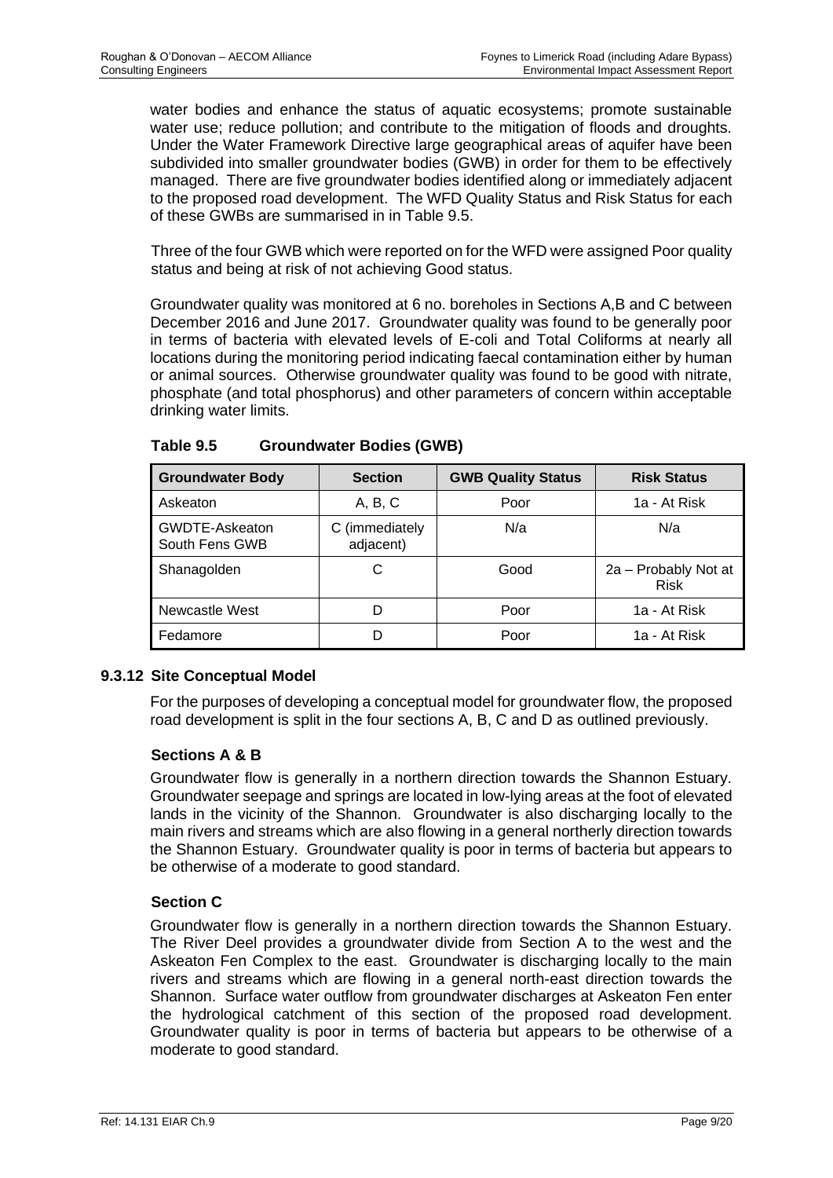water bodies and enhance the status of aquatic ecosystems; promote sustainable water use; reduce pollution; and contribute to the mitigation of floods and droughts. Under the Water Framework Directive large geographical areas of aquifer have been subdivided into smaller groundwater bodies (GWB) in order for them to be effectively managed. There are five groundwater bodies identified along or immediately adjacent to the proposed road development. The WFD Quality Status and Risk Status for each of these GWBs are summarised in in Table 9.5.

Three of the four GWB which were reported on for the WFD were assigned Poor quality status and being at risk of not achieving Good status.

Groundwater quality was monitored at 6 no. boreholes in Sections A,B and C between December 2016 and June 2017. Groundwater quality was found to be generally poor in terms of bacteria with elevated levels of E-coli and Total Coliforms at nearly all locations during the monitoring period indicating faecal contamination either by human or animal sources. Otherwise groundwater quality was found to be good with nitrate, phosphate (and total phosphorus) and other parameters of concern within acceptable drinking water limits.

**Table 9.5 Groundwater Bodies (GWB)**

| Groundwater Body | Section | GWB Quality Status | Risk Status |
|---|---|---|---|
| Askeaton | A, B, C | Poor | 1a - At Risk |
| GWDTE-Askeaton South Fens GWB | C (immediately adjacent) | N/a | N/a |
| Shanagolden | C | Good | 2a – Probably Not at Risk |
| Newcastle West | D | Poor | 1a - At Risk |
| Fedamore | D | Poor | 1a - At Risk |

### 9.3.12 Site Conceptual Model

For the purposes of developing a conceptual model for groundwater flow, the proposed road development is split in the four sections A, B, C and D as outlined previously.

#### Sections A & B

Groundwater flow is generally in a northern direction towards the Shannon Estuary. Groundwater seepage and springs are located in low-lying areas at the foot of elevated lands in the vicinity of the Shannon. Groundwater is also discharging locally to the main rivers and streams which are also flowing in a general northerly direction towards the Shannon Estuary. Groundwater quality is poor in terms of bacteria but appears to be otherwise of a moderate to good standard.

#### Section C

Groundwater flow is generally in a northern direction towards the Shannon Estuary. The River Deel provides a groundwater divide from Section A to the west and the Askeaton Fen Complex to the east. Groundwater is discharging locally to the main rivers and streams which are flowing in a general north-east direction towards the Shannon. Surface water outflow from groundwater discharges at Askeaton Fen enter the hydrological catchment of this section of the proposed road development. Groundwater quality is poor in terms of bacteria but appears to be otherwise of a moderate to good standard.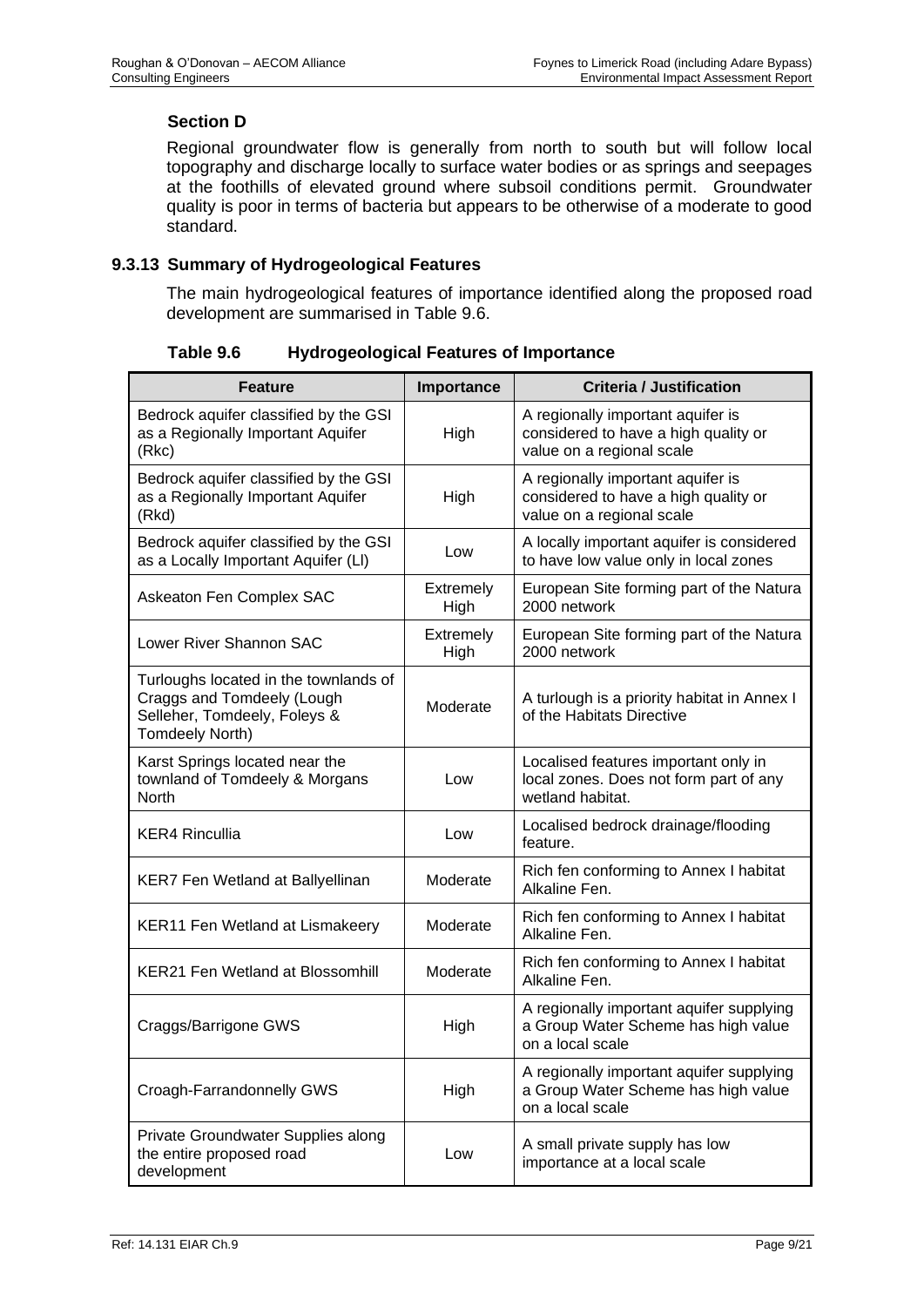**Section D**

Regional groundwater flow is generally from north to south but will follow local topography and discharge locally to surface water bodies or as springs and seepages at the foothills of elevated ground where subsoil conditions permit. Groundwater quality is poor in terms of bacteria but appears to be otherwise of a moderate to good standard.

### 9.3.13 Summary of Hydrogeological Features

The main hydrogeological features of importance identified along the proposed road development are summarised in Table 9.6.

**Table 9.6 Hydrogeological Features of Importance**

| Feature | Importance | Criteria / Justification |
|---|---|---|
| Bedrock aquifer classified by the GSI as a Regionally Important Aquifer (Rkc) | High | A regionally important aquifer is considered to have a high quality or value on a regional scale |
| Bedrock aquifer classified by the GSI as a Regionally Important Aquifer (Rkd) | High | A regionally important aquifer is considered to have a high quality or value on a regional scale |
| Bedrock aquifer classified by the GSI as a Locally Important Aquifer (Ll) | Low | A locally important aquifer is considered to have low value only in local zones |
| Askeaton Fen Complex SAC | Extremely High | European Site forming part of the Natura 2000 network |
| Lower River Shannon SAC | Extremely High | European Site forming part of the Natura 2000 network |
| Turloughs located in the townlands of Craggs and Tomdeely (Lough Selleher, Tomdeely, Foleys & Tomdeely North) | Moderate | A turlough is a priority habitat in Annex I of the Habitats Directive |
| Karst Springs located near the townland of Tomdeely & Morgans North | Low | Localised features important only in local zones. Does not form part of any wetland habitat. |
| KER4 Rincullia | Low | Localised bedrock drainage/flooding feature. |
| KER7 Fen Wetland at Ballyellinan | Moderate | Rich fen conforming to Annex I habitat Alkaline Fen. |
| KER11 Fen Wetland at Lismakeery | Moderate | Rich fen conforming to Annex I habitat Alkaline Fen. |
| KER21 Fen Wetland at Blossomhill | Moderate | Rich fen conforming to Annex I habitat Alkaline Fen. |
| Craggs/Barrigone GWS | High | A regionally important aquifer supplying a Group Water Scheme has high value on a local scale |
| Croagh-Farrandonnelly GWS | High | A regionally important aquifer supplying a Group Water Scheme has high value on a local scale |
| Private Groundwater Supplies along the entire proposed road development | Low | A small private supply has low importance at a local scale |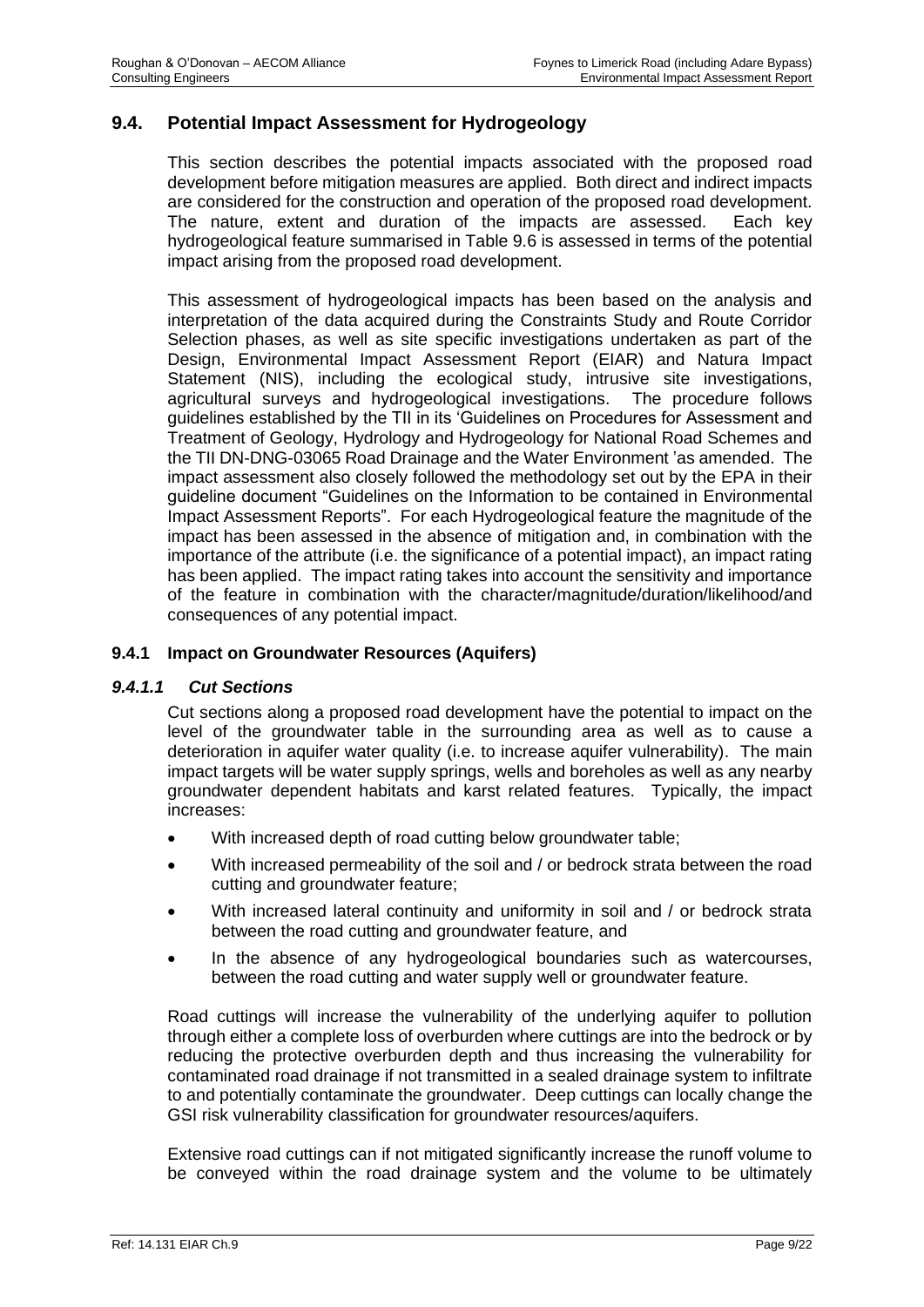## 9.4. Potential Impact Assessment for Hydrogeology

This section describes the potential impacts associated with the proposed road development before mitigation measures are applied. Both direct and indirect impacts are considered for the construction and operation of the proposed road development. The nature, extent and duration of the impacts are assessed. Each key hydrogeological feature summarised in Table 9.6 is assessed in terms of the potential impact arising from the proposed road development.

This assessment of hydrogeological impacts has been based on the analysis and interpretation of the data acquired during the Constraints Study and Route Corridor Selection phases, as well as site specific investigations undertaken as part of the Design, Environmental Impact Assessment Report (EIAR) and Natura Impact Statement (NIS), including the ecological study, intrusive site investigations, agricultural surveys and hydrogeological investigations. The procedure follows guidelines established by the TII in its 'Guidelines on Procedures for Assessment and Treatment of Geology, Hydrology and Hydrogeology for National Road Schemes and the TII DN-DNG-03065 Road Drainage and the Water Environment 'as amended. The impact assessment also closely followed the methodology set out by the EPA in their guideline document "Guidelines on the Information to be contained in Environmental Impact Assessment Reports". For each Hydrogeological feature the magnitude of the impact has been assessed in the absence of mitigation and, in combination with the importance of the attribute (i.e. the significance of a potential impact), an impact rating has been applied. The impact rating takes into account the sensitivity and importance of the feature in combination with the character/magnitude/duration/likelihood/and consequences of any potential impact.

### 9.4.1 Impact on Groundwater Resources (Aquifers)

#### *9.4.1.1 Cut Sections*

Cut sections along a proposed road development have the potential to impact on the level of the groundwater table in the surrounding area as well as to cause a deterioration in aquifer water quality (i.e. to increase aquifer vulnerability). The main impact targets will be water supply springs, wells and boreholes as well as any nearby groundwater dependent habitats and karst related features. Typically, the impact increases:

- With increased depth of road cutting below groundwater table;
- With increased permeability of the soil and / or bedrock strata between the road cutting and groundwater feature;
- With increased lateral continuity and uniformity in soil and / or bedrock strata between the road cutting and groundwater feature, and
- In the absence of any hydrogeological boundaries such as watercourses, between the road cutting and water supply well or groundwater feature.

Road cuttings will increase the vulnerability of the underlying aquifer to pollution through either a complete loss of overburden where cuttings are into the bedrock or by reducing the protective overburden depth and thus increasing the vulnerability for contaminated road drainage if not transmitted in a sealed drainage system to infiltrate to and potentially contaminate the groundwater. Deep cuttings can locally change the GSI risk vulnerability classification for groundwater resources/aquifers.

Extensive road cuttings can if not mitigated significantly increase the runoff volume to be conveyed within the road drainage system and the volume to be ultimately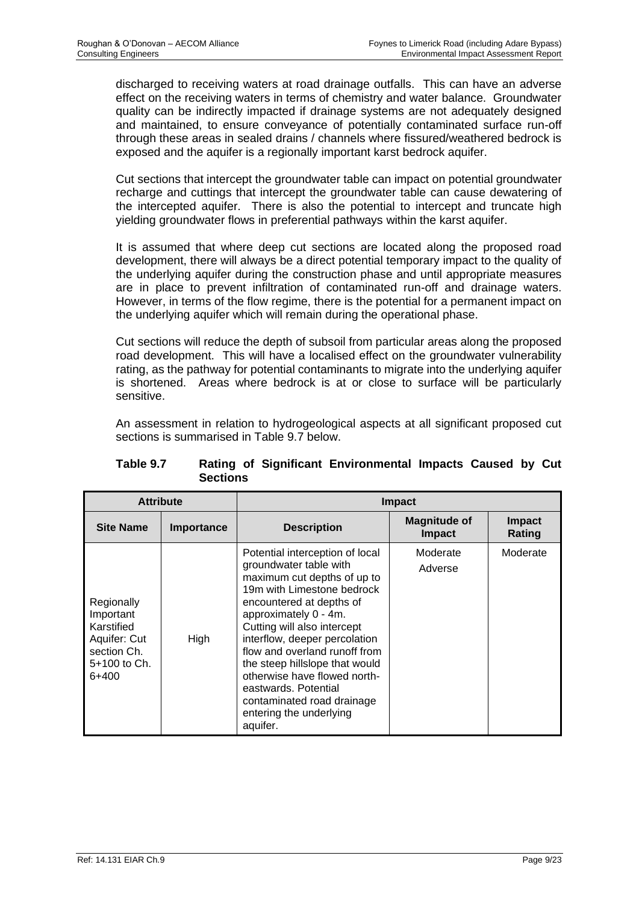discharged to receiving waters at road drainage outfalls. This can have an adverse effect on the receiving waters in terms of chemistry and water balance. Groundwater quality can be indirectly impacted if drainage systems are not adequately designed and maintained, to ensure conveyance of potentially contaminated surface run-off through these areas in sealed drains / channels where fissured/weathered bedrock is exposed and the aquifer is a regionally important karst bedrock aquifer.

Cut sections that intercept the groundwater table can impact on potential groundwater recharge and cuttings that intercept the groundwater table can cause dewatering of the intercepted aquifer. There is also the potential to intercept and truncate high yielding groundwater flows in preferential pathways within the karst aquifer.

It is assumed that where deep cut sections are located along the proposed road development, there will always be a direct potential temporary impact to the quality of the underlying aquifer during the construction phase and until appropriate measures are in place to prevent infiltration of contaminated run-off and drainage waters. However, in terms of the flow regime, there is the potential for a permanent impact on the underlying aquifer which will remain during the operational phase.

Cut sections will reduce the depth of subsoil from particular areas along the proposed road development. This will have a localised effect on the groundwater vulnerability rating, as the pathway for potential contaminants to migrate into the underlying aquifer is shortened. Areas where bedrock is at or close to surface will be particularly sensitive.

An assessment in relation to hydrogeological aspects at all significant proposed cut sections is summarised in Table 9.7 below.

**Table 9.7 Rating of Significant Environmental Impacts Caused by Cut Sections**

| Attribute | | Impact | | |
|---|---|---|---|---|
| **Site Name** | **Importance** | **Description** | **Magnitude of Impact** | **Impact Rating** |
| Regionally Important Karstified Aquifer: Cut section Ch. 5+100 to Ch. 6+400 | High | Potential interception of local groundwater table with maximum cut depths of up to 19m with Limestone bedrock encountered at depths of approximately 0 - 4m. Cutting will also intercept interflow, deeper percolation flow and overland runoff from the steep hillslope that would otherwise have flowed north-eastwards. Potential contaminated road drainage entering the underlying aquifer. | Moderate Adverse | Moderate |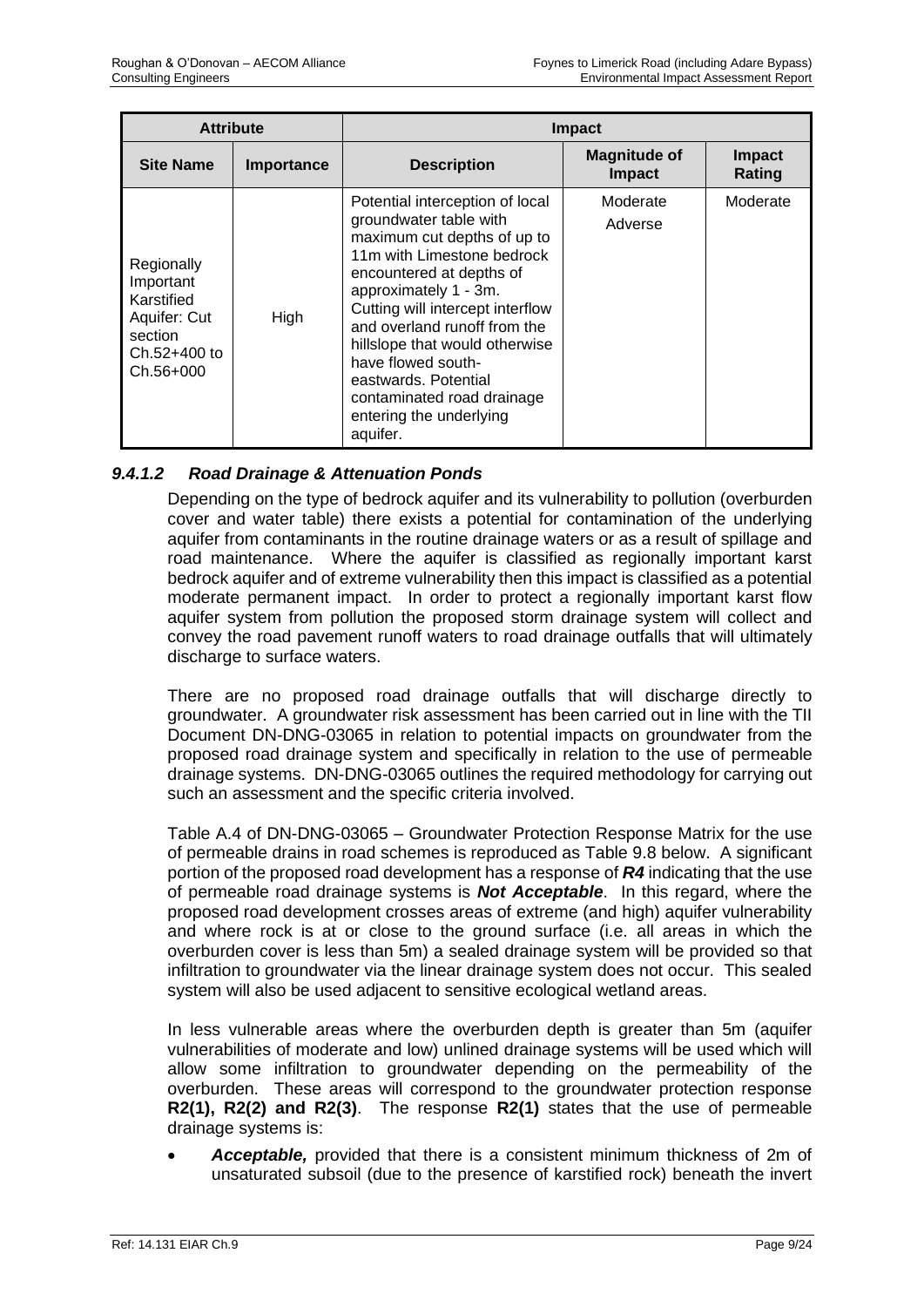| Attribute | | Impact | | |
|---|---|---|---|---|
| **Site Name** | **Importance** | **Description** | **Magnitude of Impact** | **Impact Rating** |
| Regionally Important Karstified Aquifer: Cut section Ch.52+400 to Ch.56+000 | High | Potential interception of local groundwater table with maximum cut depths of up to 11m with Limestone bedrock encountered at depths of approximately 1 - 3m. Cutting will intercept interflow and overland runoff from the hillslope that would otherwise have flowed south-eastwards. Potential contaminated road drainage entering the underlying aquifer. | Moderate Adverse | Moderate |

#### *9.4.1.2 Road Drainage & Attenuation Ponds*

Depending on the type of bedrock aquifer and its vulnerability to pollution (overburden cover and water table) there exists a potential for contamination of the underlying aquifer from contaminants in the routine drainage waters or as a result of spillage and road maintenance. Where the aquifer is classified as regionally important karst bedrock aquifer and of extreme vulnerability then this impact is classified as a potential moderate permanent impact. In order to protect a regionally important karst flow aquifer system from pollution the proposed storm drainage system will collect and convey the road pavement runoff waters to road drainage outfalls that will ultimately discharge to surface waters.

There are no proposed road drainage outfalls that will discharge directly to groundwater. A groundwater risk assessment has been carried out in line with the TII Document DN-DNG-03065 in relation to potential impacts on groundwater from the proposed road drainage system and specifically in relation to the use of permeable drainage systems. DN-DNG-03065 outlines the required methodology for carrying out such an assessment and the specific criteria involved.

Table A.4 of DN-DNG-03065 – Groundwater Protection Response Matrix for the use of permeable drains in road schemes is reproduced as Table 9.8 below. A significant portion of the proposed road development has a response of ***R4*** indicating that the use of permeable road drainage systems is ***Not Acceptable***. In this regard, where the proposed road development crosses areas of extreme (and high) aquifer vulnerability and where rock is at or close to the ground surface (i.e. all areas in which the overburden cover is less than 5m) a sealed drainage system will be provided so that infiltration to groundwater via the linear drainage system does not occur. This sealed system will also be used adjacent to sensitive ecological wetland areas.

In less vulnerable areas where the overburden depth is greater than 5m (aquifer vulnerabilities of moderate and low) unlined drainage systems will be used which will allow some infiltration to groundwater depending on the permeability of the overburden. These areas will correspond to the groundwater protection response **R2(1), R2(2) and R2(3)**. The response **R2(1)** states that the use of permeable drainage systems is:

- ***Acceptable,*** provided that there is a consistent minimum thickness of 2m of unsaturated subsoil (due to the presence of karstified rock) beneath the invert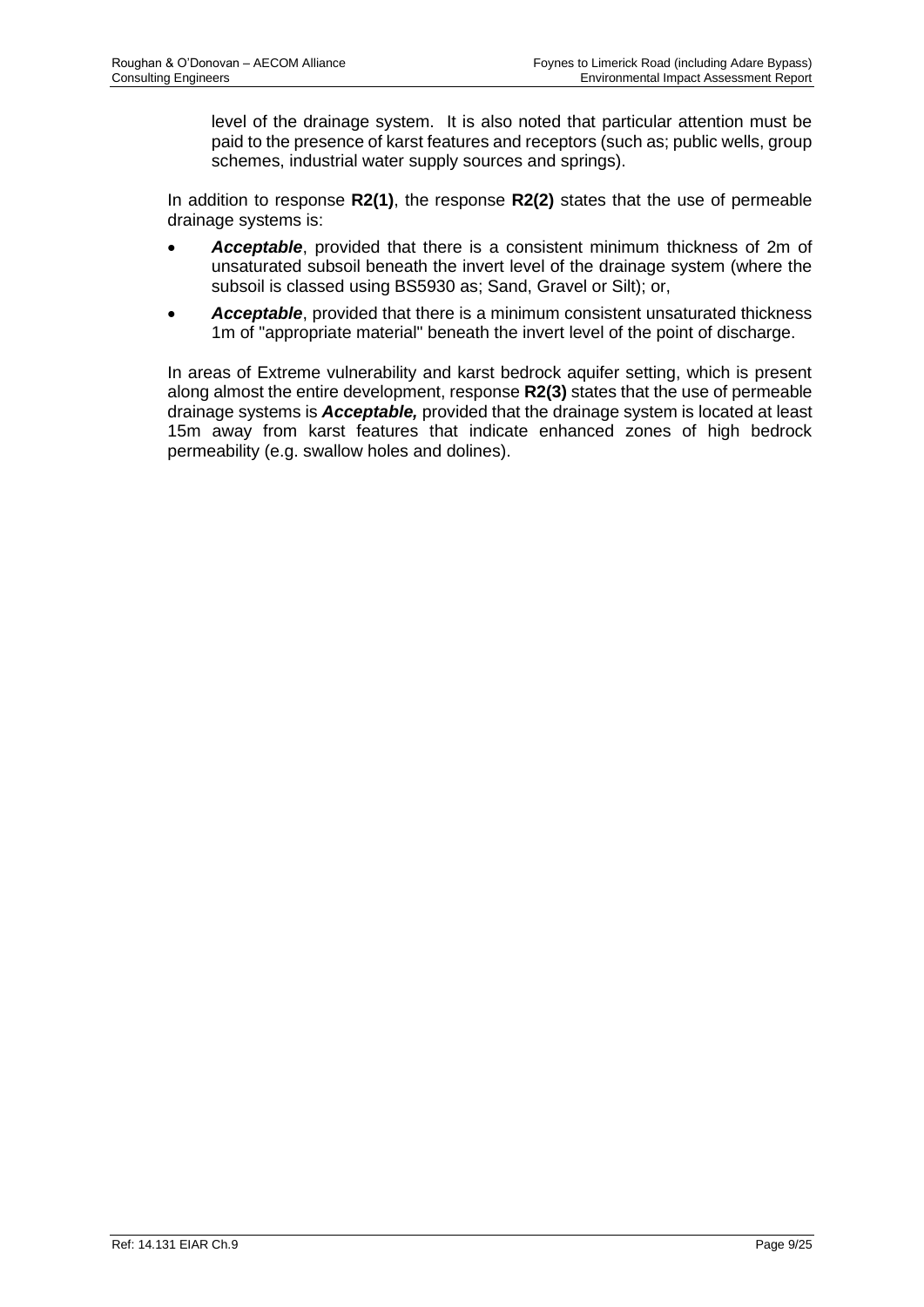level of the drainage system. It is also noted that particular attention must be paid to the presence of karst features and receptors (such as; public wells, group schemes, industrial water supply sources and springs).

In addition to response **R2(1)**, the response **R2(2)** states that the use of permeable drainage systems is:

- ***Acceptable***, provided that there is a consistent minimum thickness of 2m of unsaturated subsoil beneath the invert level of the drainage system (where the subsoil is classed using BS5930 as; Sand, Gravel or Silt); or,
- ***Acceptable***, provided that there is a minimum consistent unsaturated thickness 1m of "appropriate material" beneath the invert level of the point of discharge.

In areas of Extreme vulnerability and karst bedrock aquifer setting, which is present along almost the entire development, response **R2(3)** states that the use of permeable drainage systems is ***Acceptable,*** provided that the drainage system is located at least 15m away from karst features that indicate enhanced zones of high bedrock permeability (e.g. swallow holes and dolines).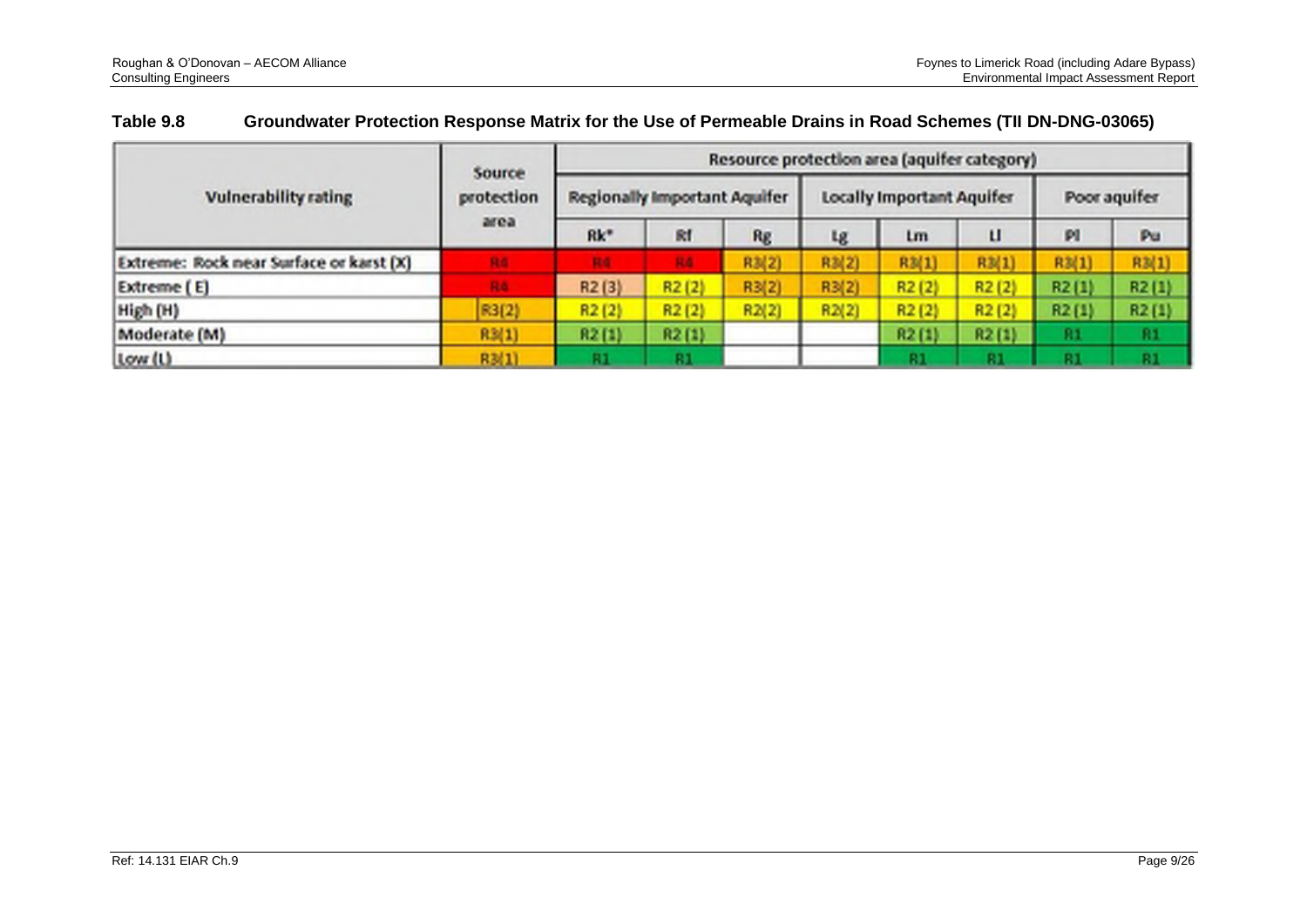**Table 9.8 Groundwater Protection Response Matrix for the Use of Permeable Drains in Road Schemes (TII DN-DNG-03065)**

| Vulnerability rating | Source protection area | Resource protection area (aquifer category) | | | | | | | |
|---|---|---|---|---|---|---|---|---|---|
| | | Regionally Important Aquifer | | | Locally Important Aquifer | | | Poor aquifer | |
| | | Rk* | Rf | Rg | Lg | Lm | Ll | Pl | Pu |
| Extreme: Rock near Surface or karst (X) | R4 | R4 | R4 | R3(2) | R3(2) | R3(1) | R3(1) | R3(1) | R3(1) |
| Extreme ( E) | R4 | R2 (3) | R2 (2) | R3(2) | R3(2) | R2 (2) | R2 (2) | R2 (1) | R2 (1) |
| High (H) | R3(2) | R2 (2) | R2 (2) | R2(2) | R2(2) | R2 (2) | R2 (2) | R2 (1) | R2 (1) |
| Moderate (M) | R3(1) | R2 (1) | R2 (1) | | | R2 (1) | R2 (1) | R1 | R1 |
| Low (L) | R3(1) | R1 | R1 | | | R1 | R1 | R1 | R1 |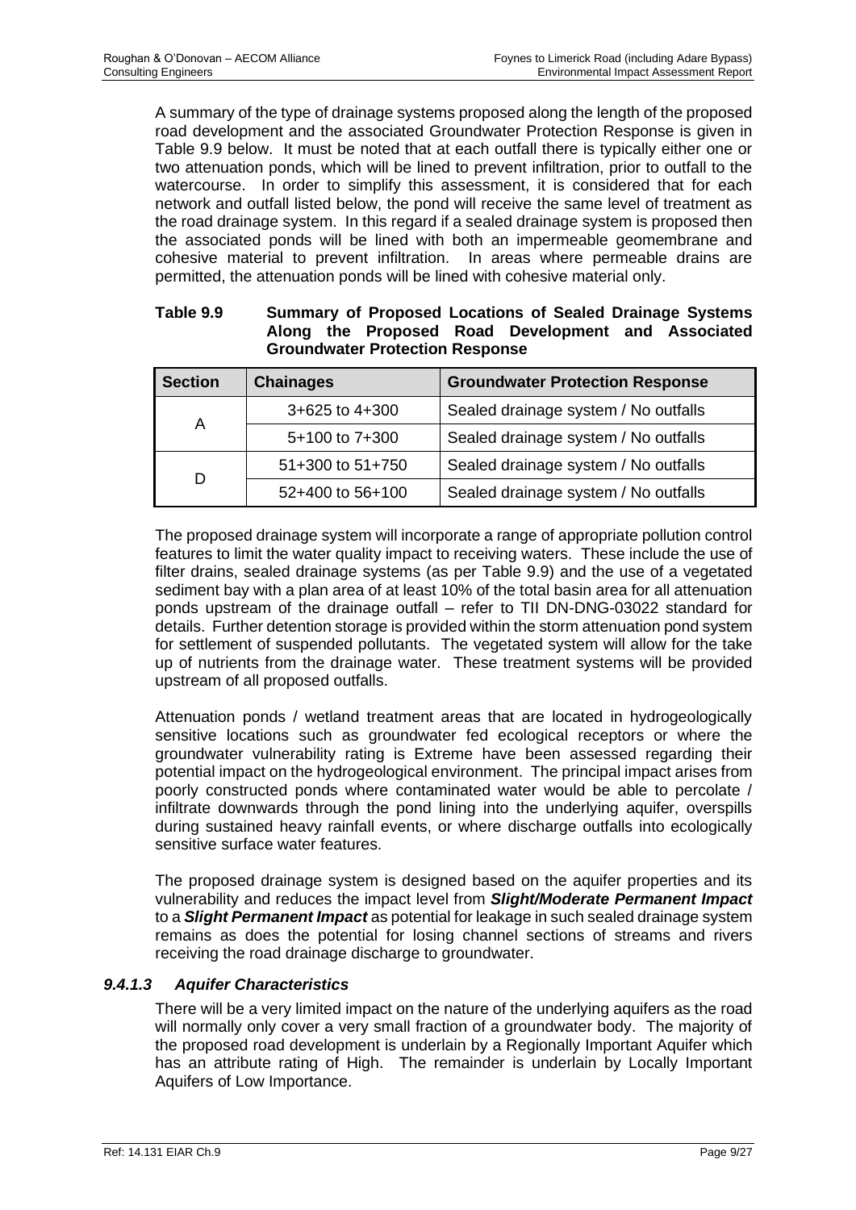A summary of the type of drainage systems proposed along the length of the proposed road development and the associated Groundwater Protection Response is given in Table 9.9 below. It must be noted that at each outfall there is typically either one or two attenuation ponds, which will be lined to prevent infiltration, prior to outfall to the watercourse. In order to simplify this assessment, it is considered that for each network and outfall listed below, the pond will receive the same level of treatment as the road drainage system. In this regard if a sealed drainage system is proposed then the associated ponds will be lined with both an impermeable geomembrane and cohesive material to prevent infiltration. In areas where permeable drains are permitted, the attenuation ponds will be lined with cohesive material only.

**Table 9.9 Summary of Proposed Locations of Sealed Drainage Systems Along the Proposed Road Development and Associated Groundwater Protection Response**

| Section | Chainages | Groundwater Protection Response |
|---|---|---|
| A | 3+625 to 4+300 | Sealed drainage system / No outfalls |
| | 5+100 to 7+300 | Sealed drainage system / No outfalls |
| D | 51+300 to 51+750 | Sealed drainage system / No outfalls |
| | 52+400 to 56+100 | Sealed drainage system / No outfalls |

The proposed drainage system will incorporate a range of appropriate pollution control features to limit the water quality impact to receiving waters. These include the use of filter drains, sealed drainage systems (as per Table 9.9) and the use of a vegetated sediment bay with a plan area of at least 10% of the total basin area for all attenuation ponds upstream of the drainage outfall – refer to TII DN-DNG-03022 standard for details. Further detention storage is provided within the storm attenuation pond system for settlement of suspended pollutants. The vegetated system will allow for the take up of nutrients from the drainage water. These treatment systems will be provided upstream of all proposed outfalls.

Attenuation ponds / wetland treatment areas that are located in hydrogeologically sensitive locations such as groundwater fed ecological receptors or where the groundwater vulnerability rating is Extreme have been assessed regarding their potential impact on the hydrogeological environment. The principal impact arises from poorly constructed ponds where contaminated water would be able to percolate / infiltrate downwards through the pond lining into the underlying aquifer, overspills during sustained heavy rainfall events, or where discharge outfalls into ecologically sensitive surface water features.

The proposed drainage system is designed based on the aquifer properties and its vulnerability and reduces the impact level from ***Slight/Moderate Permanent Impact*** to a ***Slight Permanent Impact*** as potential for leakage in such sealed drainage system remains as does the potential for losing channel sections of streams and rivers receiving the road drainage discharge to groundwater.

#### *9.4.1.3 Aquifer Characteristics*

There will be a very limited impact on the nature of the underlying aquifers as the road will normally only cover a very small fraction of a groundwater body. The majority of the proposed road development is underlain by a Regionally Important Aquifer which has an attribute rating of High. The remainder is underlain by Locally Important Aquifers of Low Importance.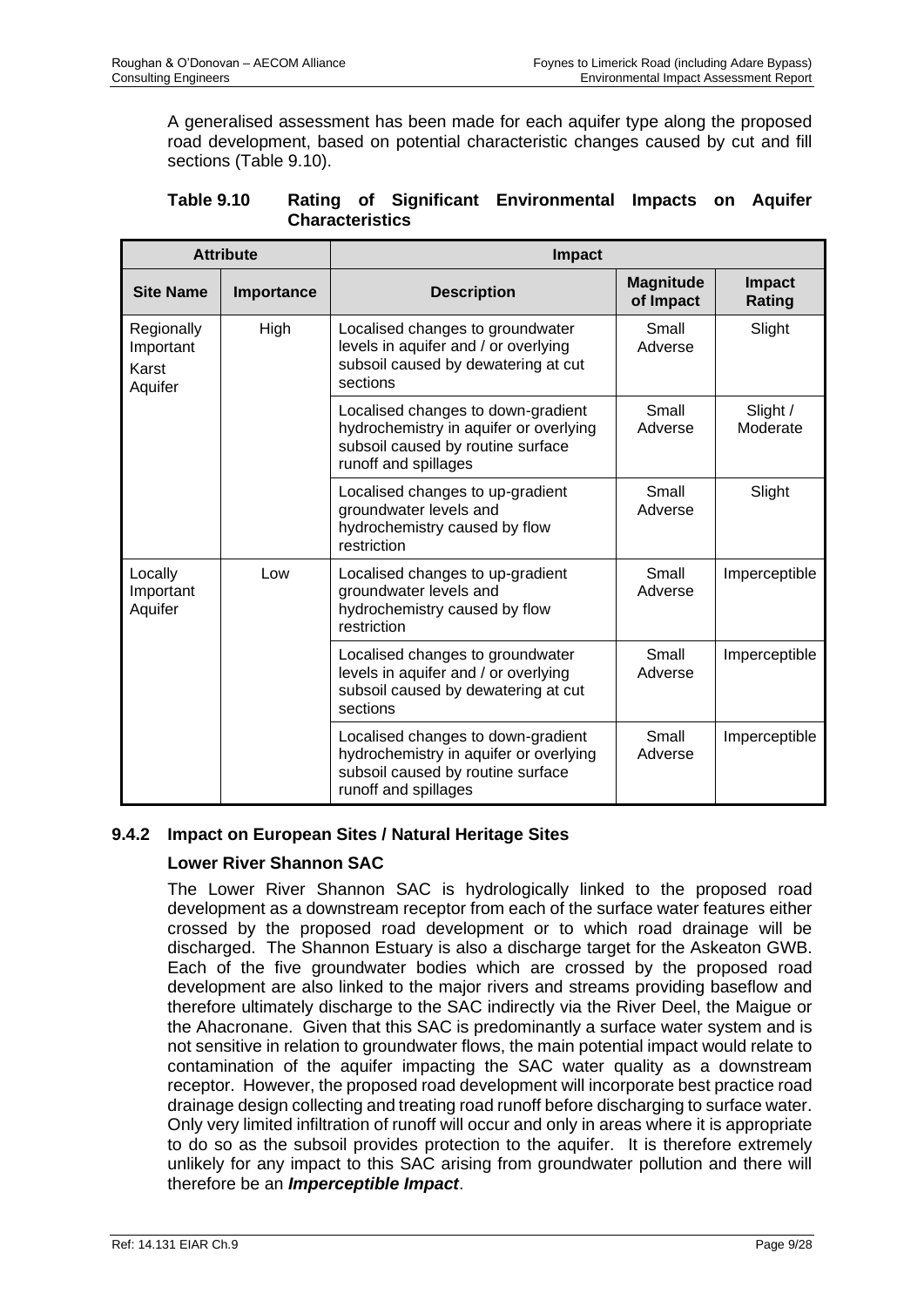A generalised assessment has been made for each aquifer type along the proposed road development, based on potential characteristic changes caused by cut and fill sections (Table 9.10).

**Table 9.10 Rating of Significant Environmental Impacts on Aquifer Characteristics**

| Attribute | | Impact | | |
|---|---|---|---|---|
| **Site Name** | **Importance** | **Description** | **Magnitude of Impact** | **Impact Rating** |
| Regionally Important Karst Aquifer | High | Localised changes to groundwater levels in aquifer and / or overlying subsoil caused by dewatering at cut sections | Small Adverse | Slight |
| | | Localised changes to down-gradient hydrochemistry in aquifer or overlying subsoil caused by routine surface runoff and spillages | Small Adverse | Slight / Moderate |
| | | Localised changes to up-gradient groundwater levels and hydrochemistry caused by flow restriction | Small Adverse | Slight |
| Locally Important Aquifer | Low | Localised changes to up-gradient groundwater levels and hydrochemistry caused by flow restriction | Small Adverse | Imperceptible |
| | | Localised changes to groundwater levels in aquifer and / or overlying subsoil caused by dewatering at cut sections | Small Adverse | Imperceptible |
| | | Localised changes to down-gradient hydrochemistry in aquifer or overlying subsoil caused by routine surface runoff and spillages | Small Adverse | Imperceptible |

### 9.4.2 Impact on European Sites / Natural Heritage Sites

**Lower River Shannon SAC**

The Lower River Shannon SAC is hydrologically linked to the proposed road development as a downstream receptor from each of the surface water features either crossed by the proposed road development or to which road drainage will be discharged. The Shannon Estuary is also a discharge target for the Askeaton GWB. Each of the five groundwater bodies which are crossed by the proposed road development are also linked to the major rivers and streams providing baseflow and therefore ultimately discharge to the SAC indirectly via the River Deel, the Maigue or the Ahacronane. Given that this SAC is predominantly a surface water system and is not sensitive in relation to groundwater flows, the main potential impact would relate to contamination of the aquifer impacting the SAC water quality as a downstream receptor. However, the proposed road development will incorporate best practice road drainage design collecting and treating road runoff before discharging to surface water. Only very limited infiltration of runoff will occur and only in areas where it is appropriate to do so as the subsoil provides protection to the aquifer. It is therefore extremely unlikely for any impact to this SAC arising from groundwater pollution and there will therefore be an ***Imperceptible Impact***.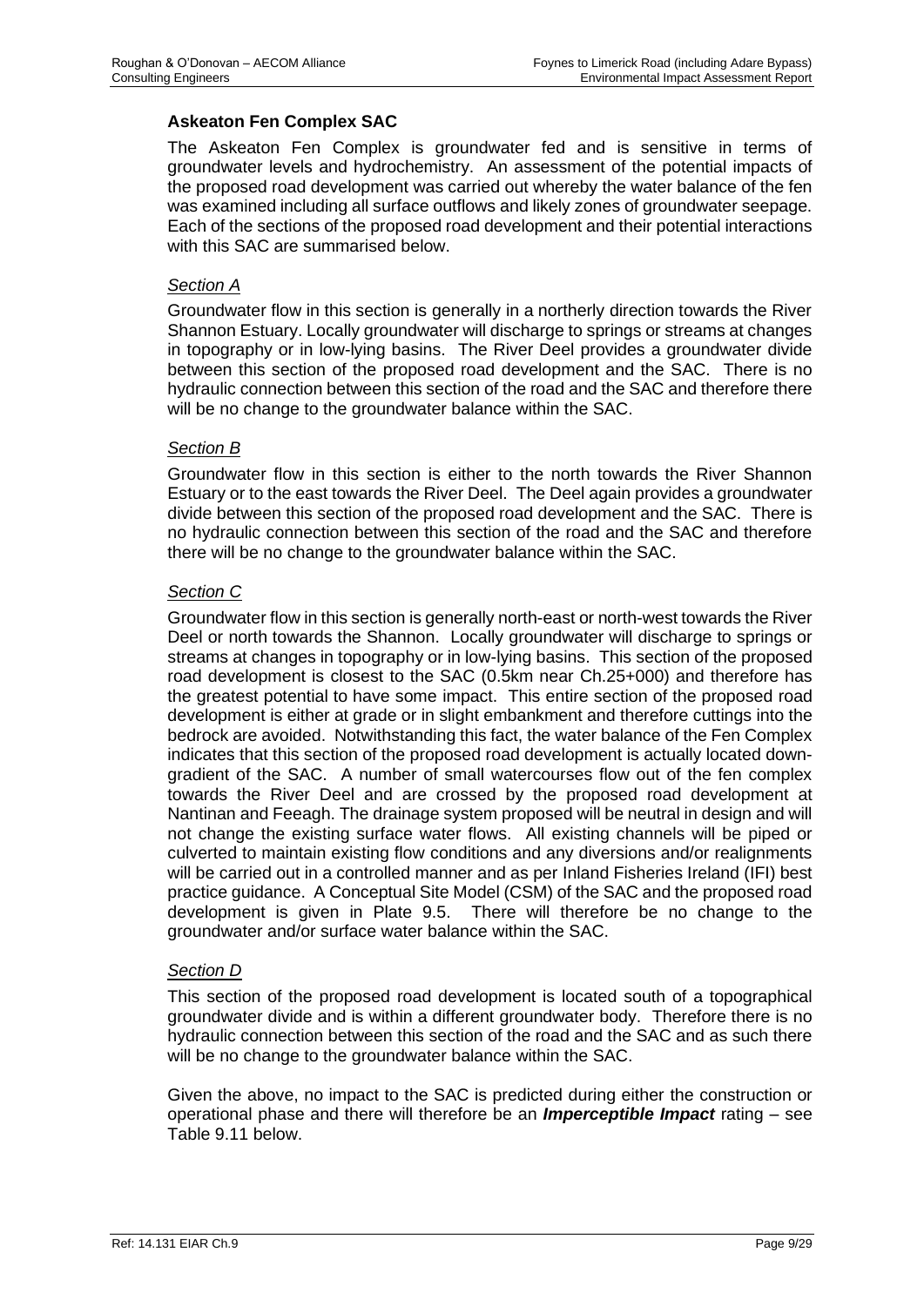### Askeaton Fen Complex SAC

The Askeaton Fen Complex is groundwater fed and is sensitive in terms of groundwater levels and hydrochemistry. An assessment of the potential impacts of the proposed road development was carried out whereby the water balance of the fen was examined including all surface outflows and likely zones of groundwater seepage. Each of the sections of the proposed road development and their potential interactions with this SAC are summarised below.

#### *Section A*

Groundwater flow in this section is generally in a northerly direction towards the River Shannon Estuary. Locally groundwater will discharge to springs or streams at changes in topography or in low-lying basins. The River Deel provides a groundwater divide between this section of the proposed road development and the SAC. There is no hydraulic connection between this section of the road and the SAC and therefore there will be no change to the groundwater balance within the SAC.

#### *Section B*

Groundwater flow in this section is either to the north towards the River Shannon Estuary or to the east towards the River Deel. The Deel again provides a groundwater divide between this section of the proposed road development and the SAC. There is no hydraulic connection between this section of the road and the SAC and therefore there will be no change to the groundwater balance within the SAC.

#### *Section C*

Groundwater flow in this section is generally north-east or north-west towards the River Deel or north towards the Shannon. Locally groundwater will discharge to springs or streams at changes in topography or in low-lying basins. This section of the proposed road development is closest to the SAC (0.5km near Ch.25+000) and therefore has the greatest potential to have some impact. This entire section of the proposed road development is either at grade or in slight embankment and therefore cuttings into the bedrock are avoided. Notwithstanding this fact, the water balance of the Fen Complex indicates that this section of the proposed road development is actually located down-gradient of the SAC. A number of small watercourses flow out of the fen complex towards the River Deel and are crossed by the proposed road development at Nantinan and Feeagh. The drainage system proposed will be neutral in design and will not change the existing surface water flows. All existing channels will be piped or culverted to maintain existing flow conditions and any diversions and/or realignments will be carried out in a controlled manner and as per Inland Fisheries Ireland (IFI) best practice guidance. A Conceptual Site Model (CSM) of the SAC and the proposed road development is given in Plate 9.5. There will therefore be no change to the groundwater and/or surface water balance within the SAC.

#### *Section D*

This section of the proposed road development is located south of a topographical groundwater divide and is within a different groundwater body. Therefore there is no hydraulic connection between this section of the road and the SAC and as such there will be no change to the groundwater balance within the SAC.

Given the above, no impact to the SAC is predicted during either the construction or operational phase and there will therefore be an ***Imperceptible Impact*** rating – see Table 9.11 below.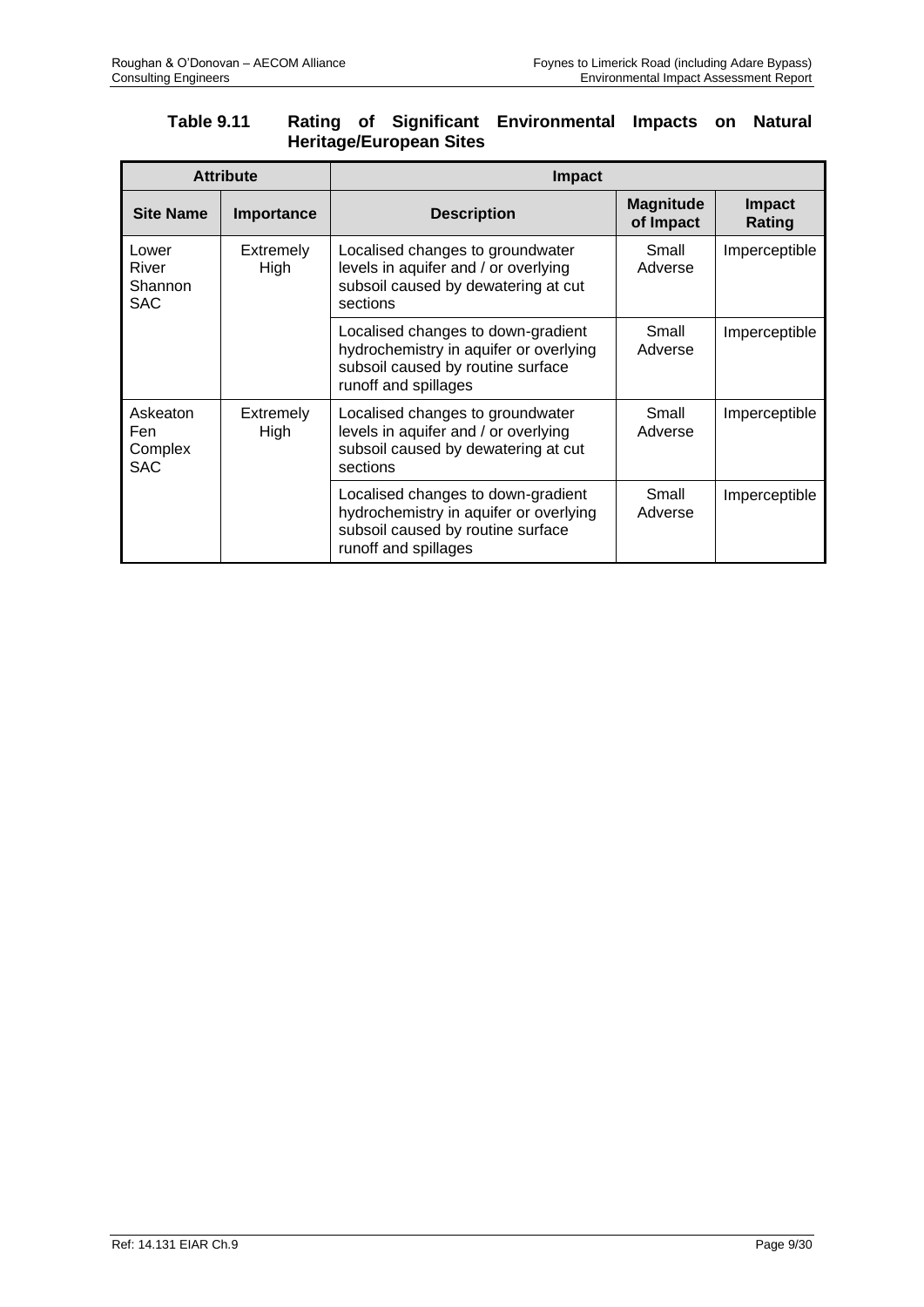**Table 9.11 Rating of Significant Environmental Impacts on Natural Heritage/European Sites**

| Attribute | | Impact | | |
|---|---|---|---|---|
| **Site Name** | **Importance** | **Description** | **Magnitude of Impact** | **Impact Rating** |
| Lower River Shannon SAC | Extremely High | Localised changes to groundwater levels in aquifer and / or overlying subsoil caused by dewatering at cut sections | Small Adverse | Imperceptible |
| | | Localised changes to down-gradient hydrochemistry in aquifer or overlying subsoil caused by routine surface runoff and spillages | Small Adverse | Imperceptible |
| Askeaton Fen Complex SAC | Extremely High | Localised changes to groundwater levels in aquifer and / or overlying subsoil caused by dewatering at cut sections | Small Adverse | Imperceptible |
| | | Localised changes to down-gradient hydrochemistry in aquifer or overlying subsoil caused by routine surface runoff and spillages | Small Adverse | Imperceptible |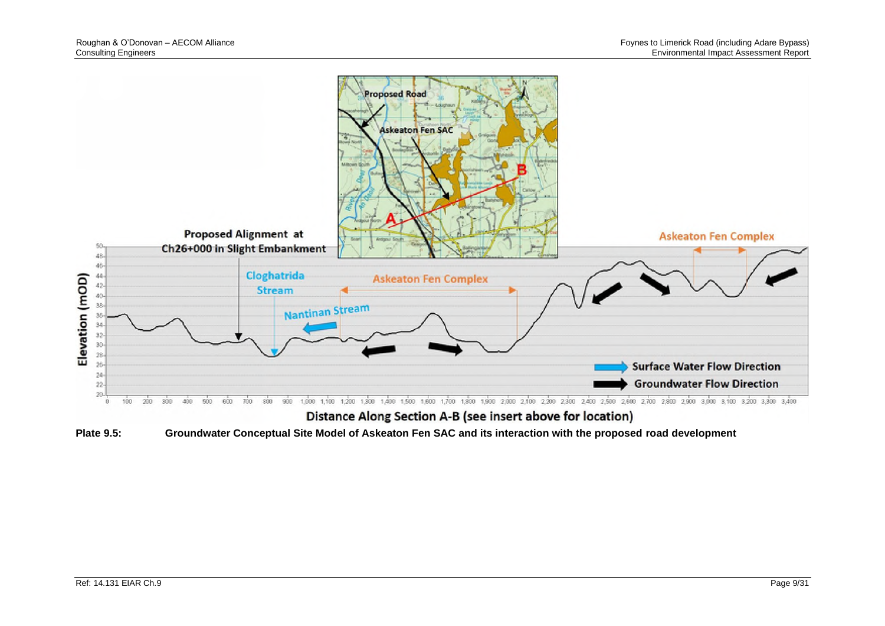**Plate 9.5: Groundwater Conceptual Site Model of Askeaton Fen SAC and its interaction with the proposed road development**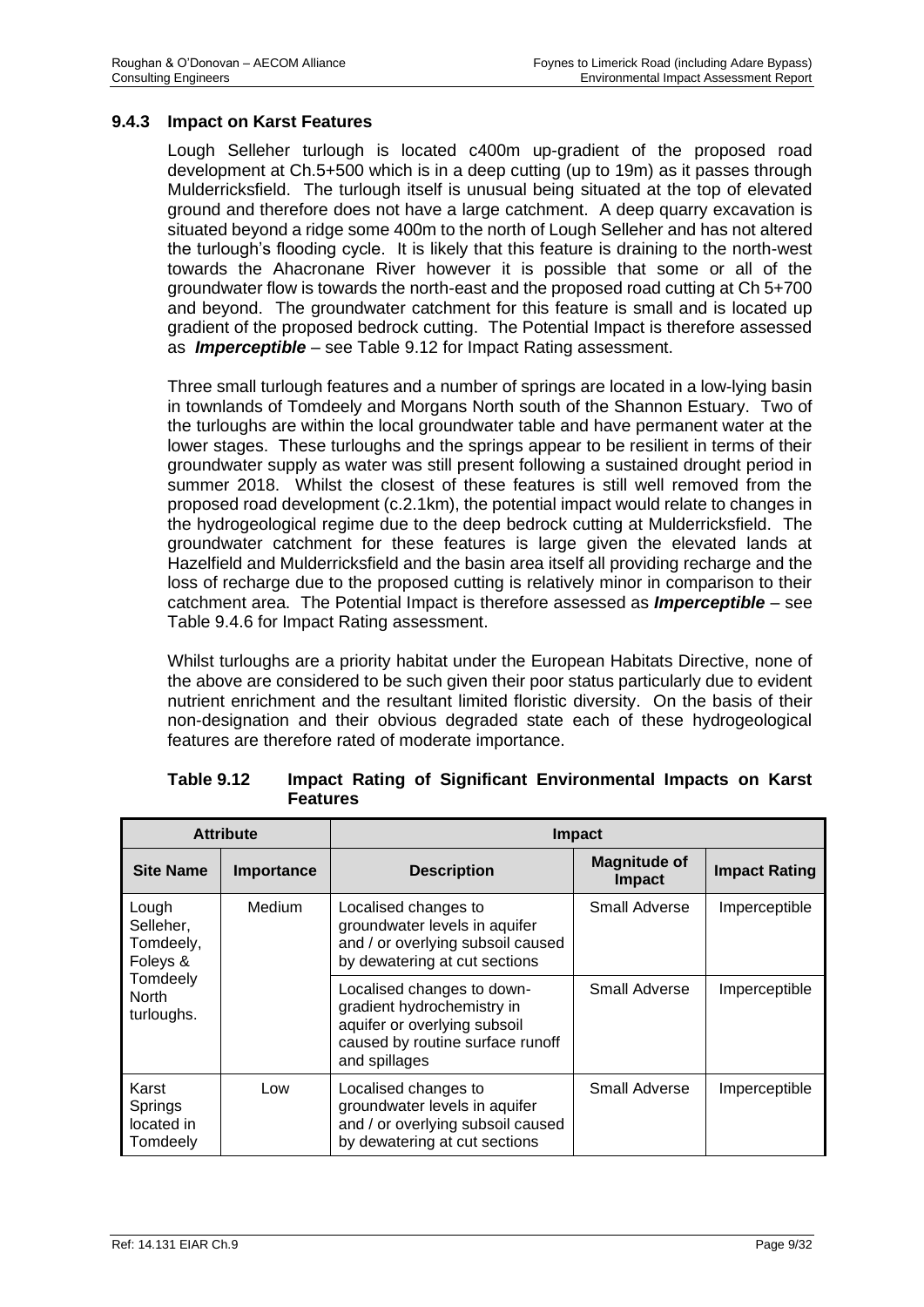### 9.4.3 Impact on Karst Features

Lough Selleher turlough is located c400m up-gradient of the proposed road development at Ch.5+500 which is in a deep cutting (up to 19m) as it passes through Mulderricksfield. The turlough itself is unusual being situated at the top of elevated ground and therefore does not have a large catchment. A deep quarry excavation is situated beyond a ridge some 400m to the north of Lough Selleher and has not altered the turlough's flooding cycle. It is likely that this feature is draining to the north-west towards the Ahacronane River however it is possible that some or all of the groundwater flow is towards the north-east and the proposed road cutting at Ch 5+700 and beyond. The groundwater catchment for this feature is small and is located up gradient of the proposed bedrock cutting. The Potential Impact is therefore assessed as ***Imperceptible*** – see Table 9.12 for Impact Rating assessment.

Three small turlough features and a number of springs are located in a low-lying basin in townlands of Tomdeely and Morgans North south of the Shannon Estuary. Two of the turloughs are within the local groundwater table and have permanent water at the lower stages. These turloughs and the springs appear to be resilient in terms of their groundwater supply as water was still present following a sustained drought period in summer 2018. Whilst the closest of these features is still well removed from the proposed road development (c.2.1km), the potential impact would relate to changes in the hydrogeological regime due to the deep bedrock cutting at Mulderricksfield. The groundwater catchment for these features is large given the elevated lands at Hazelfield and Mulderricksfield and the basin area itself all providing recharge and the loss of recharge due to the proposed cutting is relatively minor in comparison to their catchment area. The Potential Impact is therefore assessed as ***Imperceptible*** – see Table 9.4.6 for Impact Rating assessment.

Whilst turloughs are a priority habitat under the European Habitats Directive, none of the above are considered to be such given their poor status particularly due to evident nutrient enrichment and the resultant limited floristic diversity. On the basis of their non-designation and their obvious degraded state each of these hydrogeological features are therefore rated of moderate importance.

**Table 9.12 Impact Rating of Significant Environmental Impacts on Karst Features**

| Attribute | | Impact | | |
|---|---|---|---|---|
| **Site Name** | **Importance** | **Description** | **Magnitude of Impact** | **Impact Rating** |
| Lough Selleher, Tomdeely, Foleys & Tomdeely North turloughs. | Medium | Localised changes to groundwater levels in aquifer and / or overlying subsoil caused by dewatering at cut sections | Small Adverse | Imperceptible |
| | | Localised changes to down-gradient hydrochemistry in aquifer or overlying subsoil caused by routine surface runoff and spillages | Small Adverse | Imperceptible |
| Karst Springs located in Tomdeely | Low | Localised changes to groundwater levels in aquifer and / or overlying subsoil caused by dewatering at cut sections | Small Adverse | Imperceptible |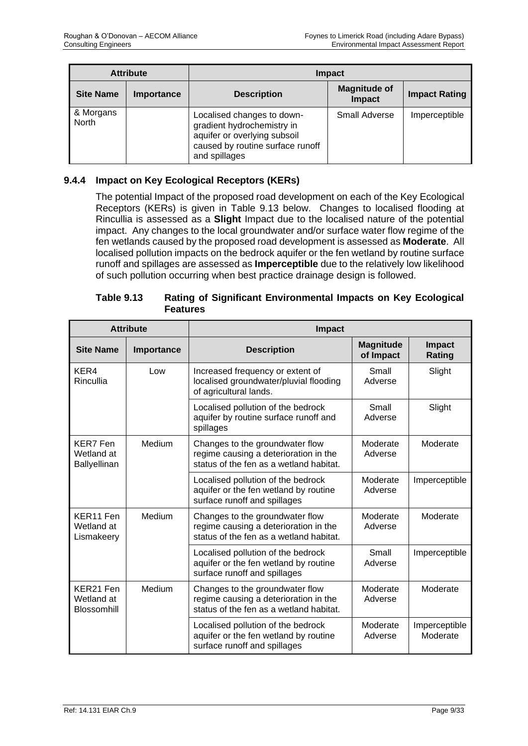| Attribute | | Impact | | |
|---|---|---|---|---|
| **Site Name** | **Importance** | **Description** | **Magnitude of Impact** | **Impact Rating** |
| & Morgans North | | Localised changes to down-gradient hydrochemistry in aquifer or overlying subsoil caused by routine surface runoff and spillages | Small Adverse | Imperceptible |

### 9.4.4 Impact on Key Ecological Receptors (KERs)

The potential Impact of the proposed road development on each of the Key Ecological Receptors (KERs) is given in Table 9.13 below. Changes to localised flooding at Rincullia is assessed as a **Slight** Impact due to the localised nature of the potential impact. Any changes to the local groundwater and/or surface water flow regime of the fen wetlands caused by the proposed road development is assessed as **Moderate**. All localised pollution impacts on the bedrock aquifer or the fen wetland by routine surface runoff and spillages are assessed as **Imperceptible** due to the relatively low likelihood of such pollution occurring when best practice drainage design is followed.

**Table 9.13 Rating of Significant Environmental Impacts on Key Ecological Features**

| Attribute | | Impact | | |
|---|---|---|---|---|
| **Site Name** | **Importance** | **Description** | **Magnitude of Impact** | **Impact Rating** |
| KER4 Rincullia | Low | Increased frequency or extent of localised groundwater/pluvial flooding of agricultural lands. | Small Adverse | Slight |
| | | Localised pollution of the bedrock aquifer by routine surface runoff and spillages | Small Adverse | Slight |
| KER7 Fen Wetland at Ballyellinan | Medium | Changes to the groundwater flow regime causing a deterioration in the status of the fen as a wetland habitat. | Moderate Adverse | Moderate |
| | | Localised pollution of the bedrock aquifer or the fen wetland by routine surface runoff and spillages | Moderate Adverse | Imperceptible |
| KER11 Fen Wetland at Lismakeery | Medium | Changes to the groundwater flow regime causing a deterioration in the status of the fen as a wetland habitat. | Moderate Adverse | Moderate |
| | | Localised pollution of the bedrock aquifer or the fen wetland by routine surface runoff and spillages | Small Adverse | Imperceptible |
| KER21 Fen Wetland at Blossomhill | Medium | Changes to the groundwater flow regime causing a deterioration in the status of the fen as a wetland habitat. | Moderate Adverse | Moderate |
| | | Localised pollution of the bedrock aquifer or the fen wetland by routine surface runoff and spillages | Moderate Adverse | Imperceptible Moderate |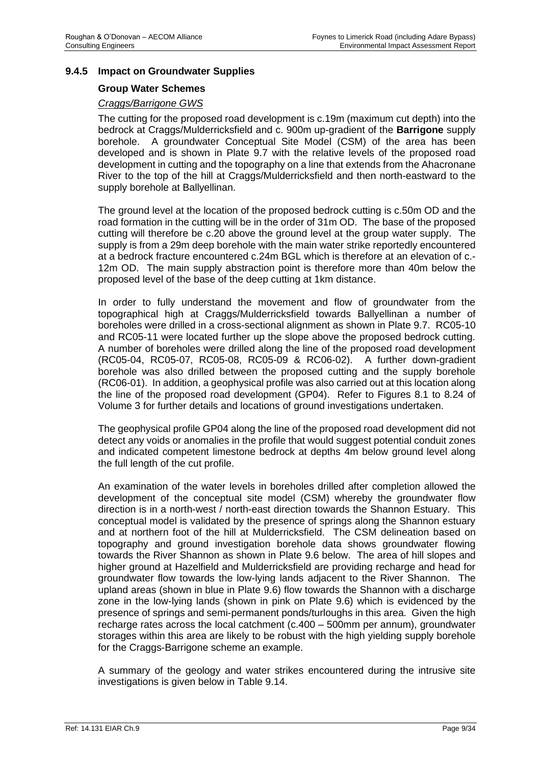### 9.4.5 Impact on Groundwater Supplies

#### Group Water Schemes

*Craggs/Barrigone GWS*

The cutting for the proposed road development is c.19m (maximum cut depth) into the bedrock at Craggs/Mulderricksfield and c. 900m up-gradient of the **Barrigone** supply borehole. A groundwater Conceptual Site Model (CSM) of the area has been developed and is shown in Plate 9.7 with the relative levels of the proposed road development in cutting and the topography on a line that extends from the Ahacronane River to the top of the hill at Craggs/Mulderricksfield and then north-eastward to the supply borehole at Ballyellinan.

The ground level at the location of the proposed bedrock cutting is c.50m OD and the road formation in the cutting will be in the order of 31m OD. The base of the proposed cutting will therefore be c.20 above the ground level at the group water supply. The supply is from a 29m deep borehole with the main water strike reportedly encountered at a bedrock fracture encountered c.24m BGL which is therefore at an elevation of c.-12m OD. The main supply abstraction point is therefore more than 40m below the proposed level of the base of the deep cutting at 1km distance.

In order to fully understand the movement and flow of groundwater from the topographical high at Craggs/Mulderricksfield towards Ballyellinan a number of boreholes were drilled in a cross-sectional alignment as shown in Plate 9.7. RC05-10 and RC05-11 were located further up the slope above the proposed bedrock cutting. A number of boreholes were drilled along the line of the proposed road development (RC05-04, RC05-07, RC05-08, RC05-09 & RC06-02). A further down-gradient borehole was also drilled between the proposed cutting and the supply borehole (RC06-01). In addition, a geophysical profile was also carried out at this location along the line of the proposed road development (GP04). Refer to Figures 8.1 to 8.24 of Volume 3 for further details and locations of ground investigations undertaken.

The geophysical profile GP04 along the line of the proposed road development did not detect any voids or anomalies in the profile that would suggest potential conduit zones and indicated competent limestone bedrock at depths 4m below ground level along the full length of the cut profile.

An examination of the water levels in boreholes drilled after completion allowed the development of the conceptual site model (CSM) whereby the groundwater flow direction is in a north-west / north-east direction towards the Shannon Estuary. This conceptual model is validated by the presence of springs along the Shannon estuary and at northern foot of the hill at Mulderricksfield. The CSM delineation based on topography and ground investigation borehole data shows groundwater flowing towards the River Shannon as shown in Plate 9.6 below. The area of hill slopes and higher ground at Hazelfield and Mulderricksfield are providing recharge and head for groundwater flow towards the low-lying lands adjacent to the River Shannon. The upland areas (shown in blue in Plate 9.6) flow towards the Shannon with a discharge zone in the low-lying lands (shown in pink on Plate 9.6) which is evidenced by the presence of springs and semi-permanent ponds/turloughs in this area. Given the high recharge rates across the local catchment (c.400 – 500mm per annum), groundwater storages within this area are likely to be robust with the high yielding supply borehole for the Craggs-Barrigone scheme an example.

A summary of the geology and water strikes encountered during the intrusive site investigations is given below in Table 9.14.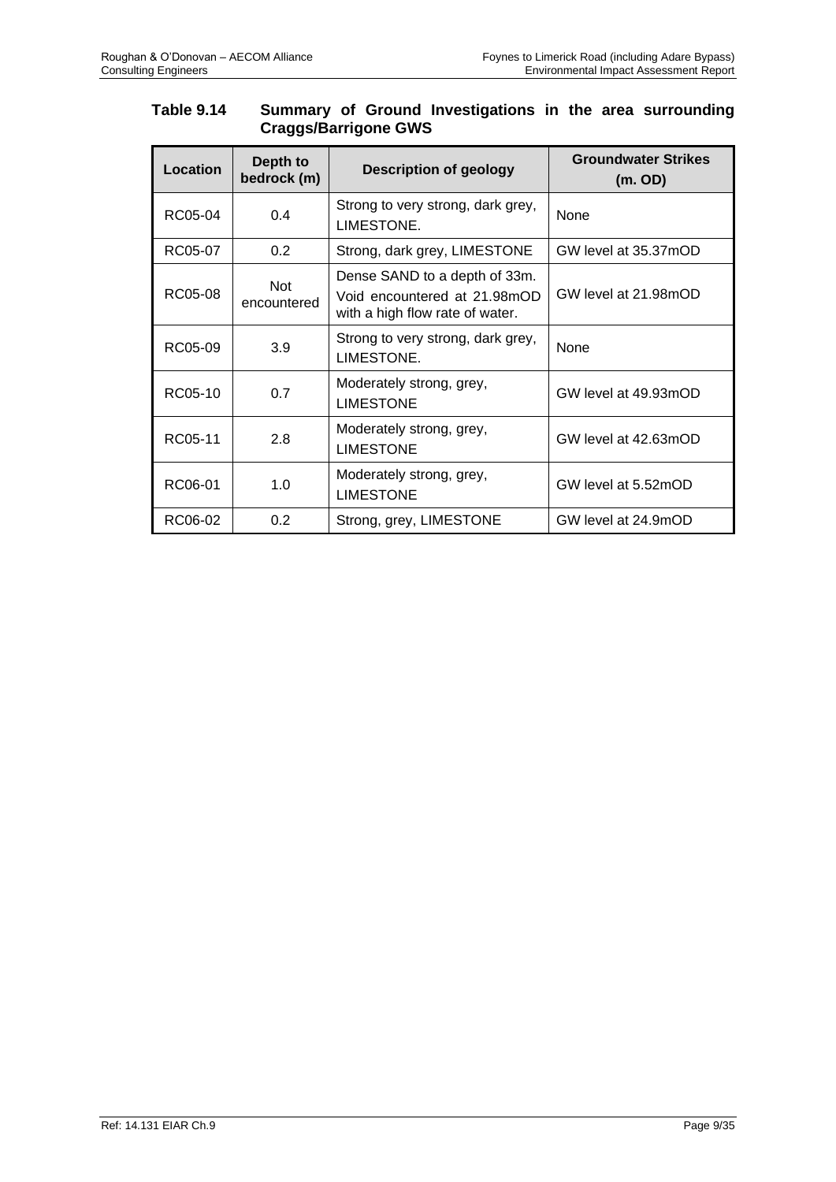**Table 9.14 Summary of Ground Investigations in the area surrounding Craggs/Barrigone GWS**

| Location | Depth to bedrock (m) | Description of geology | Groundwater Strikes (m. OD) |
|---|---|---|---|
| RC05-04 | 0.4 | Strong to very strong, dark grey, LIMESTONE. | None |
| RC05-07 | 0.2 | Strong, dark grey, LIMESTONE | GW level at 35.37mOD |
| RC05-08 | Not encountered | Dense SAND to a depth of 33m. Void encountered at 21.98mOD with a high flow rate of water. | GW level at 21.98mOD |
| RC05-09 | 3.9 | Strong to very strong, dark grey, LIMESTONE. | None |
| RC05-10 | 0.7 | Moderately strong, grey, LIMESTONE | GW level at 49.93mOD |
| RC05-11 | 2.8 | Moderately strong, grey, LIMESTONE | GW level at 42.63mOD |
| RC06-01 | 1.0 | Moderately strong, grey, LIMESTONE | GW level at 5.52mOD |
| RC06-02 | 0.2 | Strong, grey, LIMESTONE | GW level at 24.9mOD |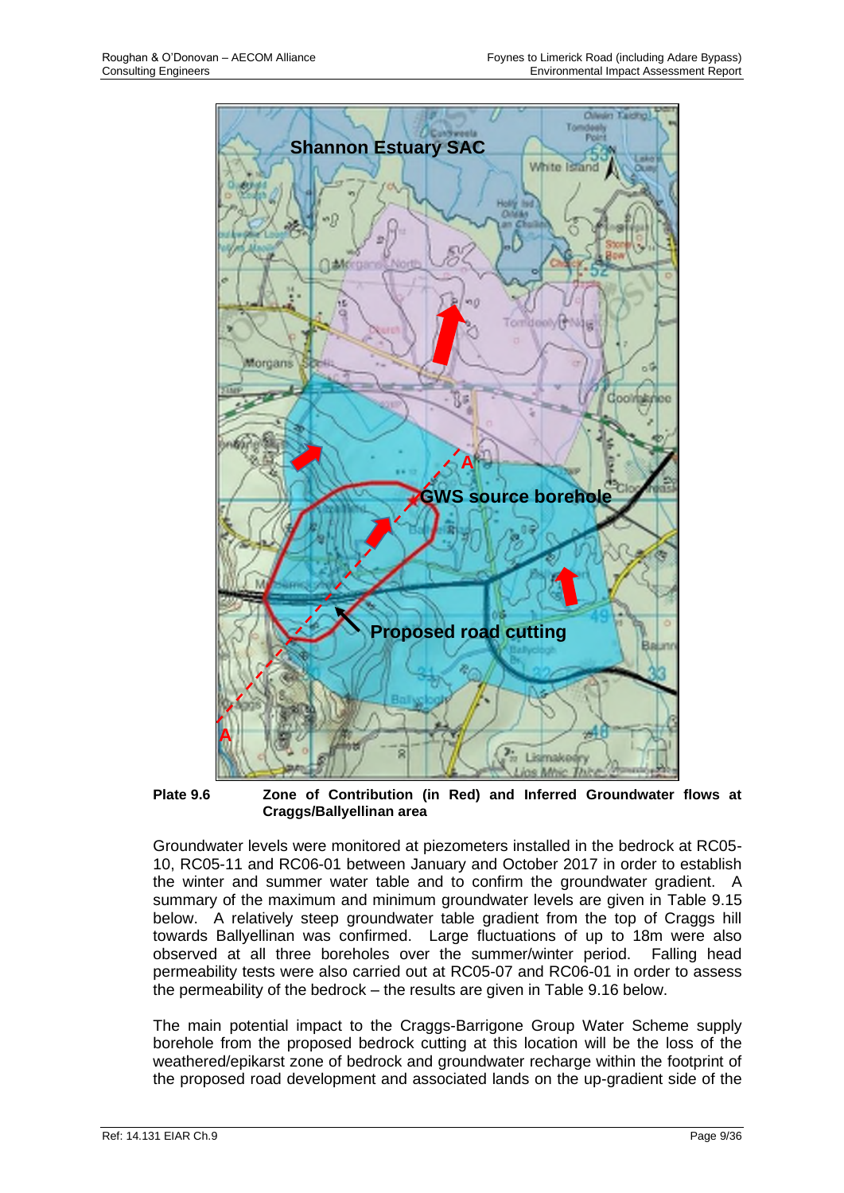**Plate 9.6** Zone of Contribution (in Red) and Inferred Groundwater flows at Craggs/Ballyellinan area

Groundwater levels were monitored at piezometers installed in the bedrock at RC05-10, RC05-11 and RC06-01 between January and October 2017 in order to establish the winter and summer water table and to confirm the groundwater gradient. A summary of the maximum and minimum groundwater levels are given in Table 9.15 below. A relatively steep groundwater table gradient from the top of Craggs hill towards Ballyellinan was confirmed. Large fluctuations of up to 18m were also observed at all three boreholes over the summer/winter period. Falling head permeability tests were also carried out at RC05-07 and RC06-01 in order to assess the permeability of the bedrock – the results are given in Table 9.16 below.

The main potential impact to the Craggs-Barrigone Group Water Scheme supply borehole from the proposed bedrock cutting at this location will be the loss of the weathered/epikarst zone of bedrock and groundwater recharge within the footprint of the proposed road development and associated lands on the up-gradient side of the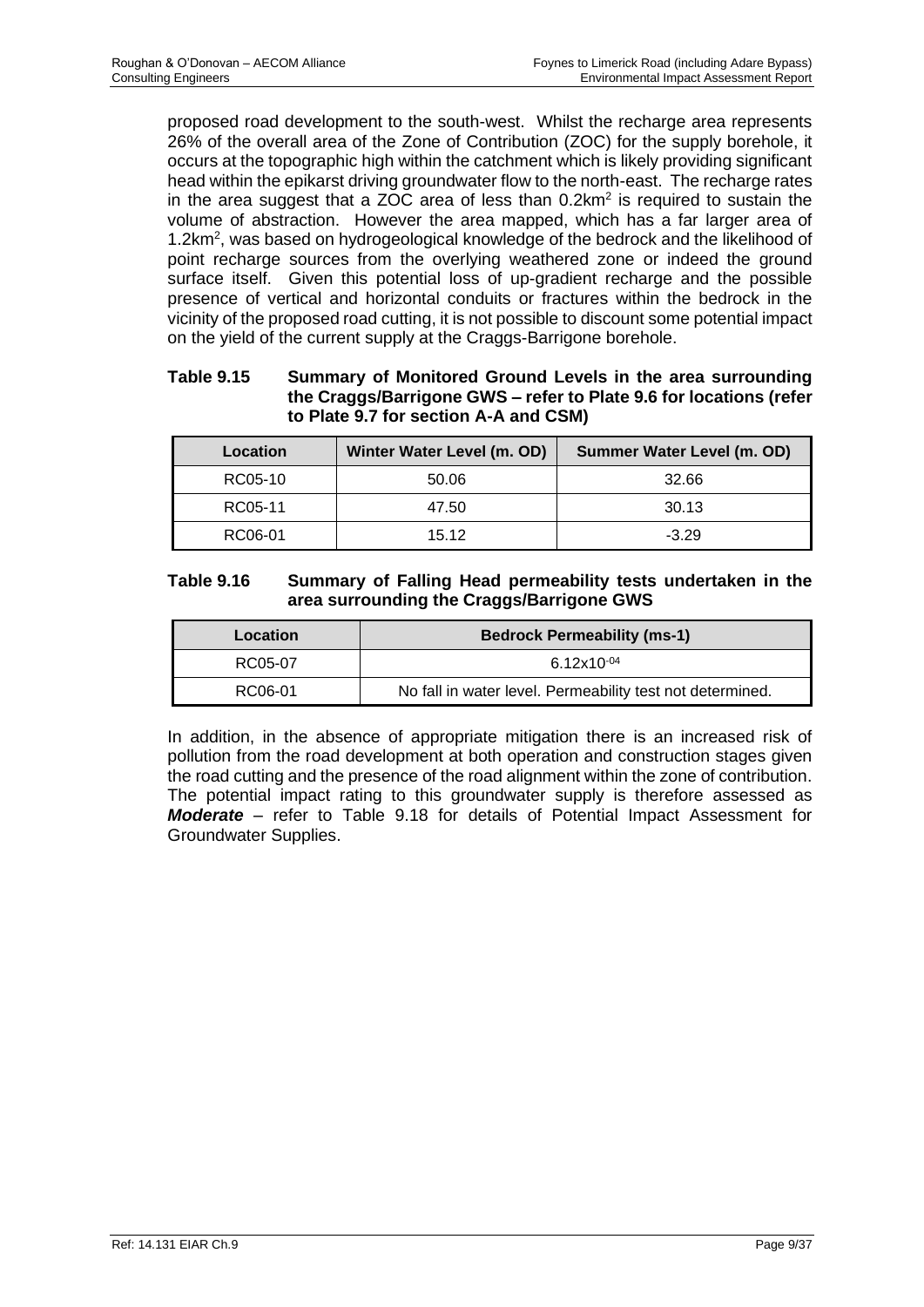proposed road development to the south-west. Whilst the recharge area represents 26% of the overall area of the Zone of Contribution (ZOC) for the supply borehole, it occurs at the topographic high within the catchment which is likely providing significant head within the epikarst driving groundwater flow to the north-east. The recharge rates in the area suggest that a ZOC area of less than $0.2km^2$ is required to sustain the volume of abstraction. However the area mapped, which has a far larger area of $1.2km^2$, was based on hydrogeological knowledge of the bedrock and the likelihood of point recharge sources from the overlying weathered zone or indeed the ground surface itself. Given this potential loss of up-gradient recharge and the possible presence of vertical and horizontal conduits or fractures within the bedrock in the vicinity of the proposed road cutting, it is not possible to discount some potential impact on the yield of the current supply at the Craggs-Barrigone borehole.

**Table 9.15 Summary of Monitored Ground Levels in the area surrounding the Craggs/Barrigone GWS – refer to Plate 9.6 for locations (refer to Plate 9.7 for section A-A and CSM)**

| Location | Winter Water Level (m. OD) | Summer Water Level (m. OD) |
|---|---|---|
| RC05-10 | 50.06 | 32.66 |
| RC05-11 | 47.50 | 30.13 |
| RC06-01 | 15.12 | -3.29 |

**Table 9.16 Summary of Falling Head permeability tests undertaken in the area surrounding the Craggs/Barrigone GWS**

| Location | Bedrock Permeability (ms-1) |
|---|---|
| RC05-07 | $6.12x10^{-04}$ |
| RC06-01 | No fall in water level. Permeability test not determined. |

In addition, in the absence of appropriate mitigation there is an increased risk of pollution from the road development at both operation and construction stages given the road cutting and the presence of the road alignment within the zone of contribution. The potential impact rating to this groundwater supply is therefore assessed as ***Moderate*** – refer to Table 9.18 for details of Potential Impact Assessment for Groundwater Supplies.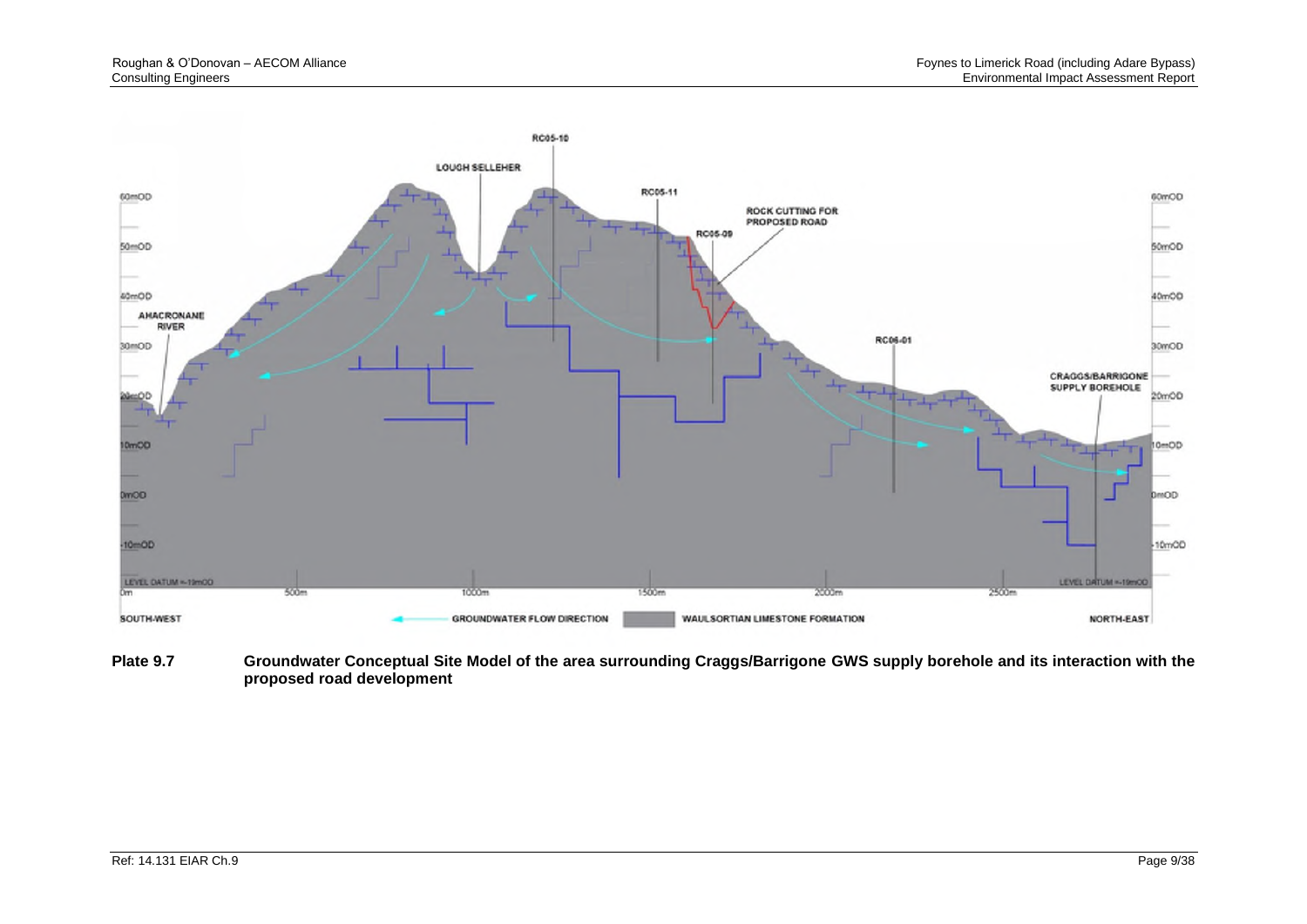SOUTH-WEST

GROUNDWATER FLOW DIRECTION

WAULSORTIAN LIMESTONE FORMATION

NORTH-EAST

**Plate 9.7 Groundwater Conceptual Site Model of the area surrounding Craggs/Barrigone GWS supply borehole and its interaction with the proposed road development**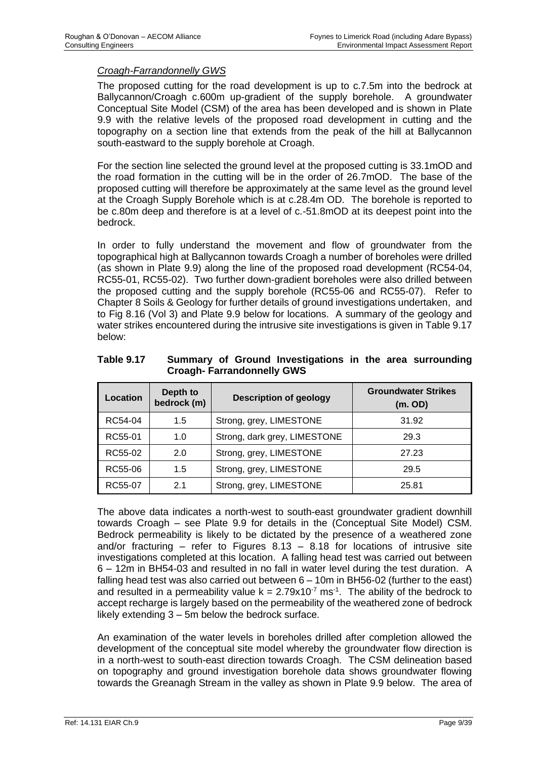*Croagh-Farrandonnelly GWS*

The proposed cutting for the road development is up to c.7.5m into the bedrock at Ballycannon/Croagh c.600m up-gradient of the supply borehole. A groundwater Conceptual Site Model (CSM) of the area has been developed and is shown in Plate 9.9 with the relative levels of the proposed road development in cutting and the topography on a section line that extends from the peak of the hill at Ballycannon south-eastward to the supply borehole at Croagh.

For the section line selected the ground level at the proposed cutting is 33.1mOD and the road formation in the cutting will be in the order of 26.7mOD. The base of the proposed cutting will therefore be approximately at the same level as the ground level at the Croagh Supply Borehole which is at c.28.4m OD. The borehole is reported to be c.80m deep and therefore is at a level of c.-51.8mOD at its deepest point into the bedrock.

In order to fully understand the movement and flow of groundwater from the topographical high at Ballycannon towards Croagh a number of boreholes were drilled (as shown in Plate 9.9) along the line of the proposed road development (RC54-04, RC55-01, RC55-02). Two further down-gradient boreholes were also drilled between the proposed cutting and the supply borehole (RC55-06 and RC55-07). Refer to Chapter 8 Soils & Geology for further details of ground investigations undertaken, and to Fig 8.16 (Vol 3) and Plate 9.9 below for locations. A summary of the geology and water strikes encountered during the intrusive site investigations is given in Table 9.17 below:

**Table 9.17 Summary of Ground Investigations in the area surrounding Croagh- Farrandonnelly GWS**

| Location | Depth to bedrock (m) | Description of geology | Groundwater Strikes (m. OD) |
|---|---|---|---|
| RC54-04 | 1.5 | Strong, grey, LIMESTONE | 31.92 |
| RC55-01 | 1.0 | Strong, dark grey, LIMESTONE | 29.3 |
| RC55-02 | 2.0 | Strong, grey, LIMESTONE | 27.23 |
| RC55-06 | 1.5 | Strong, grey, LIMESTONE | 29.5 |
| RC55-07 | 2.1 | Strong, grey, LIMESTONE | 25.81 |

The above data indicates a north-west to south-east groundwater gradient downhill towards Croagh – see Plate 9.9 for details in the (Conceptual Site Model) CSM. Bedrock permeability is likely to be dictated by the presence of a weathered zone and/or fracturing – refer to Figures 8.13 – 8.18 for locations of intrusive site investigations completed at this location. A falling head test was carried out between 6 – 12m in BH54-03 and resulted in no fall in water level during the test duration. A falling head test was also carried out between 6 – 10m in BH56-02 (further to the east) and resulted in a permeability value $k = 2.79 \times 10^{-7}$ $ms^{-1}$. The ability of the bedrock to accept recharge is largely based on the permeability of the weathered zone of bedrock likely extending 3 – 5m below the bedrock surface.

An examination of the water levels in boreholes drilled after completion allowed the development of the conceptual site model whereby the groundwater flow direction is in a north-west to south-east direction towards Croagh. The CSM delineation based on topography and ground investigation borehole data shows groundwater flowing towards the Greanagh Stream in the valley as shown in Plate 9.9 below. The area of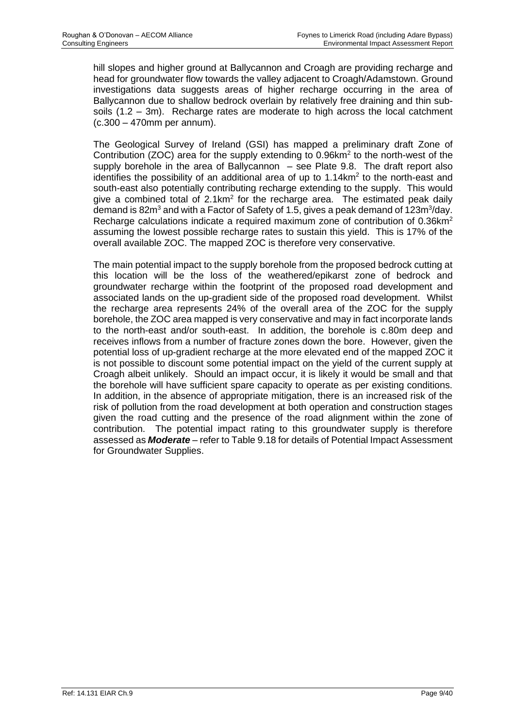hill slopes and higher ground at Ballycannon and Croagh are providing recharge and head for groundwater flow towards the valley adjacent to Croagh/Adamstown. Ground investigations data suggests areas of higher recharge occurring in the area of Ballycannon due to shallow bedrock overlain by relatively free draining and thin sub-soils (1.2 – 3m). Recharge rates are moderate to high across the local catchment (c.300 – 470mm per annum).

The Geological Survey of Ireland (GSI) has mapped a preliminary draft Zone of Contribution (ZOC) area for the supply extending to 0.96km$^2$ to the north-west of the supply borehole in the area of Ballycannon – see Plate 9.8. The draft report also identifies the possibility of an additional area of up to 1.14km$^2$ to the north-east and south-east also potentially contributing recharge extending to the supply. This would give a combined total of 2.1km$^2$ for the recharge area. The estimated peak daily demand is 82m$^3$ and with a Factor of Safety of 1.5, gives a peak demand of 123m$^3$/day. Recharge calculations indicate a required maximum zone of contribution of 0.36km$^2$ assuming the lowest possible recharge rates to sustain this yield. This is 17% of the overall available ZOC. The mapped ZOC is therefore very conservative.

The main potential impact to the supply borehole from the proposed bedrock cutting at this location will be the loss of the weathered/epikarst zone of bedrock and groundwater recharge within the footprint of the proposed road development and associated lands on the up-gradient side of the proposed road development. Whilst the recharge area represents 24% of the overall area of the ZOC for the supply borehole, the ZOC area mapped is very conservative and may in fact incorporate lands to the north-east and/or south-east. In addition, the borehole is c.80m deep and receives inflows from a number of fracture zones down the bore. However, given the potential loss of up-gradient recharge at the more elevated end of the mapped ZOC it is not possible to discount some potential impact on the yield of the current supply at Croagh albeit unlikely. Should an impact occur, it is likely it would be small and that the borehole will have sufficient spare capacity to operate as per existing conditions. In addition, in the absence of appropriate mitigation, there is an increased risk of the risk of pollution from the road development at both operation and construction stages given the road cutting and the presence of the road alignment within the zone of contribution. The potential impact rating to this groundwater supply is therefore assessed as ***Moderate*** – refer to Table 9.18 for details of Potential Impact Assessment for Groundwater Supplies.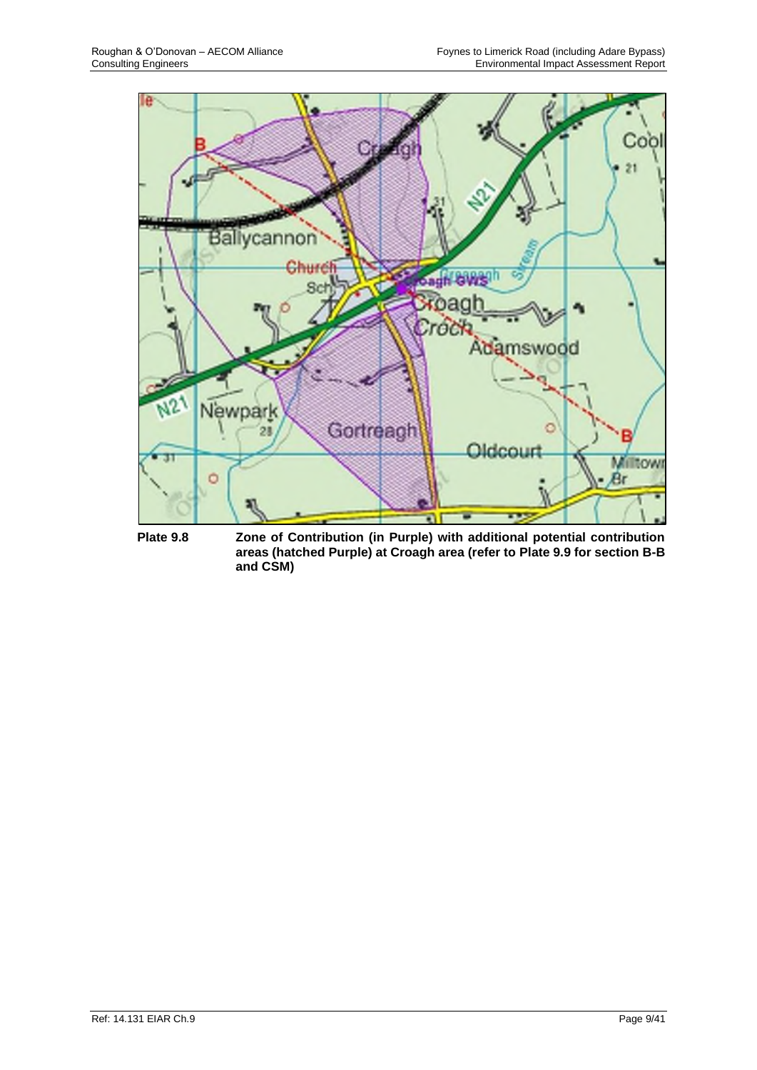**Plate 9.8** **Zone of Contribution (in Purple) with additional potential contribution areas (hatched Purple) at Croagh area (refer to Plate 9.9 for section B-B and CSM)**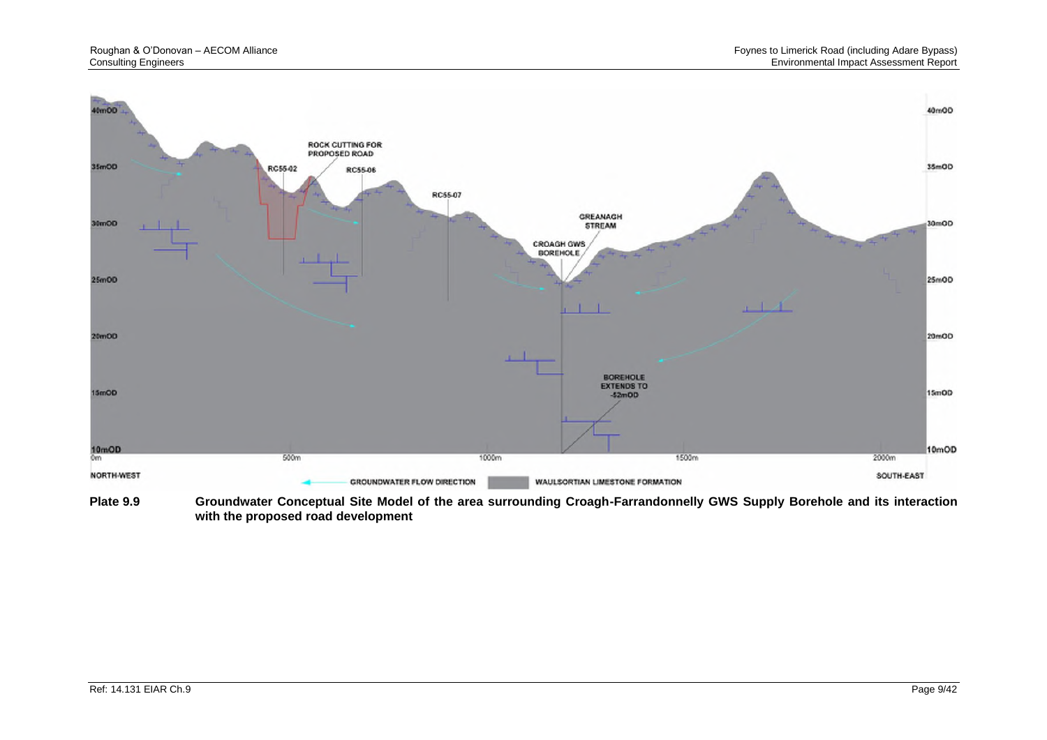**Plate 9.9** Groundwater Conceptual Site Model of the area surrounding Croagh-Farrandonnelly GWS Supply Borehole and its interaction with the proposed road development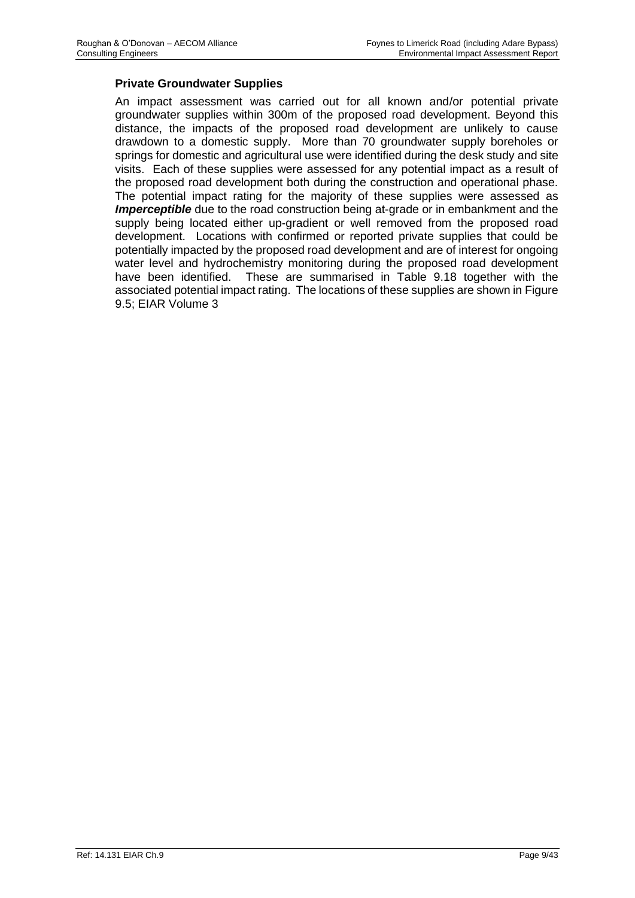### Private Groundwater Supplies

An impact assessment was carried out for all known and/or potential private groundwater supplies within 300m of the proposed road development. Beyond this distance, the impacts of the proposed road development are unlikely to cause drawdown to a domestic supply. More than 70 groundwater supply boreholes or springs for domestic and agricultural use were identified during the desk study and site visits. Each of these supplies were assessed for any potential impact as a result of the proposed road development both during the construction and operational phase. The potential impact rating for the majority of these supplies were assessed as ***Imperceptible*** due to the road construction being at-grade or in embankment and the supply being located either up-gradient or well removed from the proposed road development. Locations with confirmed or reported private supplies that could be potentially impacted by the proposed road development and are of interest for ongoing water level and hydrochemistry monitoring during the proposed road development have been identified. These are summarised in Table 9.18 together with the associated potential impact rating. The locations of these supplies are shown in Figure 9.5; EIAR Volume 3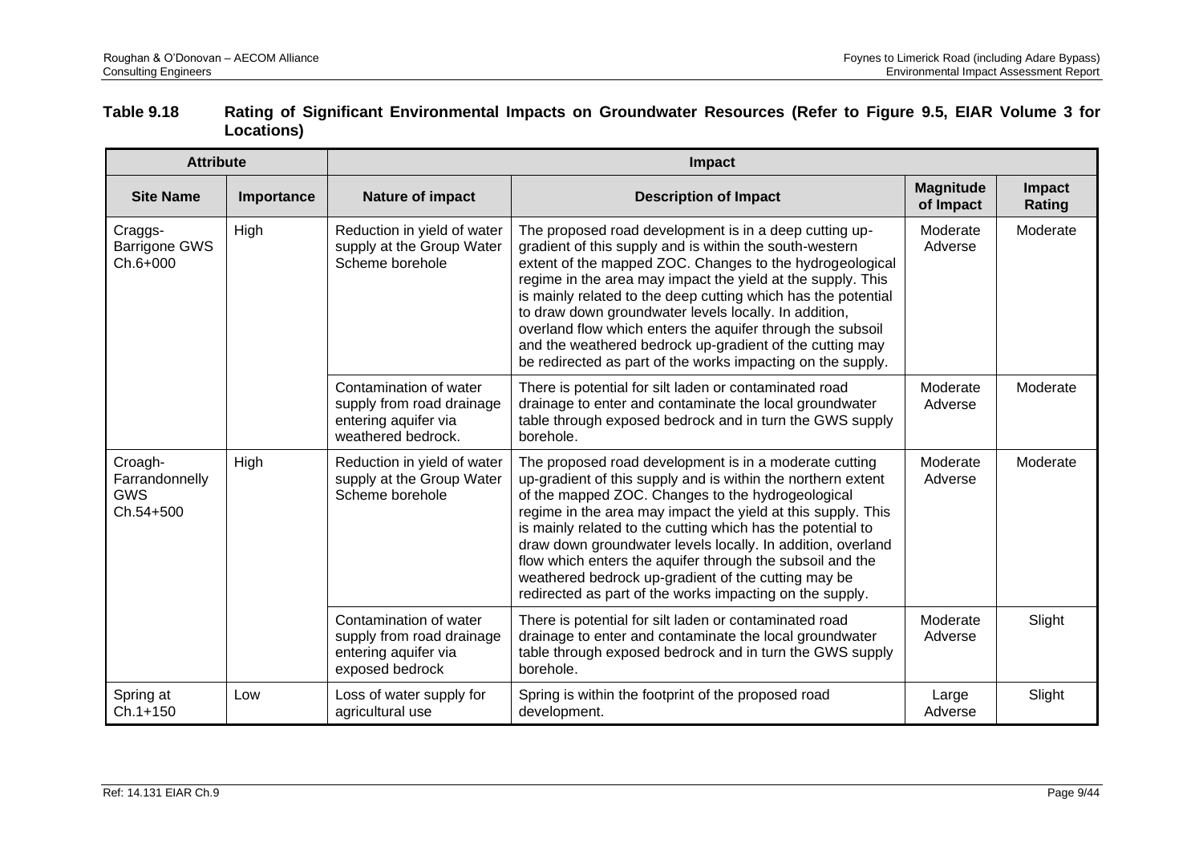**Table 9.18 Rating of Significant Environmental Impacts on Groundwater Resources (Refer to Figure 9.5, EIAR Volume 3 for Locations)**

| Attribute | | Impact | | | |
|---|---|---|---|---|---|
| **Site Name** | **Importance** | **Nature of impact** | **Description of Impact** | **Magnitude of Impact** | **Impact Rating** |
| Craggs-Barrigone GWS Ch.6+000 | High | Reduction in yield of water supply at the Group Water Scheme borehole | The proposed road development is in a deep cutting up-gradient of this supply and is within the south-western extent of the mapped ZOC. Changes to the hydrogeological regime in the area may impact the yield at the supply. This is mainly related to the deep cutting which has the potential to draw down groundwater levels locally. In addition, overland flow which enters the aquifer through the subsoil and the weathered bedrock up-gradient of the cutting may be redirected as part of the works impacting on the supply. | Moderate Adverse | Moderate |
| | | Contamination of water supply from road drainage entering aquifer via weathered bedrock. | There is potential for silt laden or contaminated road drainage to enter and contaminate the local groundwater table through exposed bedrock and in turn the GWS supply borehole. | Moderate Adverse | Moderate |
| Croagh-Farrandonnelly GWS Ch.54+500 | High | Reduction in yield of water supply at the Group Water Scheme borehole | The proposed road development is in a moderate cutting up-gradient of this supply and is within the northern extent of the mapped ZOC. Changes to the hydrogeological regime in the area may impact the yield at this supply. This is mainly related to the cutting which has the potential to draw down groundwater levels locally. In addition, overland flow which enters the aquifer through the subsoil and the weathered bedrock up-gradient of the cutting may be redirected as part of the works impacting on the supply. | Moderate Adverse | Moderate |
| | | Contamination of water supply from road drainage entering aquifer via exposed bedrock | There is potential for silt laden or contaminated road drainage to enter and contaminate the local groundwater table through exposed bedrock and in turn the GWS supply borehole. | Moderate Adverse | Slight |
| Spring at Ch.1+150 | Low | Loss of water supply for agricultural use | Spring is within the footprint of the proposed road development. | Large Adverse | Slight |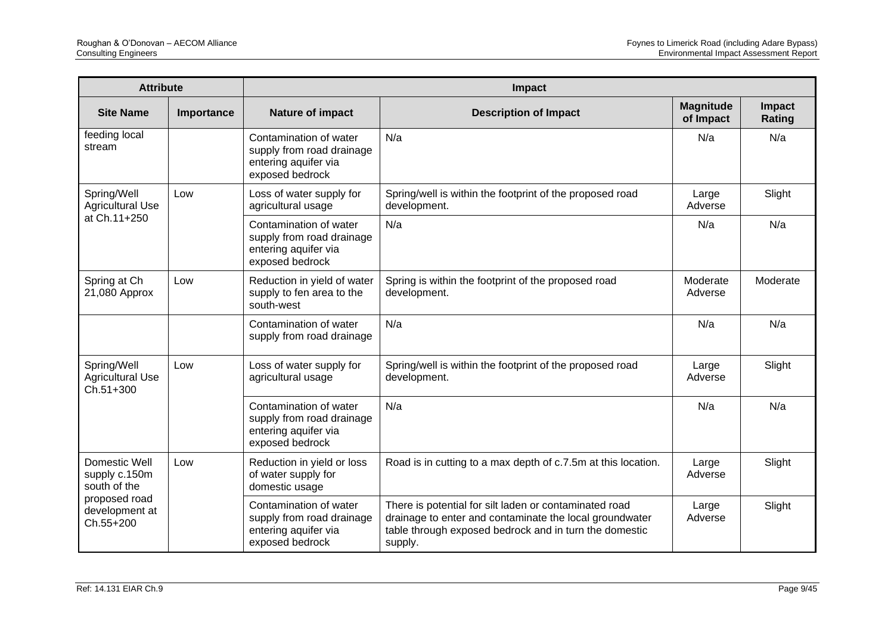| Attribute | | Impact | | | |
|---|---|---|---|---|---|
| **Site Name** | **Importance** | **Nature of impact** | **Description of Impact** | **Magnitude of Impact** | **Impact Rating** |
| feeding local stream | | Contamination of water supply from road drainage entering aquifer via exposed bedrock | N/a | N/a | N/a |
| Spring/Well Agricultural Use at Ch.11+250 | Low | Loss of water supply for agricultural usage | Spring/well is within the footprint of the proposed road development. | Large Adverse | Slight |
| | | Contamination of water supply from road drainage entering aquifer via exposed bedrock | N/a | N/a | N/a |
| Spring at Ch 21,080 Approx | Low | Reduction in yield of water supply to fen area to the south-west | Spring is within the footprint of the proposed road development. | Moderate Adverse | Moderate |
| | | Contamination of water supply from road drainage | N/a | N/a | N/a |
| Spring/Well Agricultural Use Ch.51+300 | Low | Loss of water supply for agricultural usage | Spring/well is within the footprint of the proposed road development. | Large Adverse | Slight |
| | | Contamination of water supply from road drainage entering aquifer via exposed bedrock | N/a | N/a | N/a |
| Domestic Well supply c.150m south of the proposed road development at Ch.55+200 | Low | Reduction in yield or loss of water supply for domestic usage | Road is in cutting to a max depth of c.7.5m at this location. | Large Adverse | Slight |
| | | Contamination of water supply from road drainage entering aquifer via exposed bedrock | There is potential for silt laden or contaminated road drainage to enter and contaminate the local groundwater table through exposed bedrock and in turn the domestic supply. | Large Adverse | Slight |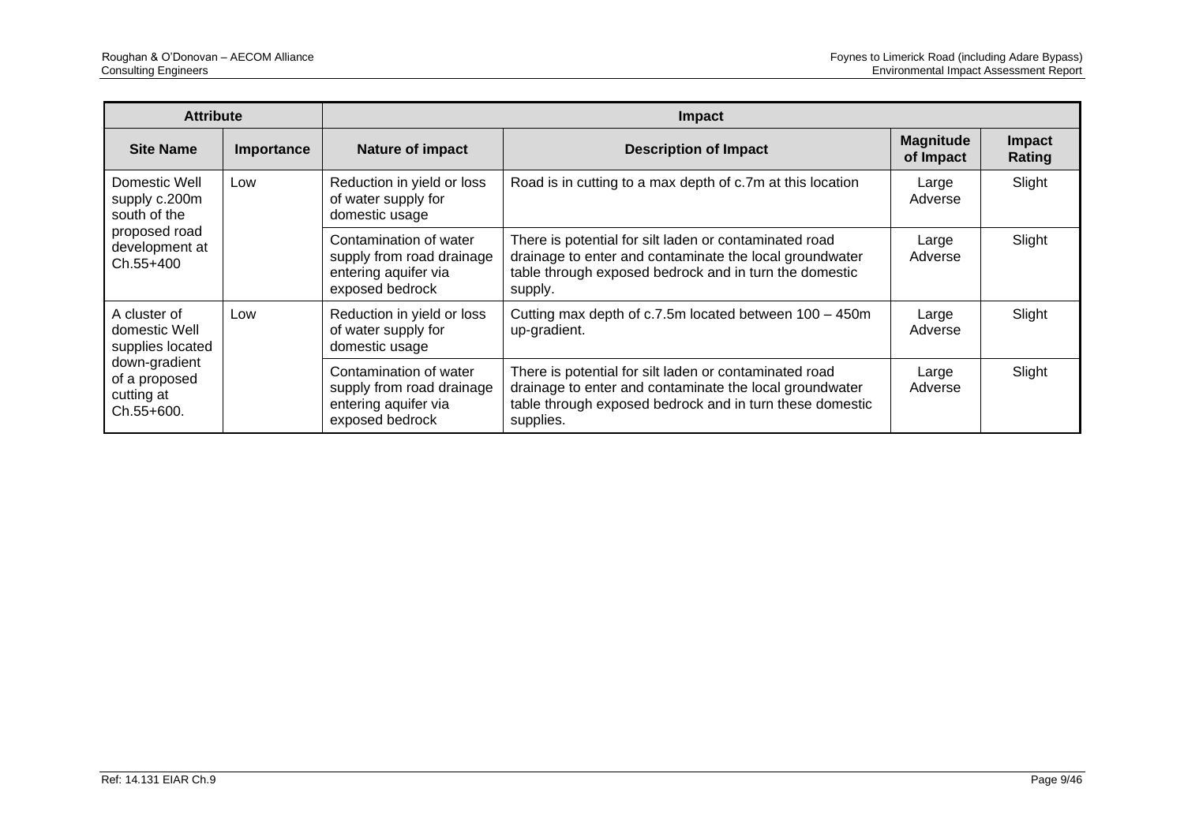| Attribute | | Impact | | | |
|---|---|---|---|---|---|
| **Site Name** | **Importance** | **Nature of impact** | **Description of Impact** | **Magnitude of Impact** | **Impact Rating** |
| Domestic Well supply c.200m south of the proposed road development at Ch.55+400 | Low | Reduction in yield or loss of water supply for domestic usage | Road is in cutting to a max depth of c.7m at this location | Large Adverse | Slight |
| | | Contamination of water supply from road drainage entering aquifer via exposed bedrock | There is potential for silt laden or contaminated road drainage to enter and contaminate the local groundwater table through exposed bedrock and in turn the domestic supply. | Large Adverse | Slight |
| A cluster of domestic Well supplies located down-gradient of a proposed cutting at Ch.55+600. | Low | Reduction in yield or loss of water supply for domestic usage | Cutting max depth of c.7.5m located between 100 – 450m up-gradient. | Large Adverse | Slight |
| | | Contamination of water supply from road drainage entering aquifer via exposed bedrock | There is potential for silt laden or contaminated road drainage to enter and contaminate the local groundwater table through exposed bedrock and in turn these domestic supplies. | Large Adverse | Slight |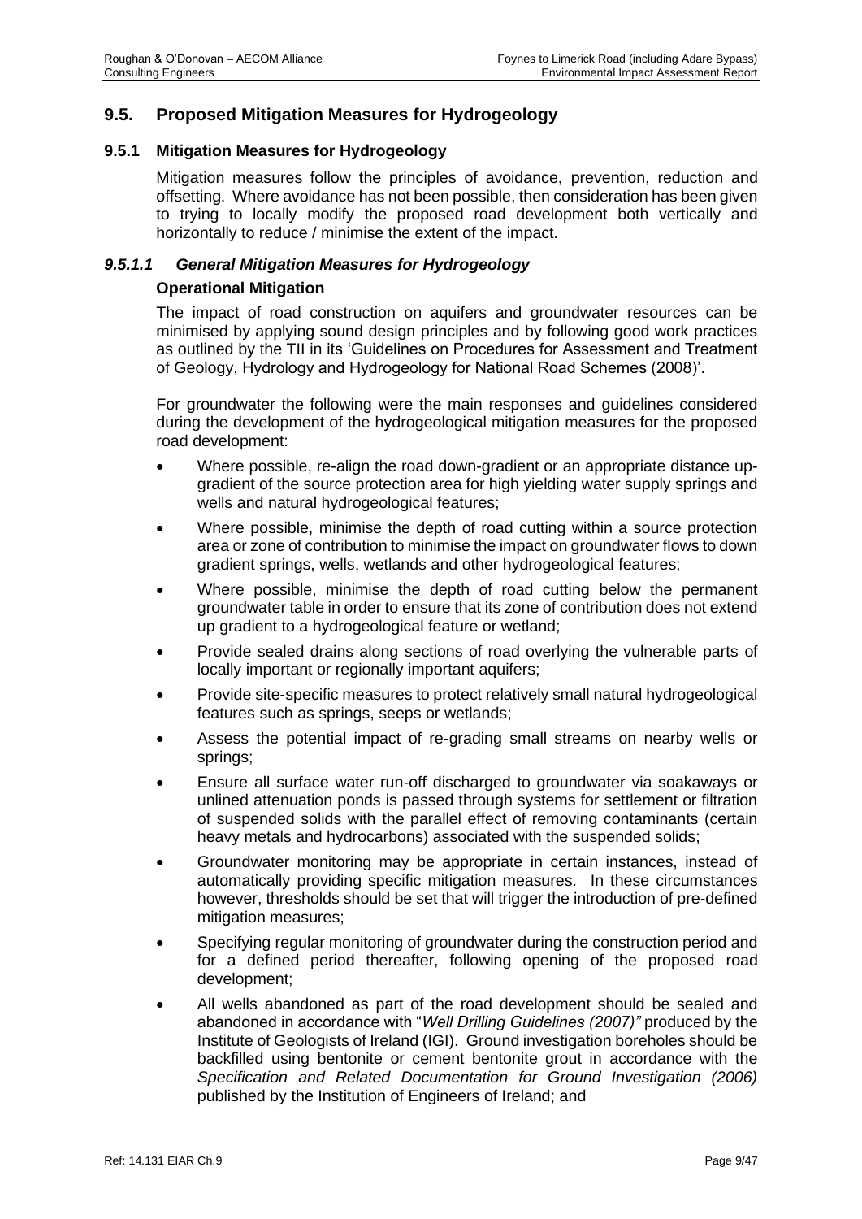## 9.5. Proposed Mitigation Measures for Hydrogeology

### 9.5.1 Mitigation Measures for Hydrogeology

Mitigation measures follow the principles of avoidance, prevention, reduction and offsetting. Where avoidance has not been possible, then consideration has been given to trying to locally modify the proposed road development both vertically and horizontally to reduce / minimise the extent of the impact.

#### *9.5.1.1 General Mitigation Measures for Hydrogeology*

**Operational Mitigation**

The impact of road construction on aquifers and groundwater resources can be minimised by applying sound design principles and by following good work practices as outlined by the TII in its 'Guidelines on Procedures for Assessment and Treatment of Geology, Hydrology and Hydrogeology for National Road Schemes (2008)'.

For groundwater the following were the main responses and guidelines considered during the development of the hydrogeological mitigation measures for the proposed road development:

- Where possible, re-align the road down-gradient or an appropriate distance up-gradient of the source protection area for high yielding water supply springs and wells and natural hydrogeological features;
- Where possible, minimise the depth of road cutting within a source protection area or zone of contribution to minimise the impact on groundwater flows to down gradient springs, wells, wetlands and other hydrogeological features;
- Where possible, minimise the depth of road cutting below the permanent groundwater table in order to ensure that its zone of contribution does not extend up gradient to a hydrogeological feature or wetland;
- Provide sealed drains along sections of road overlying the vulnerable parts of locally important or regionally important aquifers;
- Provide site-specific measures to protect relatively small natural hydrogeological features such as springs, seeps or wetlands;
- Assess the potential impact of re-grading small streams on nearby wells or springs;
- Ensure all surface water run-off discharged to groundwater via soakaways or unlined attenuation ponds is passed through systems for settlement or filtration of suspended solids with the parallel effect of removing contaminants (certain heavy metals and hydrocarbons) associated with the suspended solids;
- Groundwater monitoring may be appropriate in certain instances, instead of automatically providing specific mitigation measures. In these circumstances however, thresholds should be set that will trigger the introduction of pre-defined mitigation measures;
- Specifying regular monitoring of groundwater during the construction period and for a defined period thereafter, following opening of the proposed road development;
- All wells abandoned as part of the road development should be sealed and abandoned in accordance with "*Well Drilling Guidelines (2007)"* produced by the Institute of Geologists of Ireland (IGI). Ground investigation boreholes should be backfilled using bentonite or cement bentonite grout in accordance with the *Specification and Related Documentation for Ground Investigation (2006)* published by the Institution of Engineers of Ireland; and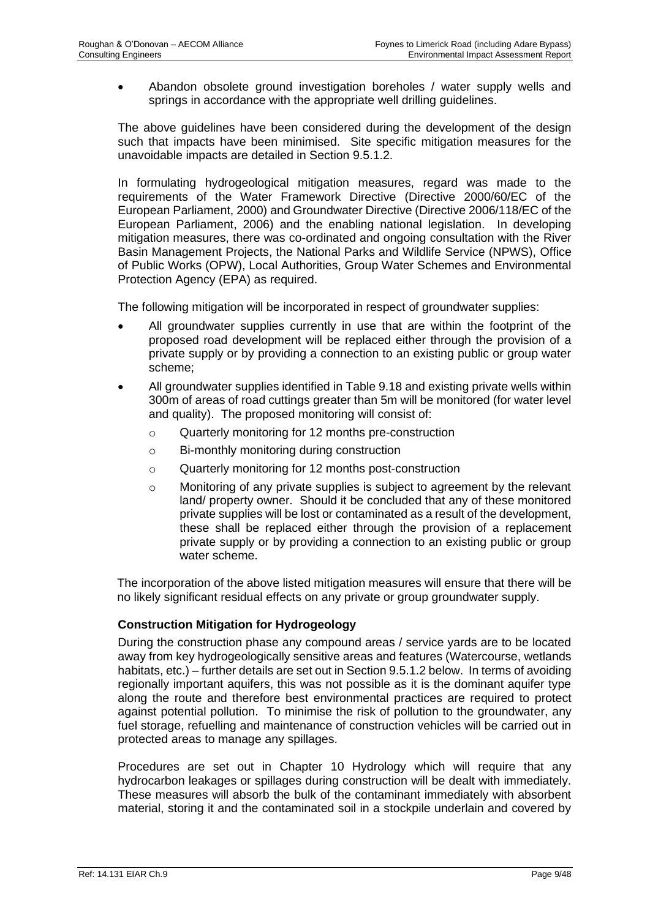- Abandon obsolete ground investigation boreholes / water supply wells and springs in accordance with the appropriate well drilling guidelines.

The above guidelines have been considered during the development of the design such that impacts have been minimised. Site specific mitigation measures for the unavoidable impacts are detailed in Section 9.5.1.2.

In formulating hydrogeological mitigation measures, regard was made to the requirements of the Water Framework Directive (Directive 2000/60/EC of the European Parliament, 2000) and Groundwater Directive (Directive 2006/118/EC of the European Parliament, 2006) and the enabling national legislation. In developing mitigation measures, there was co-ordinated and ongoing consultation with the River Basin Management Projects, the National Parks and Wildlife Service (NPWS), Office of Public Works (OPW), Local Authorities, Group Water Schemes and Environmental Protection Agency (EPA) as required.

The following mitigation will be incorporated in respect of groundwater supplies:

- All groundwater supplies currently in use that are within the footprint of the proposed road development will be replaced either through the provision of a private supply or by providing a connection to an existing public or group water scheme;
- All groundwater supplies identified in Table 9.18 and existing private wells within 300m of areas of road cuttings greater than 5m will be monitored (for water level and quality). The proposed monitoring will consist of:
  - Quarterly monitoring for 12 months pre-construction
  - Bi-monthly monitoring during construction
  - Quarterly monitoring for 12 months post-construction
  - Monitoring of any private supplies is subject to agreement by the relevant land/ property owner. Should it be concluded that any of these monitored private supplies will be lost or contaminated as a result of the development, these shall be replaced either through the provision of a replacement private supply or by providing a connection to an existing public or group water scheme.

The incorporation of the above listed mitigation measures will ensure that there will be no likely significant residual effects on any private or group groundwater supply.

**Construction Mitigation for Hydrogeology**

During the construction phase any compound areas / service yards are to be located away from key hydrogeologically sensitive areas and features (Watercourse, wetlands habitats, etc.) – further details are set out in Section 9.5.1.2 below. In terms of avoiding regionally important aquifers, this was not possible as it is the dominant aquifer type along the route and therefore best environmental practices are required to protect against potential pollution. To minimise the risk of pollution to the groundwater, any fuel storage, refuelling and maintenance of construction vehicles will be carried out in protected areas to manage any spillages.

Procedures are set out in Chapter 10 Hydrology which will require that any hydrocarbon leakages or spillages during construction will be dealt with immediately. These measures will absorb the bulk of the contaminant immediately with absorbent material, storing it and the contaminated soil in a stockpile underlain and covered by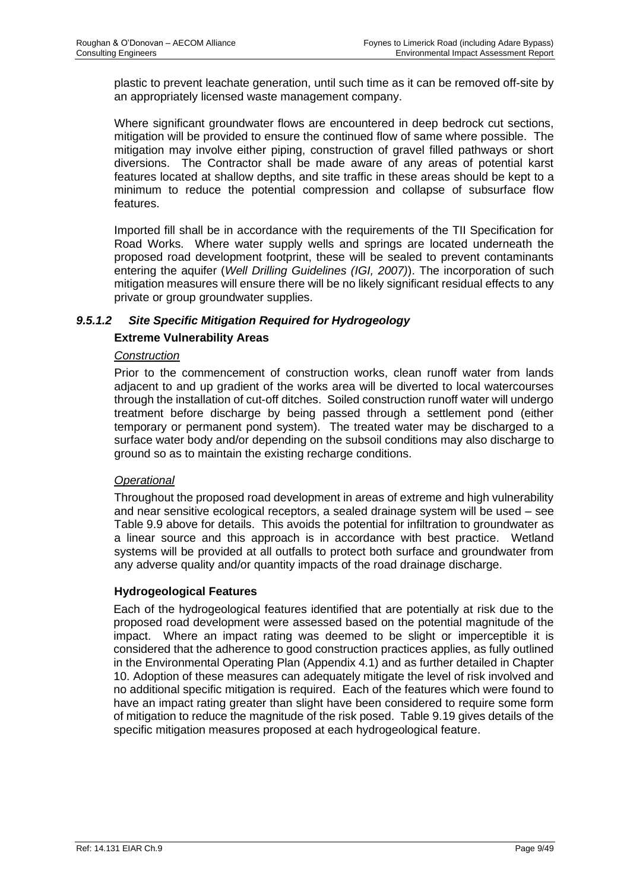plastic to prevent leachate generation, until such time as it can be removed off-site by an appropriately licensed waste management company.

Where significant groundwater flows are encountered in deep bedrock cut sections, mitigation will be provided to ensure the continued flow of same where possible. The mitigation may involve either piping, construction of gravel filled pathways or short diversions. The Contractor shall be made aware of any areas of potential karst features located at shallow depths, and site traffic in these areas should be kept to a minimum to reduce the potential compression and collapse of subsurface flow features.

Imported fill shall be in accordance with the requirements of the TII Specification for Road Works. Where water supply wells and springs are located underneath the proposed road development footprint, these will be sealed to prevent contaminants entering the aquifer (*Well Drilling Guidelines (IGI, 2007)*). The incorporation of such mitigation measures will ensure there will be no likely significant residual effects to any private or group groundwater supplies.

#### *9.5.1.2 Site Specific Mitigation Required for Hydrogeology*

**Extreme Vulnerability Areas**

*Construction*

Prior to the commencement of construction works, clean runoff water from lands adjacent to and up gradient of the works area will be diverted to local watercourses through the installation of cut-off ditches. Soiled construction runoff water will undergo treatment before discharge by being passed through a settlement pond (either temporary or permanent pond system). The treated water may be discharged to a surface water body and/or depending on the subsoil conditions may also discharge to ground so as to maintain the existing recharge conditions.

*Operational*

Throughout the proposed road development in areas of extreme and high vulnerability and near sensitive ecological receptors, a sealed drainage system will be used – see Table 9.9 above for details. This avoids the potential for infiltration to groundwater as a linear source and this approach is in accordance with best practice. Wetland systems will be provided at all outfalls to protect both surface and groundwater from any adverse quality and/or quantity impacts of the road drainage discharge.

**Hydrogeological Features**

Each of the hydrogeological features identified that are potentially at risk due to the proposed road development were assessed based on the potential magnitude of the impact. Where an impact rating was deemed to be slight or imperceptible it is considered that the adherence to good construction practices applies, as fully outlined in the Environmental Operating Plan (Appendix 4.1) and as further detailed in Chapter 10. Adoption of these measures can adequately mitigate the level of risk involved and no additional specific mitigation is required. Each of the features which were found to have an impact rating greater than slight have been considered to require some form of mitigation to reduce the magnitude of the risk posed. Table 9.19 gives details of the specific mitigation measures proposed at each hydrogeological feature.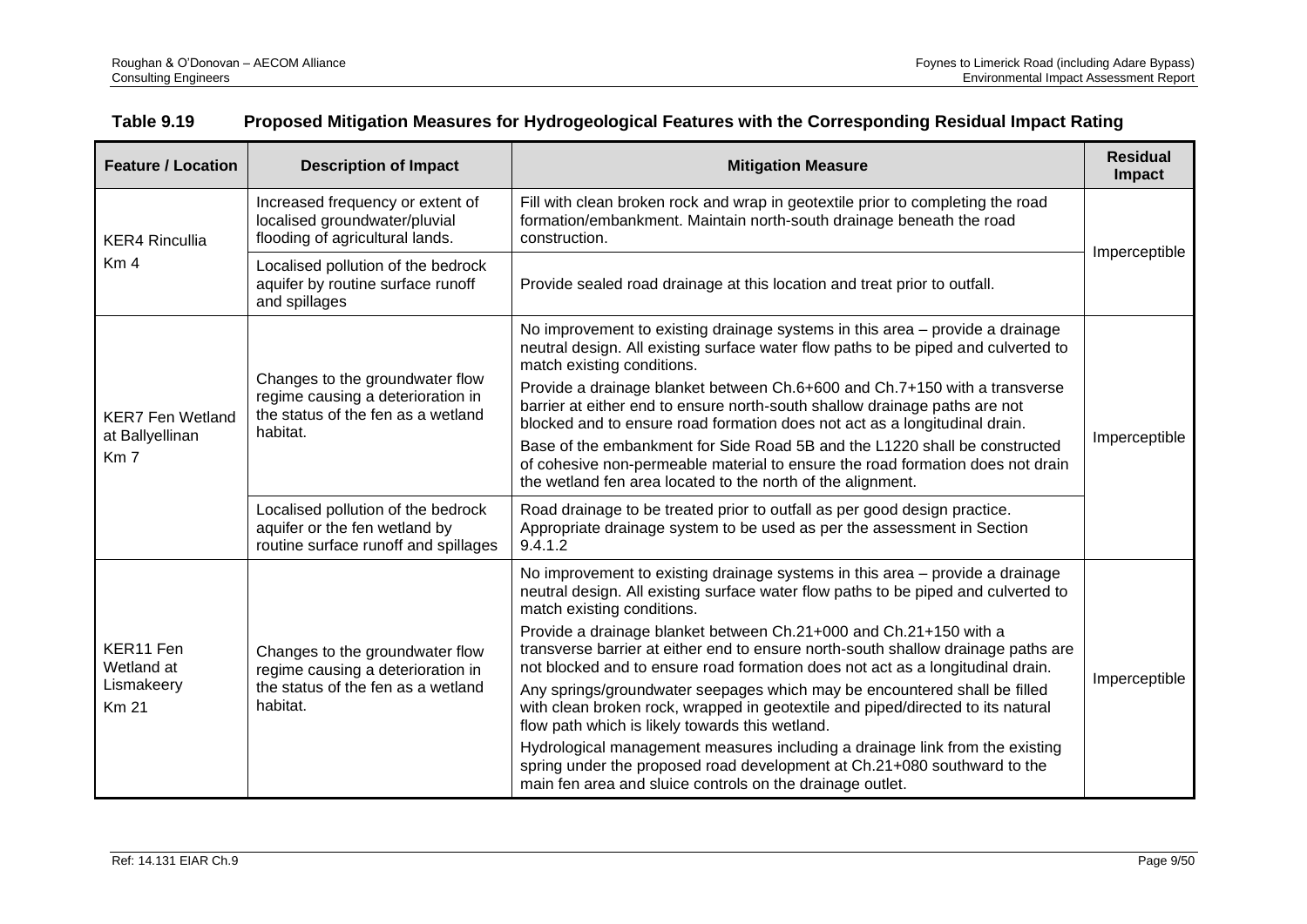**Table 9.19 Proposed Mitigation Measures for Hydrogeological Features with the Corresponding Residual Impact Rating**

| Feature / Location | Description of Impact | Mitigation Measure | Residual Impact |
|---|---|---|---|
| KER4 Rincullia Km 4 | Increased frequency or extent of localised groundwater/pluvial flooding of agricultural lands. | Fill with clean broken rock and wrap in geotextile prior to completing the road formation/embankment. Maintain north-south drainage beneath the road construction. | Imperceptible |
| | Localised pollution of the bedrock aquifer by routine surface runoff and spillages | Provide sealed road drainage at this location and treat prior to outfall. | |
| KER7 Fen Wetland at Ballyellinan Km 7 | Changes to the groundwater flow regime causing a deterioration in the status of the fen as a wetland habitat. | No improvement to existing drainage systems in this area – provide a drainage neutral design. All existing surface water flow paths to be piped and culverted to match existing conditions.<br><br>Provide a drainage blanket between Ch.6+600 and Ch.7+150 with a transverse barrier at either end to ensure north-south shallow drainage paths are not blocked and to ensure road formation does not act as a longitudinal drain.<br><br>Base of the embankment for Side Road 5B and the L1220 shall be constructed of cohesive non-permeable material to ensure the road formation does not drain the wetland fen area located to the north of the alignment. | Imperceptible |
| | Localised pollution of the bedrock aquifer or the fen wetland by routine surface runoff and spillages | Road drainage to be treated prior to outfall as per good design practice. Appropriate drainage system to be used as per the assessment in Section 9.4.1.2 | |
| KER11 Fen Wetland at Lismakeery Km 21 | Changes to the groundwater flow regime causing a deterioration in the status of the fen as a wetland habitat. | No improvement to existing drainage systems in this area – provide a drainage neutral design. All existing surface water flow paths to be piped and culverted to match existing conditions.<br><br>Provide a drainage blanket between Ch.21+000 and Ch.21+150 with a transverse barrier at either end to ensure north-south shallow drainage paths are not blocked and to ensure road formation does not act as a longitudinal drain.<br><br>Any springs/groundwater seepages which may be encountered shall be filled with clean broken rock, wrapped in geotextile and piped/directed to its natural flow path which is likely towards this wetland.<br><br>Hydrological management measures including a drainage link from the existing spring under the proposed road development at Ch.21+080 southward to the main fen area and sluice controls on the drainage outlet. | Imperceptible |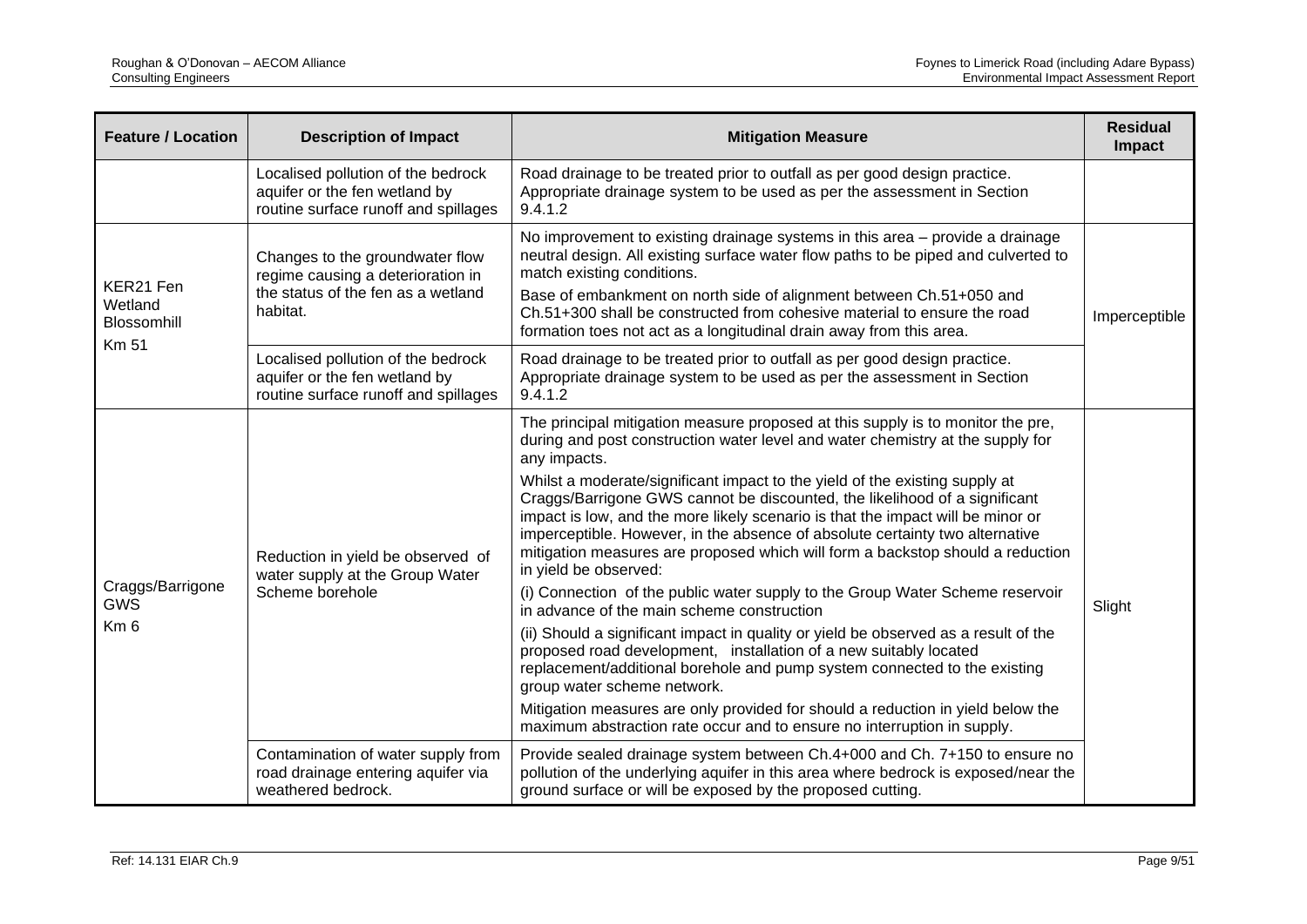| Feature / Location | Description of Impact | Mitigation Measure | Residual Impact |
|---|---|---|---|
| | Localised pollution of the bedrock aquifer or the fen wetland by routine surface runoff and spillages | Road drainage to be treated prior to outfall as per good design practice. Appropriate drainage system to be used as per the assessment in Section 9.4.1.2 | |
| KER21 Fen Wetland Blossomhill Km 51 | Changes to the groundwater flow regime causing a deterioration in the status of the fen as a wetland habitat. | No improvement to existing drainage systems in this area – provide a drainage neutral design. All existing surface water flow paths to be piped and culverted to match existing conditions. Base of embankment on north side of alignment between Ch.51+050 and Ch.51+300 shall be constructed from cohesive material to ensure the road formation toes not act as a longitudinal drain away from this area. | Imperceptible |
| | Localised pollution of the bedrock aquifer or the fen wetland by routine surface runoff and spillages | Road drainage to be treated prior to outfall as per good design practice. Appropriate drainage system to be used as per the assessment in Section 9.4.1.2 | |
| Craggs/Barrigone GWS Km 6 | Reduction in yield be observed of water supply at the Group Water Scheme borehole | The principal mitigation measure proposed at this supply is to monitor the pre, during and post construction water level and water chemistry at the supply for any impacts. Whilst a moderate/significant impact to the yield of the existing supply at Craggs/Barrigone GWS cannot be discounted, the likelihood of a significant impact is low, and the more likely scenario is that the impact will be minor or imperceptible. However, in the absence of absolute certainty two alternative mitigation measures are proposed which will form a backstop should a reduction in yield be observed: (i) Connection of the public water supply to the Group Water Scheme reservoir in advance of the main scheme construction (ii) Should a significant impact in quality or yield be observed as a result of the proposed road development, installation of a new suitably located replacement/additional borehole and pump system connected to the existing group water scheme network. Mitigation measures are only provided for should a reduction in yield below the maximum abstraction rate occur and to ensure no interruption in supply. | Slight |
| | Contamination of water supply from road drainage entering aquifer via weathered bedrock. | Provide sealed drainage system between Ch.4+000 and Ch. 7+150 to ensure no pollution of the underlying aquifer in this area where bedrock is exposed/near the ground surface or will be exposed by the proposed cutting. | |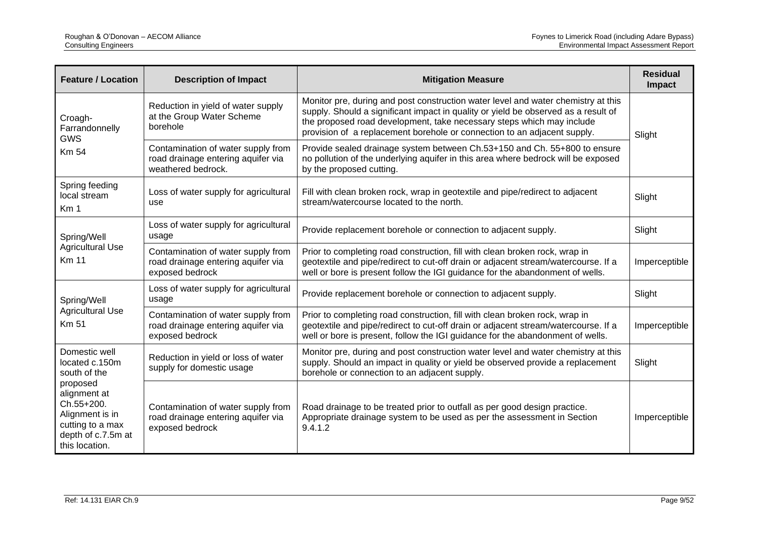| Feature / Location | Description of Impact | Mitigation Measure | Residual Impact |
|---|---|---|---|
| Croagh-Farrandonnelly GWS Km 54 | Reduction in yield of water supply at the Group Water Scheme borehole | Monitor pre, during and post construction water level and water chemistry at this supply. Should a significant impact in quality or yield be observed as a result of the proposed road development, take necessary steps which may include provision of a replacement borehole or connection to an adjacent supply. | Slight |
| | Contamination of water supply from road drainage entering aquifer via weathered bedrock. | Provide sealed drainage system between Ch.53+150 and Ch. 55+800 to ensure no pollution of the underlying aquifer in this area where bedrock will be exposed by the proposed cutting. | |
| Spring feeding local stream Km 1 | Loss of water supply for agricultural use | Fill with clean broken rock, wrap in geotextile and pipe/redirect to adjacent stream/watercourse located to the north. | Slight |
| Spring/Well Agricultural Use Km 11 | Loss of water supply for agricultural usage | Provide replacement borehole or connection to adjacent supply. | Slight |
| | Contamination of water supply from road drainage entering aquifer via exposed bedrock | Prior to completing road construction, fill with clean broken rock, wrap in geotextile and pipe/redirect to cut-off drain or adjacent stream/watercourse. If a well or bore is present follow the IGI guidance for the abandonment of wells. | Imperceptible |
| Spring/Well Agricultural Use Km 51 | Loss of water supply for agricultural usage | Provide replacement borehole or connection to adjacent supply. | Slight |
| | Contamination of water supply from road drainage entering aquifer via exposed bedrock | Prior to completing road construction, fill with clean broken rock, wrap in geotextile and pipe/redirect to cut-off drain or adjacent stream/watercourse. If a well or bore is present, follow the IGI guidance for the abandonment of wells. | Imperceptible |
| Domestic well located c.150m south of the proposed alignment at Ch.55+200. Alignment is in cutting to a max depth of c.7.5m at this location. | Reduction in yield or loss of water supply for domestic usage | Monitor pre, during and post construction water level and water chemistry at this supply. Should an impact in quality or yield be observed provide a replacement borehole or connection to an adjacent supply. | Slight |
| | Contamination of water supply from road drainage entering aquifer via exposed bedrock | Road drainage to be treated prior to outfall as per good design practice. Appropriate drainage system to be used as per the assessment in Section 9.4.1.2 | Imperceptible |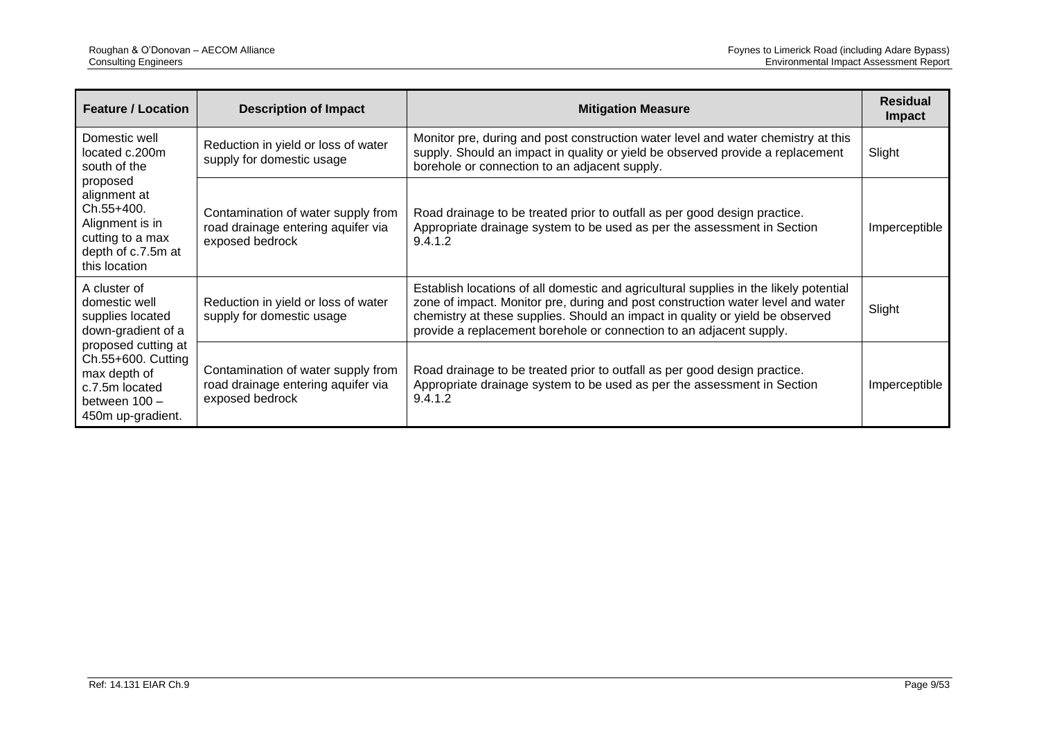| Feature / Location | Description of Impact | Mitigation Measure | Residual Impact |
|---|---|---|---|
| Domestic well located c.200m south of the proposed alignment at Ch.55+400. Alignment is in cutting to a max depth of c.7.5m at this location | Reduction in yield or loss of water supply for domestic usage | Monitor pre, during and post construction water level and water chemistry at this supply. Should an impact in quality or yield be observed provide a replacement borehole or connection to an adjacent supply. | Slight |
| | Contamination of water supply from road drainage entering aquifer via exposed bedrock | Road drainage to be treated prior to outfall as per good design practice. Appropriate drainage system to be used as per the assessment in Section 9.4.1.2 | Imperceptible |
| A cluster of domestic well supplies located down-gradient of a proposed cutting at Ch.55+600. Cutting max depth of c.7.5m located between 100 – 450m up-gradient. | Reduction in yield or loss of water supply for domestic usage | Establish locations of all domestic and agricultural supplies in the likely potential zone of impact. Monitor pre, during and post construction water level and water chemistry at these supplies. Should an impact in quality or yield be observed provide a replacement borehole or connection to an adjacent supply. | Slight |
| | Contamination of water supply from road drainage entering aquifer via exposed bedrock | Road drainage to be treated prior to outfall as per good design practice. Appropriate drainage system to be used as per the assessment in Section 9.4.1.2 | Imperceptible |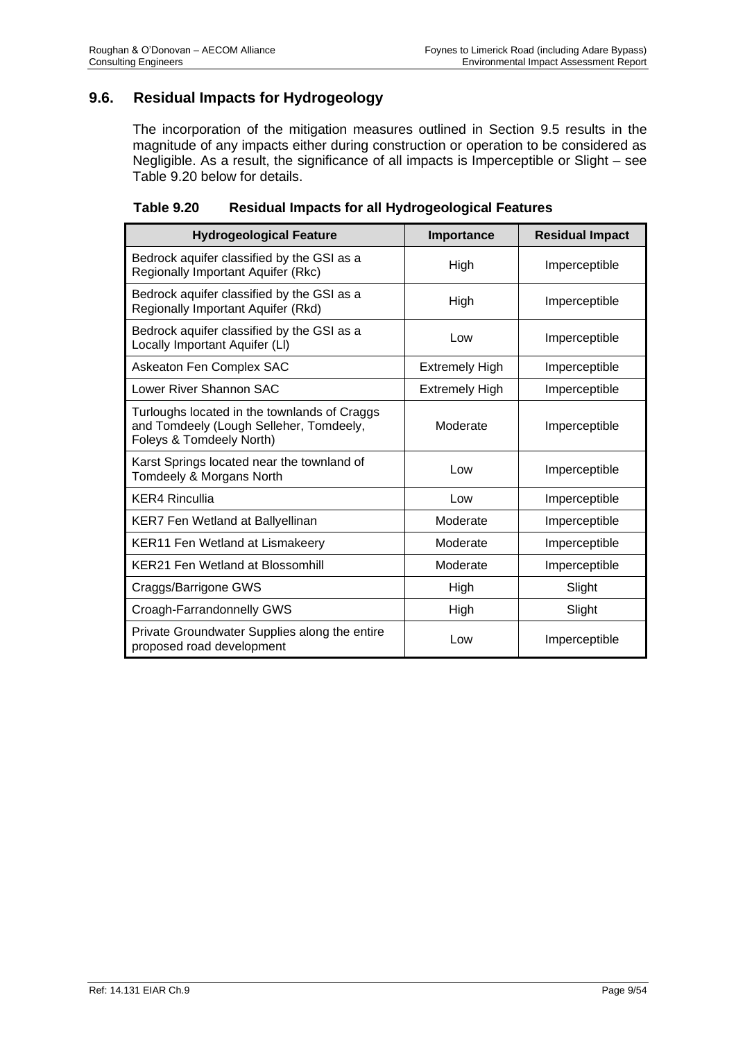## 9.6. Residual Impacts for Hydrogeology

The incorporation of the mitigation measures outlined in Section 9.5 results in the magnitude of any impacts either during construction or operation to be considered as Negligible. As a result, the significance of all impacts is Imperceptible or Slight – see Table 9.20 below for details.

**Table 9.20 Residual Impacts for all Hydrogeological Features**

| Hydrogeological Feature | Importance | Residual Impact |
|---|---|---|
| Bedrock aquifer classified by the GSI as a Regionally Important Aquifer (Rkc) | High | Imperceptible |
| Bedrock aquifer classified by the GSI as a Regionally Important Aquifer (Rkd) | High | Imperceptible |
| Bedrock aquifer classified by the GSI as a Locally Important Aquifer (Ll) | Low | Imperceptible |
| Askeaton Fen Complex SAC | Extremely High | Imperceptible |
| Lower River Shannon SAC | Extremely High | Imperceptible |
| Turloughs located in the townlands of Craggs and Tomdeely (Lough Selleher, Tomdeely, Foleys & Tomdeely North) | Moderate | Imperceptible |
| Karst Springs located near the townland of Tomdeely & Morgans North | Low | Imperceptible |
| KER4 Rincullia | Low | Imperceptible |
| KER7 Fen Wetland at Ballyellinan | Moderate | Imperceptible |
| KER11 Fen Wetland at Lismakeery | Moderate | Imperceptible |
| KER21 Fen Wetland at Blossomhill | Moderate | Imperceptible |
| Craggs/Barrigone GWS | High | Slight |
| Croagh-Farrandonnelly GWS | High | Slight |
| Private Groundwater Supplies along the entire proposed road development | Low | Imperceptible |